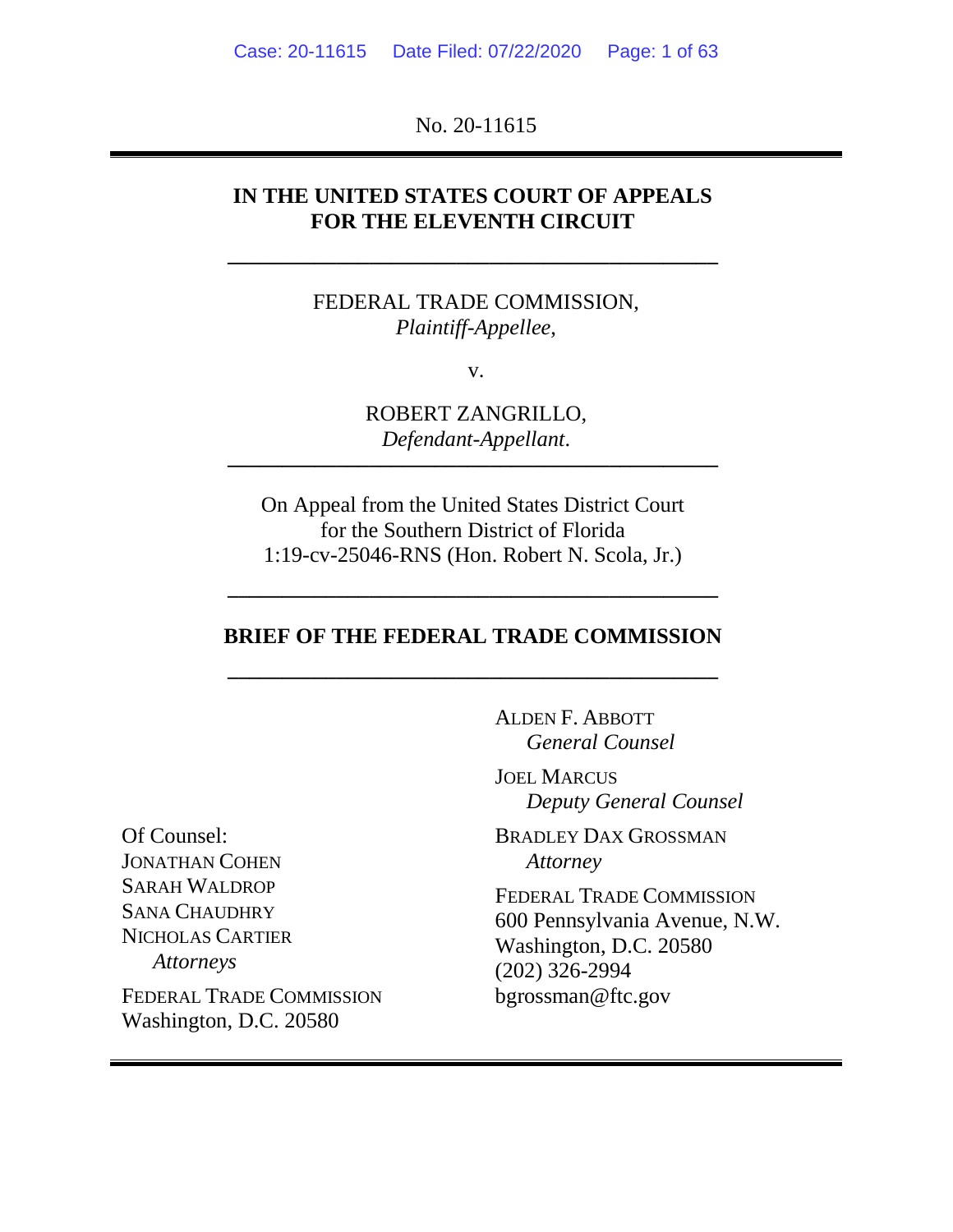No. 20-11615

**IN THE UNITED STATES COURT OF APPEALS**
**FOR THE ELEVENTH CIRCUIT**

---

FEDERAL TRADE COMMISSION,
*Plaintiff-Appellee,*

v.

ROBERT ZANGRILLO,
*Defendant-Appellant.*

---

On Appeal from the United States District Court
for the Southern District of Florida
1:19-cv-25046-RNS (Hon. Robert N. Scola, Jr.)

---

**BRIEF OF THE FEDERAL TRADE COMMISSION**

---

ALDEN F. ABBOTT
*General Counsel*

JOEL MARCUS
*Deputy General Counsel*

BRADLEY DAX GROSSMAN
*Attorney*

FEDERAL TRADE COMMISSION
600 Pennsylvania Avenue, N.W.
Washington, D.C. 20580
(202) 326-2994
bgrossman@ftc.gov

Of Counsel:
JONATHAN COHEN
SARAH WALDROP
SANA CHAUDHRY
NICHOLAS CARTIER
*Attorneys*

FEDERAL TRADE COMMISSION
Washington, D.C. 20580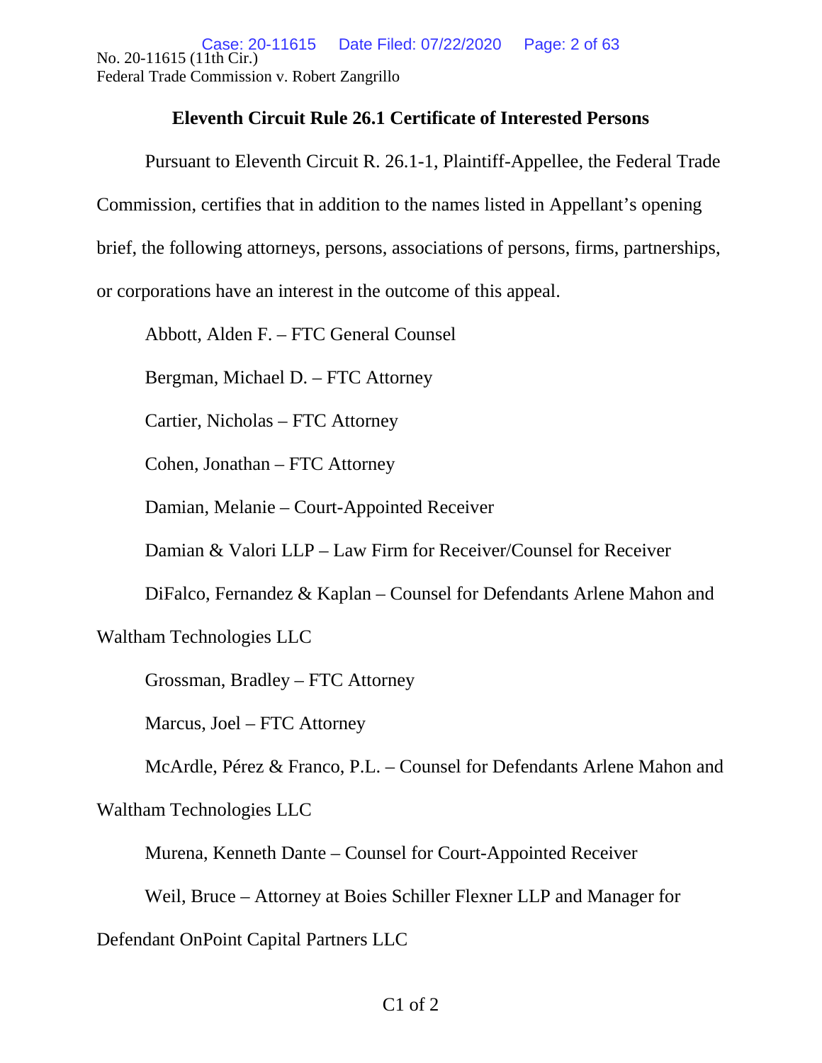## Eleventh Circuit Rule 26.1 Certificate of Interested Persons

Pursuant to Eleventh Circuit R. 26.1-1, Plaintiff-Appellee, the Federal Trade Commission, certifies that in addition to the names listed in Appellant's opening brief, the following attorneys, persons, associations of persons, firms, partnerships, or corporations have an interest in the outcome of this appeal.

Abbott, Alden F. – FTC General Counsel

Bergman, Michael D. – FTC Attorney

Cartier, Nicholas – FTC Attorney

Cohen, Jonathan – FTC Attorney

Damian, Melanie – Court-Appointed Receiver

Damian & Valori LLP – Law Firm for Receiver/Counsel for Receiver

DiFalco, Fernandez & Kaplan – Counsel for Defendants Arlene Mahon and Waltham Technologies LLC

Grossman, Bradley – FTC Attorney

Marcus, Joel – FTC Attorney

McArdle, Pérez & Franco, P.L. – Counsel for Defendants Arlene Mahon and Waltham Technologies LLC

Murena, Kenneth Dante – Counsel for Court-Appointed Receiver

Weil, Bruce – Attorney at Boies Schiller Flexner LLP and Manager for Defendant OnPoint Capital Partners LLC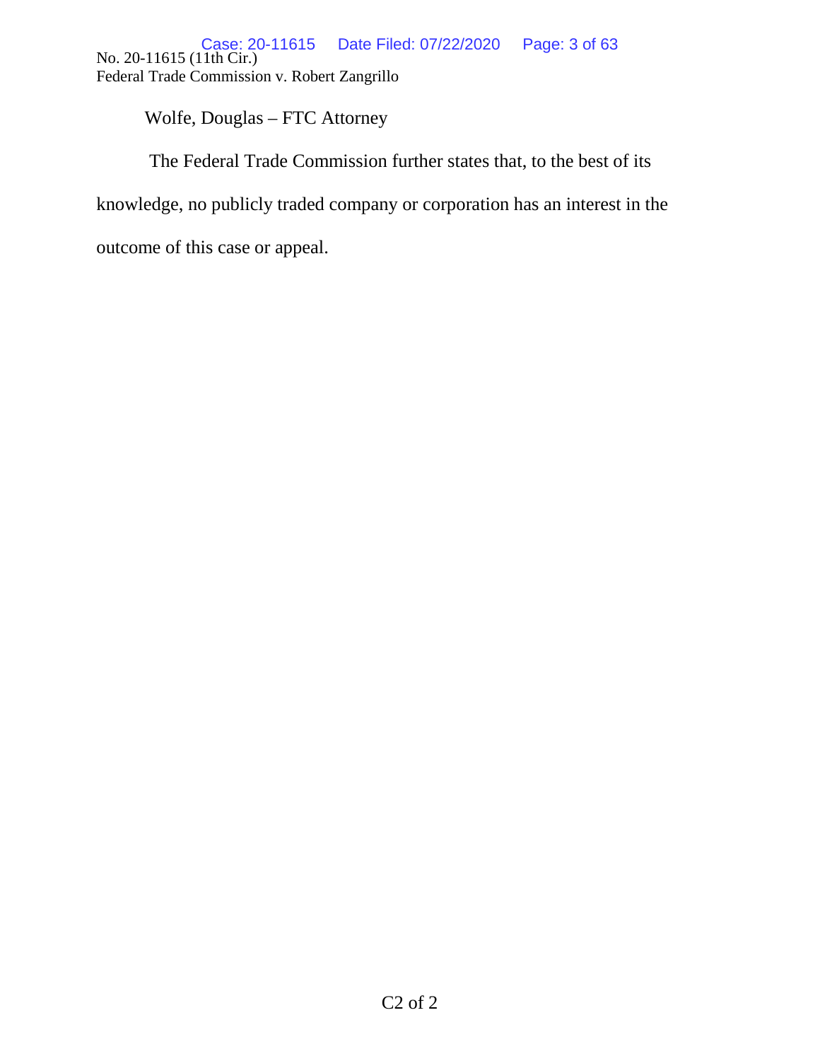Wolfe, Douglas – FTC Attorney

The Federal Trade Commission further states that, to the best of its knowledge, no publicly traded company or corporation has an interest in the outcome of this case or appeal.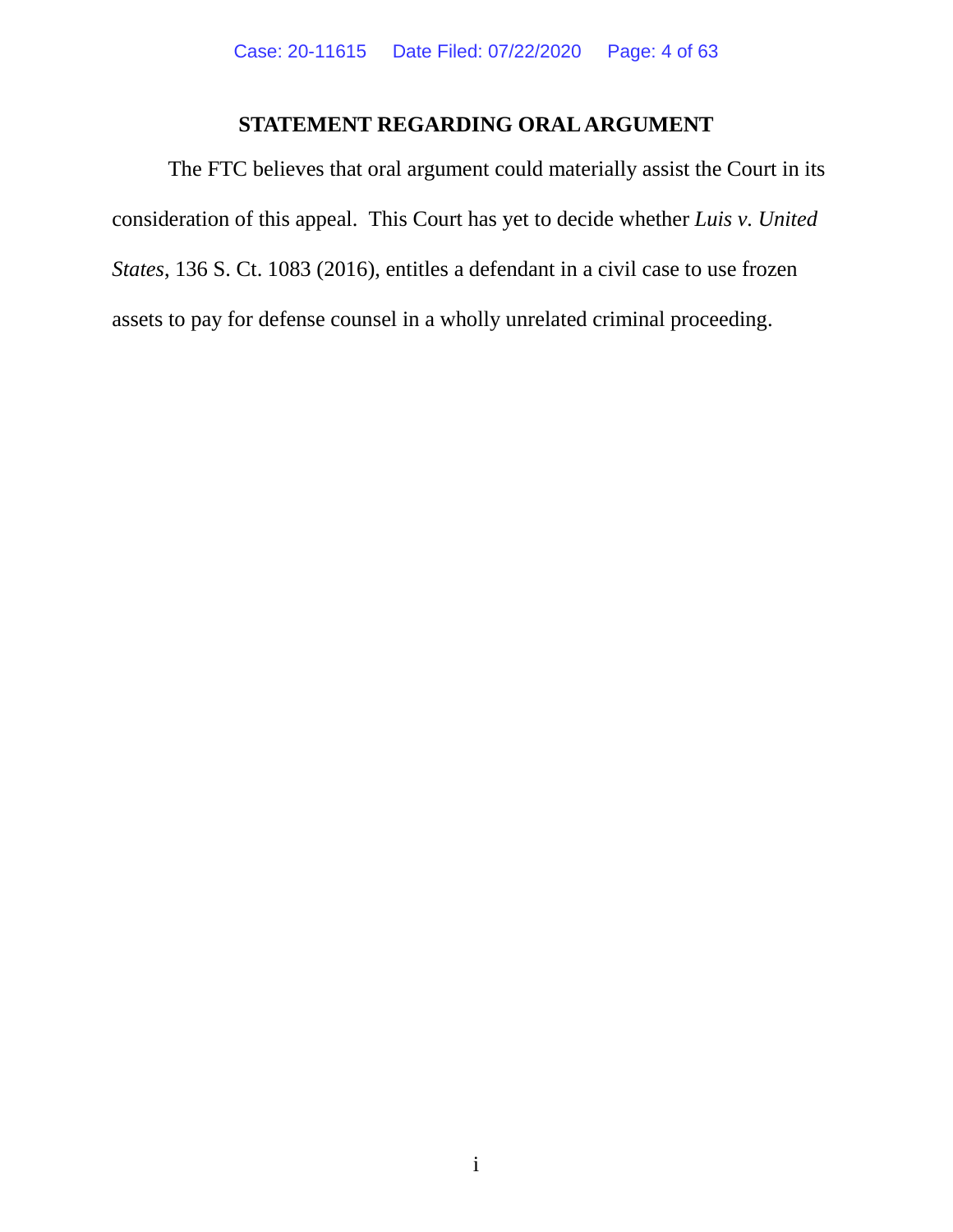## STATEMENT REGARDING ORAL ARGUMENT

The FTC believes that oral argument could materially assist the Court in its consideration of this appeal. This Court has yet to decide whether *Luis v. United States*, 136 S. Ct. 1083 (2016), entitles a defendant in a civil case to use frozen assets to pay for defense counsel in a wholly unrelated criminal proceeding.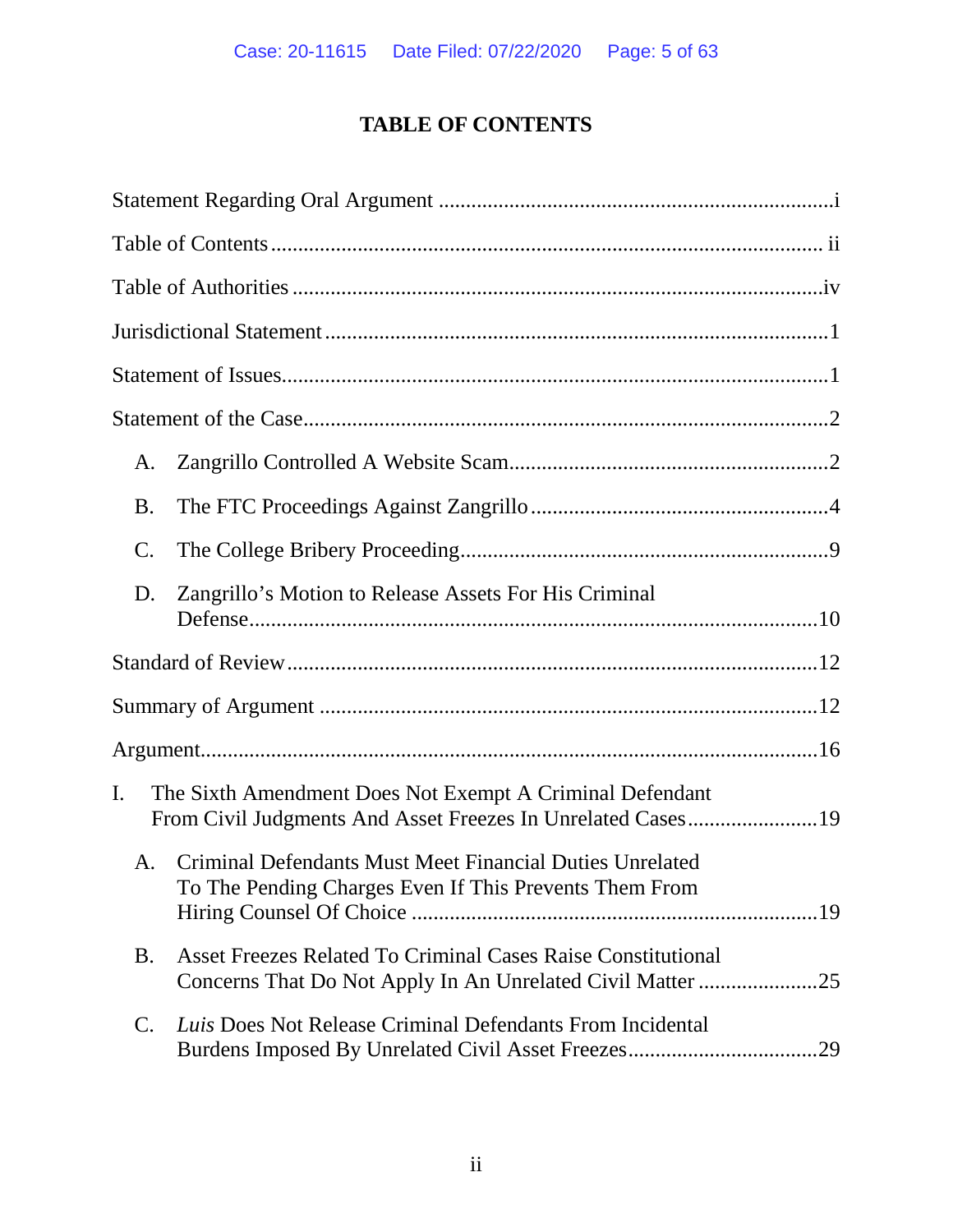# TABLE OF CONTENTS

Statement Regarding Oral Argument ........................................................................i

Table of Contents .................................................................................................. ii

Table of Authorities ...............................................................................................iv

Jurisdictional Statement ..........................................................................................1

Statement of Issues...................................................................................................1

Statement of the Case................................................................................................2

A. Zangrillo Controlled A Website Scam..........................................................2

B. The FTC Proceedings Against Zangrillo......................................................4

C. The College Bribery Proceeding...................................................................9

D. Zangrillo's Motion to Release Assets For His Criminal Defense.........................................................................................................10

Standard of Review.................................................................................................12

Summary of Argument ...........................................................................................12

Argument.................................................................................................................16

I. The Sixth Amendment Does Not Exempt A Criminal Defendant From Civil Judgments And Asset Freezes In Unrelated Cases........................19

A. Criminal Defendants Must Meet Financial Duties Unrelated To The Pending Charges Even If This Prevents Them From Hiring Counsel Of Choice ..........................................................................19

B. Asset Freezes Related To Criminal Cases Raise Constitutional Concerns That Do Not Apply In An Unrelated Civil Matter ......................25

C. *Luis* Does Not Release Criminal Defendants From Incidental Burdens Imposed By Unrelated Civil Asset Freezes..................................29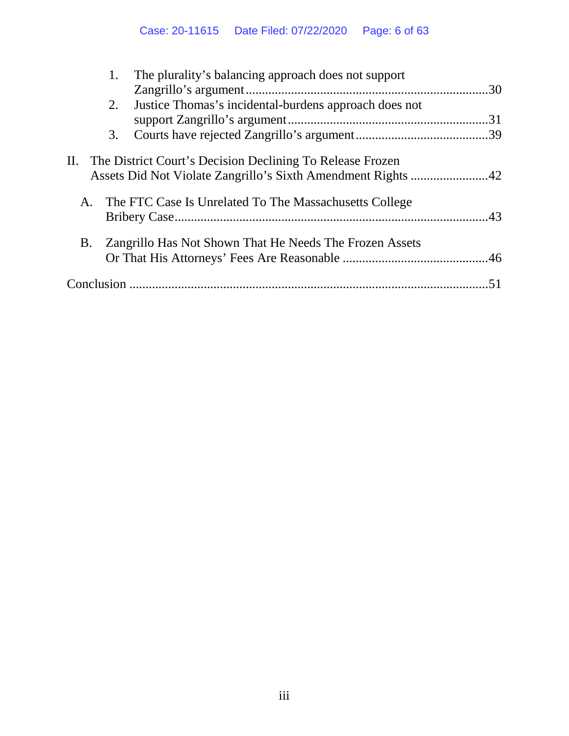1. The plurality's balancing approach does not support Zangrillo's argument ..........30
2. Justice Thomas's incidental-burdens approach does not support Zangrillo's argument ..........31
3. Courts have rejected Zangrillo's argument ..........39

II. The District Court's Decision Declining To Release Frozen Assets Did Not Violate Zangrillo's Sixth Amendment Rights ..........42

A. The FTC Case Is Unrelated To The Massachusetts College Bribery Case ..........43

B. Zangrillo Has Not Shown That He Needs The Frozen Assets Or That His Attorneys' Fees Are Reasonable ..........46

Conclusion ..........51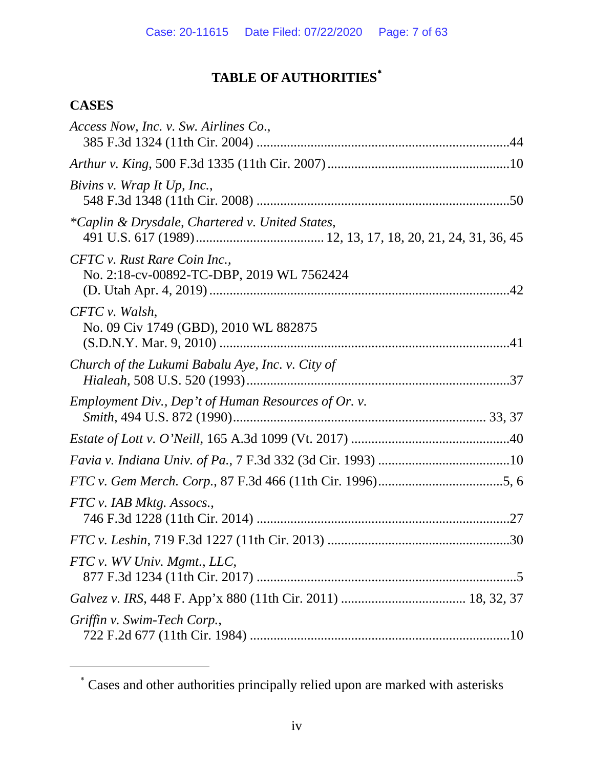# TABLE OF AUTHORITIES[*]

## CASES

*Access Now, Inc. v. Sw. Airlines Co.*, 385 F.3d 1324 (11th Cir. 2004) ....................................................................... 44

*Arthur v. King*, 500 F.3d 1335 (11th Cir. 2007) ....................................................... 10

*Bivins v. Wrap It Up, Inc.*, 548 F.3d 1348 (11th Cir. 2008) ....................................................................... 50

*\*Caplin & Drysdale, Chartered v. United States*, 491 U.S. 617 (1989) ...................................... 12, 13, 17, 18, 20, 21, 24, 31, 36, 45

*CFTC v. Rust Rare Coin Inc.*, No. 2:18-cv-00892-TC-DBP, 2019 WL 7562424 (D. Utah Apr. 4, 2019) ........................................................................................... 42

*CFTC v. Walsh*, No. 09 Civ 1749 (GBD), 2010 WL 882875 (S.D.N.Y. Mar. 9, 2010) ........................................................................................ 41

*Church of the Lukumi Babalu Aye, Inc. v. City of Hialeah*, 508 U.S. 520 (1993) .............................................................................. 37

*Employment Div., Dep't of Human Resources of Or. v. Smith*, 494 U.S. 872 (1990) .......................................................................... 33, 37

*Estate of Lott v. O'Neill*, 165 A.3d 1099 (Vt. 2017) ................................................. 40

*Favia v. Indiana Univ. of Pa.*, 7 F.3d 332 (3d Cir. 1993) ....................................... 10

*FTC v. Gem Merch. Corp.*, 87 F.3d 466 (11th Cir. 1996) ...................................... 5, 6

*FTC v. IAB Mktg. Assocs.*, 746 F.3d 1228 (11th Cir. 2014) ....................................................................... 27

*FTC v. Leshin*, 719 F.3d 1227 (11th Cir. 2013) ....................................................... 30

*FTC v. WV Univ. Mgmt., LLC*, 877 F.3d 1234 (11th Cir. 2017) ......................................................................... 5

*Galvez v. IRS*, 448 F. App'x 880 (11th Cir. 2011) ..................................... 18, 32, 37

*Griffin v. Swim-Tech Corp.*, 722 F.2d 677 (11th Cir. 1984) ......................................................................... 10

---

[*] Cases and other authorities principally relied upon are marked with asterisks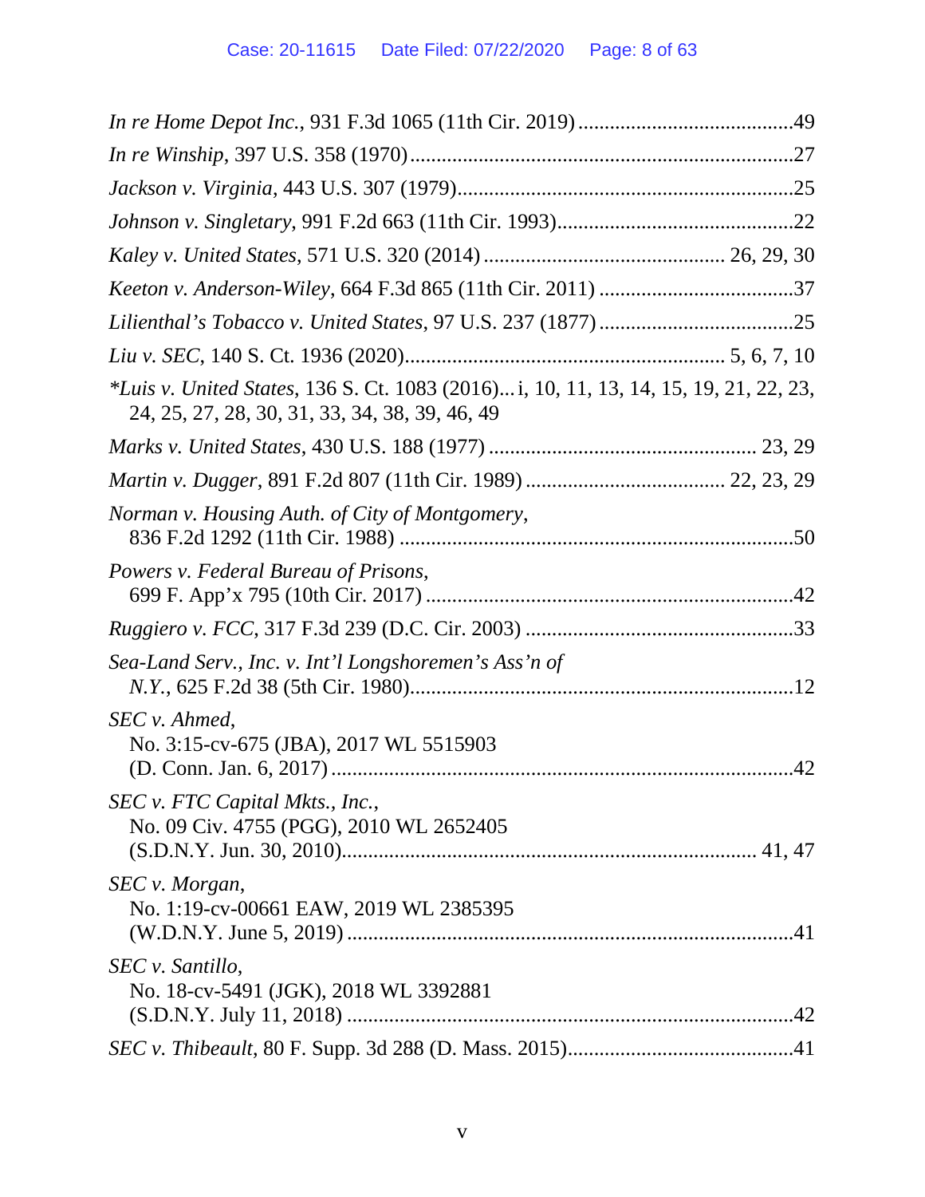*In re Home Depot Inc.*, 931 F.3d 1065 (11th Cir. 2019) .........................................49

*In re Winship*, 397 U.S. 358 (1970)..........................................................................27

*Jackson v. Virginia*, 443 U.S. 307 (1979)..................................................................25

*Johnson v. Singletary*, 991 F.2d 663 (11th Cir. 1993)...............................................22

*Kaley v. United States*, 571 U.S. 320 (2014) ............................................ 26, 29, 30

*Keeton v. Anderson-Wiley*, 664 F.3d 865 (11th Cir. 2011) .....................................37

*Lilienthal's Tobacco v. United States*, 97 U.S. 237 (1877) ....................................25

*Liu v. SEC*, 140 S. Ct. 1936 (2020)........................................................... 5, 6, 7, 10

**Luis v. United States*, 136 S. Ct. 1083 (2016)... i, 10, 11, 13, 14, 15, 19, 21, 22, 23, 24, 25, 27, 28, 30, 31, 33, 34, 38, 39, 46, 49

*Marks v. United States*, 430 U.S. 188 (1977) .................................................. 23, 29

*Martin v. Dugger*, 891 F.2d 807 (11th Cir. 1989) ..................................... 22, 23, 29

*Norman v. Housing Auth. of City of Montgomery*, 836 F.2d 1292 (11th Cir. 1988) ..........................................................................50

*Powers v. Federal Bureau of Prisons*, 699 F. App'x 795 (10th Cir. 2017) .....................................................................42

*Ruggiero v. FCC*, 317 F.3d 239 (D.C. Cir. 2003) ...................................................33

*Sea-Land Serv., Inc. v. Int'l Longshoremen's Ass'n of N.Y.*, 625 F.2d 38 (5th Cir. 1980).........................................................................12

*SEC v. Ahmed*, No. 3:15-cv-675 (JBA), 2017 WL 5515903 (D. Conn. Jan. 6, 2017) .......................................................................................42

*SEC v. FTC Capital Mkts., Inc.*, No. 09 Civ. 4755 (PGG), 2010 WL 2652405 (S.D.N.Y. Jun. 30, 2010)............................................................................ 41, 47

*SEC v. Morgan*, No. 1:19-cv-00661 EAW, 2019 WL 2385395 (W.D.N.Y. June 5, 2019) .....................................................................................41

*SEC v. Santillo*, No. 18-cv-5491 (JGK), 2018 WL 3392881 (S.D.N.Y. July 11, 2018) ...................................................................................42

*SEC v. Thibeault*, 80 F. Supp. 3d 288 (D. Mass. 2015)............................................41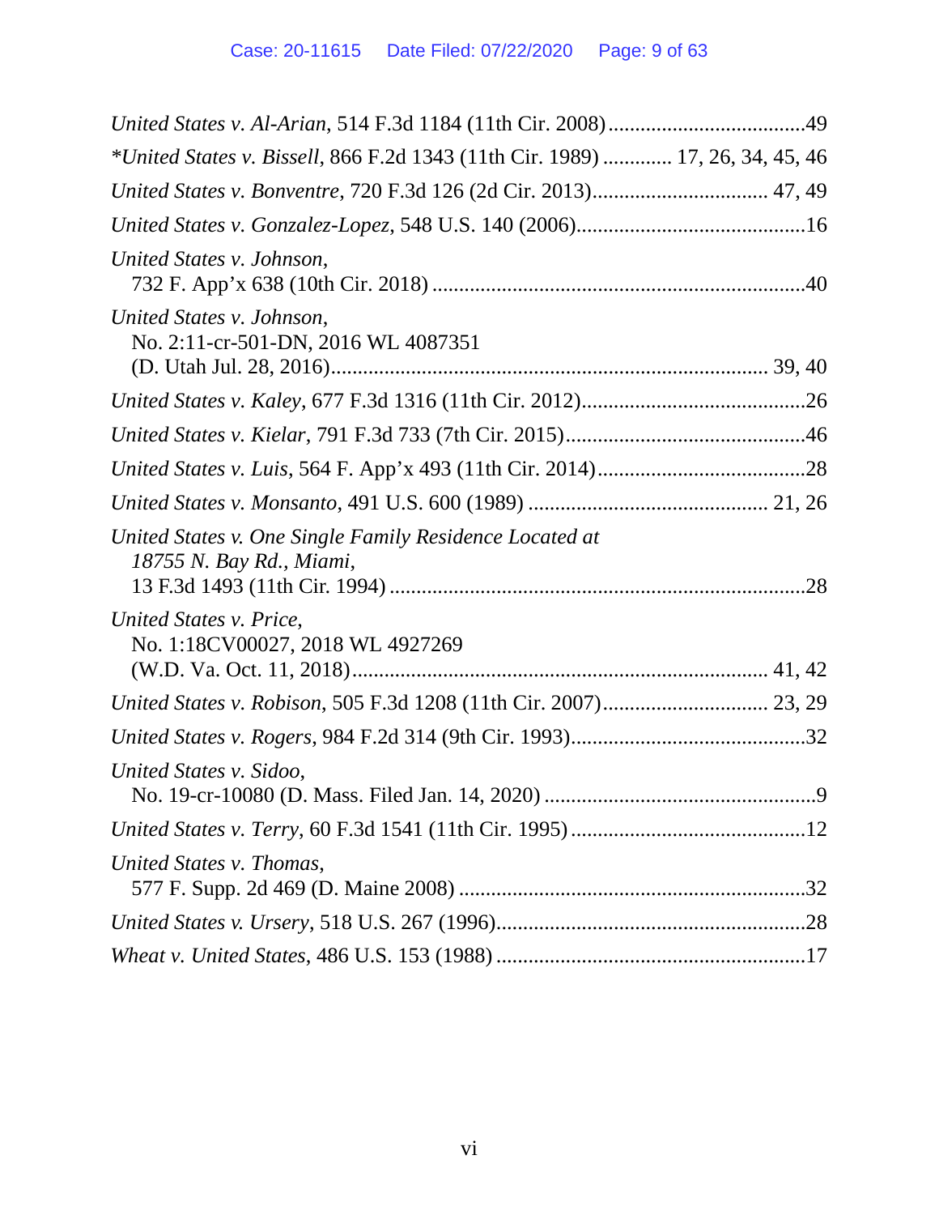*United States v. Al-Arian*, 514 F.3d 1184 (11th Cir. 2008).....................................49

\**United States v. Bissell*, 866 F.2d 1343 (11th Cir. 1989) ............ 17, 26, 34, 45, 46

*United States v. Bonventre*, 720 F.3d 126 (2d Cir. 2013)................................ 47, 49

*United States v. Gonzalez-Lopez*, 548 U.S. 140 (2006)...........................................16

*United States v. Johnson*,
732 F. App'x 638 (10th Cir. 2018) .....................................................................40

*United States v. Johnson*,
No. 2:11-cr-501-DN, 2016 WL 4087351
(D. Utah Jul. 28, 2016)................................................................................ 39, 40

*United States v. Kaley*, 677 F.3d 1316 (11th Cir. 2012)..........................................26

*United States v. Kielar*, 791 F.3d 733 (7th Cir. 2015).............................................46

*United States v. Luis*, 564 F. App'x 493 (11th Cir. 2014).......................................28

*United States v. Monsanto*, 491 U.S. 600 (1989) ............................................ 21, 26

*United States v. One Single Family Residence Located at 18755 N. Bay Rd., Miami*,
13 F.3d 1493 (11th Cir. 1994) .............................................................................28

*United States v. Price*,
No. 1:18CV00027, 2018 WL 4927269
(W.D. Va. Oct. 11, 2018)............................................................................ 41, 42

*United States v. Robison*, 505 F.3d 1208 (11th Cir. 2007).............................. 23, 29

*United States v. Rogers*, 984 F.2d 314 (9th Cir. 1993)............................................32

*United States v. Sidoo*,
No. 19-cr-10080 (D. Mass. Filed Jan. 14, 2020) ...................................................9

*United States v. Terry*, 60 F.3d 1541 (11th Cir. 1995) ............................................12

*United States v. Thomas*,
577 F. Supp. 2d 469 (D. Maine 2008) .................................................................32

*United States v. Ursery*, 518 U.S. 267 (1996)..........................................................28

*Wheat v. United States*, 486 U.S. 153 (1988) ..........................................................17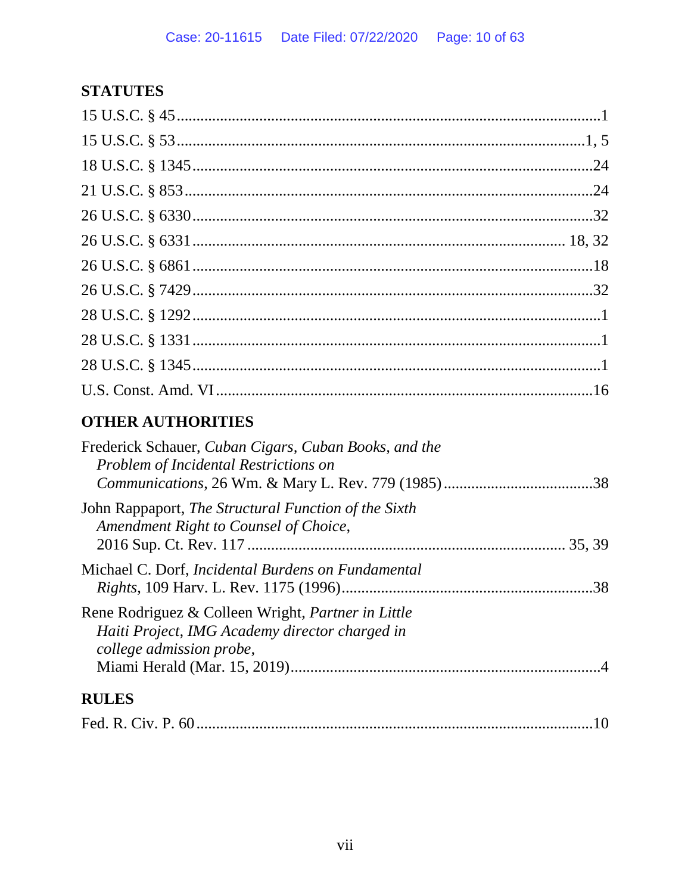## STATUTES

15 U.S.C. § 45 .......................................................................................................1

15 U.S.C. § 53 .....................................................................................................1, 5

18 U.S.C. § 1345 ...................................................................................................24

21 U.S.C. § 853 .....................................................................................................24

26 U.S.C. § 6330 ...................................................................................................32

26 U.S.C. § 6331 ............................................................................................. 18, 32

26 U.S.C. § 6861 ...................................................................................................18

26 U.S.C. § 7429 ...................................................................................................32

28 U.S.C. § 1292 .....................................................................................................1

28 U.S.C. § 1331 .....................................................................................................1

28 U.S.C. § 1345 .....................................................................................................1

U.S. Const. Amd. VI ..............................................................................................16

## OTHER AUTHORITIES

Frederick Schauer, *Cuban Cigars, Cuban Books, and the Problem of Incidental Restrictions on Communications*, 26 Wm. & Mary L. Rev. 779 (1985) .....................................38

John Rappaport, *The Structural Function of the Sixth Amendment Right to Counsel of Choice*, 2016 Sup. Ct. Rev. 117 ................................................................................ 35, 39

Michael C. Dorf, *Incidental Burdens on Fundamental Rights*, 109 Harv. L. Rev. 1175 (1996)...............................................................38

Rene Rodriguez & Colleen Wright, *Partner in Little Haiti Project, IMG Academy director charged in college admission probe*, Miami Herald (Mar. 15, 2019)............................................................................4

## RULES

Fed. R. Civ. P. 60 ....................................................................................................10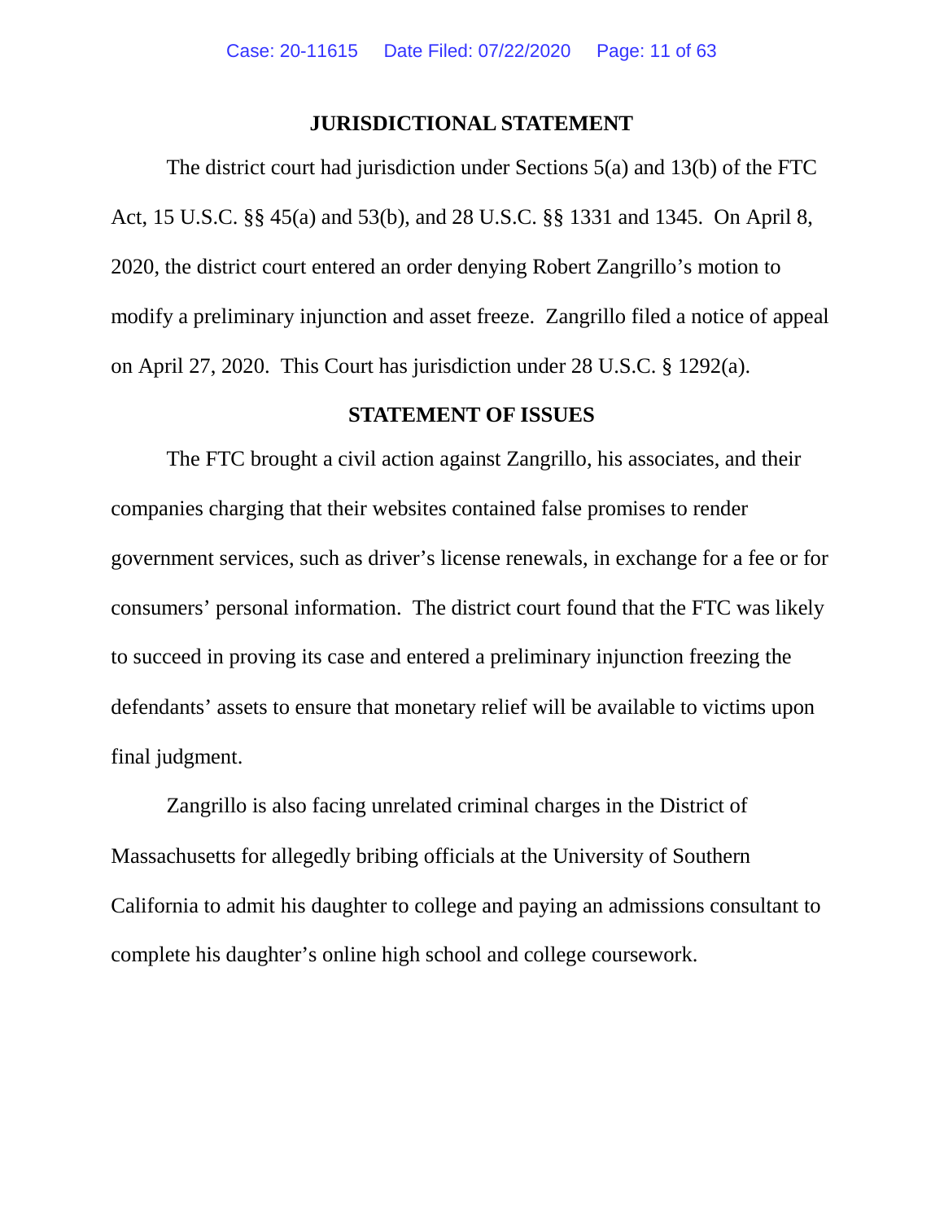## JURISDICTIONAL STATEMENT

The district court had jurisdiction under Sections 5(a) and 13(b) of the FTC Act, 15 U.S.C. §§ 45(a) and 53(b), and 28 U.S.C. §§ 1331 and 1345. On April 8, 2020, the district court entered an order denying Robert Zangrillo's motion to modify a preliminary injunction and asset freeze. Zangrillo filed a notice of appeal on April 27, 2020. This Court has jurisdiction under 28 U.S.C. § 1292(a).

## STATEMENT OF ISSUES

The FTC brought a civil action against Zangrillo, his associates, and their companies charging that their websites contained false promises to render government services, such as driver's license renewals, in exchange for a fee or for consumers' personal information. The district court found that the FTC was likely to succeed in proving its case and entered a preliminary injunction freezing the defendants' assets to ensure that monetary relief will be available to victims upon final judgment.

Zangrillo is also facing unrelated criminal charges in the District of Massachusetts for allegedly bribing officials at the University of Southern California to admit his daughter to college and paying an admissions consultant to complete his daughter's online high school and college coursework.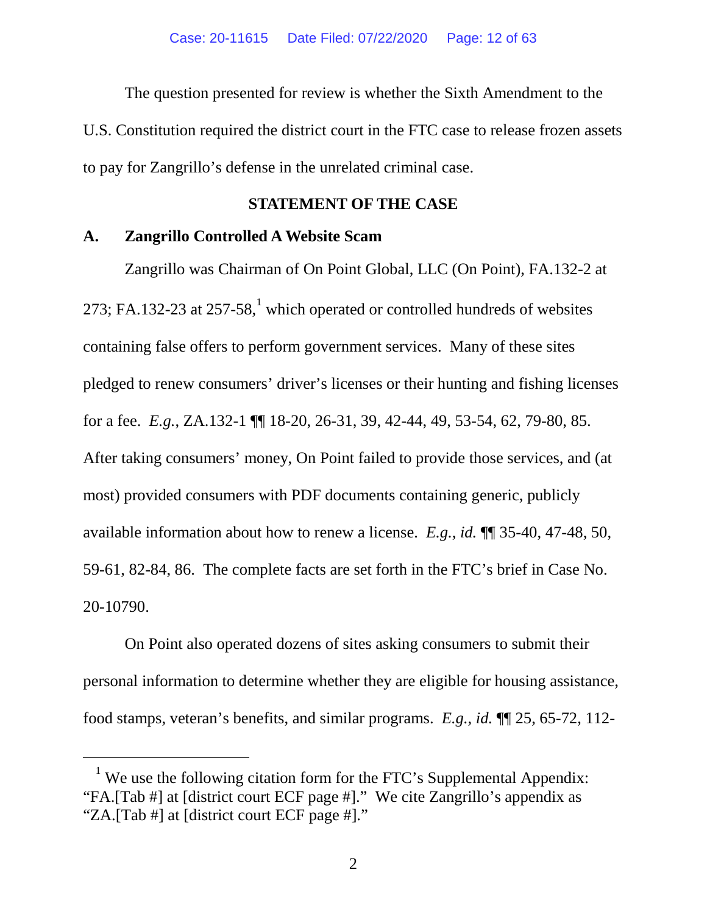The question presented for review is whether the Sixth Amendment to the U.S. Constitution required the district court in the FTC case to release frozen assets to pay for Zangrillo's defense in the unrelated criminal case.

## STATEMENT OF THE CASE

### A. Zangrillo Controlled A Website Scam

Zangrillo was Chairman of On Point Global, LLC (On Point), FA.132-2 at 273; FA.132-23 at 257-58,[1] which operated or controlled hundreds of websites containing false offers to perform government services. Many of these sites pledged to renew consumers' driver's licenses or their hunting and fishing licenses for a fee. *E.g.*, ZA.132-1 ¶¶ 18-20, 26-31, 39, 42-44, 49, 53-54, 62, 79-80, 85. After taking consumers' money, On Point failed to provide those services, and (at most) provided consumers with PDF documents containing generic, publicly available information about how to renew a license. *E.g.*, *id.* ¶¶ 35-40, 47-48, 50, 59-61, 82-84, 86. The complete facts are set forth in the FTC's brief in Case No. 20-10790.

On Point also operated dozens of sites asking consumers to submit their personal information to determine whether they are eligible for housing assistance, food stamps, veteran's benefits, and similar programs. *E.g.*, *id.* ¶¶ 25, 65-72, 112-

---

[1] We use the following citation form for the FTC's Supplemental Appendix: "FA.[Tab #] at [district court ECF page #]." We cite Zangrillo's appendix as "ZA.[Tab #] at [district court ECF page #]."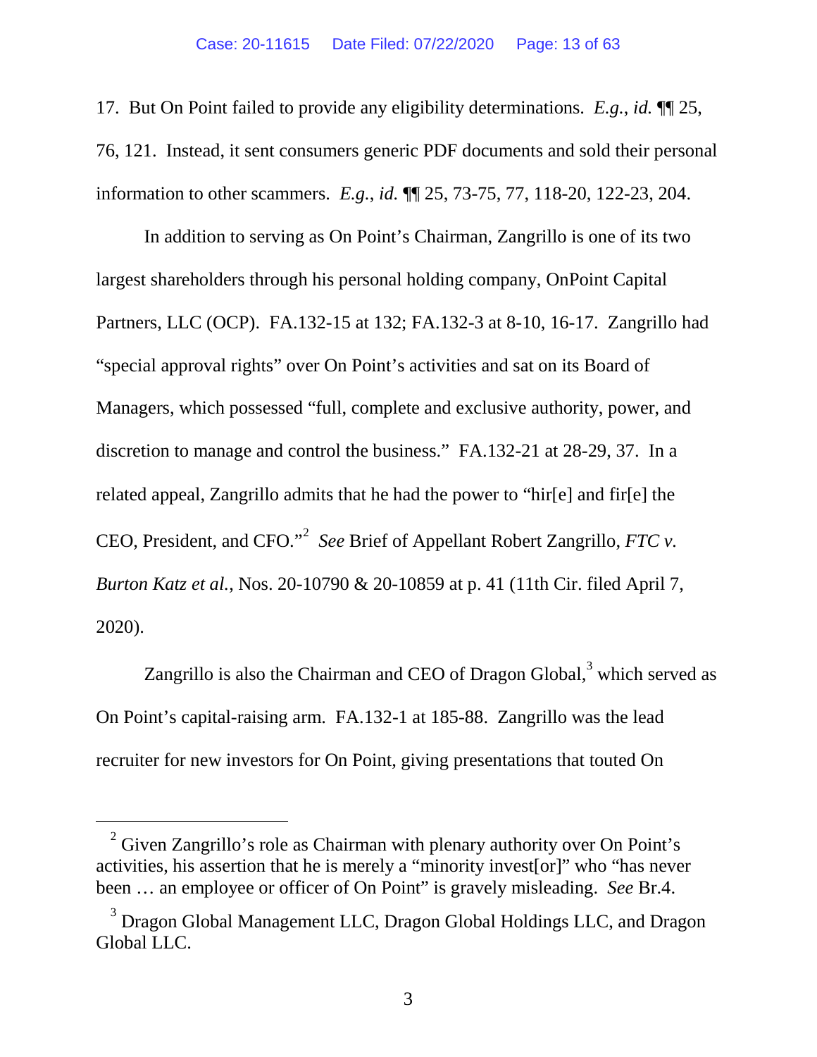17. But On Point failed to provide any eligibility determinations. *E.g.*, *id.* ¶¶ 25, 76, 121. Instead, it sent consumers generic PDF documents and sold their personal information to other scammers. *E.g.*, *id.* ¶¶ 25, 73-75, 77, 118-20, 122-23, 204.

In addition to serving as On Point's Chairman, Zangrillo is one of its two largest shareholders through his personal holding company, OnPoint Capital Partners, LLC (OCP). FA.132-15 at 132; FA.132-3 at 8-10, 16-17. Zangrillo had "special approval rights" over On Point's activities and sat on its Board of Managers, which possessed "full, complete and exclusive authority, power, and discretion to manage and control the business." FA.132-21 at 28-29, 37. In a related appeal, Zangrillo admits that he had the power to "hir[e] and fir[e] the CEO, President, and CFO."[2] *See* Brief of Appellant Robert Zangrillo, *FTC v. Burton Katz et al.*, Nos. 20-10790 & 20-10859 at p. 41 (11th Cir. filed April 7, 2020).

Zangrillo is also the Chairman and CEO of Dragon Global,[3] which served as On Point's capital-raising arm. FA.132-1 at 185-88. Zangrillo was the lead recruiter for new investors for On Point, giving presentations that touted On

---

[2] Given Zangrillo's role as Chairman with plenary authority over On Point's activities, his assertion that he is merely a "minority invest[or]" who "has never been … an employee or officer of On Point" is gravely misleading. *See* Br.4.

[3] Dragon Global Management LLC, Dragon Global Holdings LLC, and Dragon Global LLC.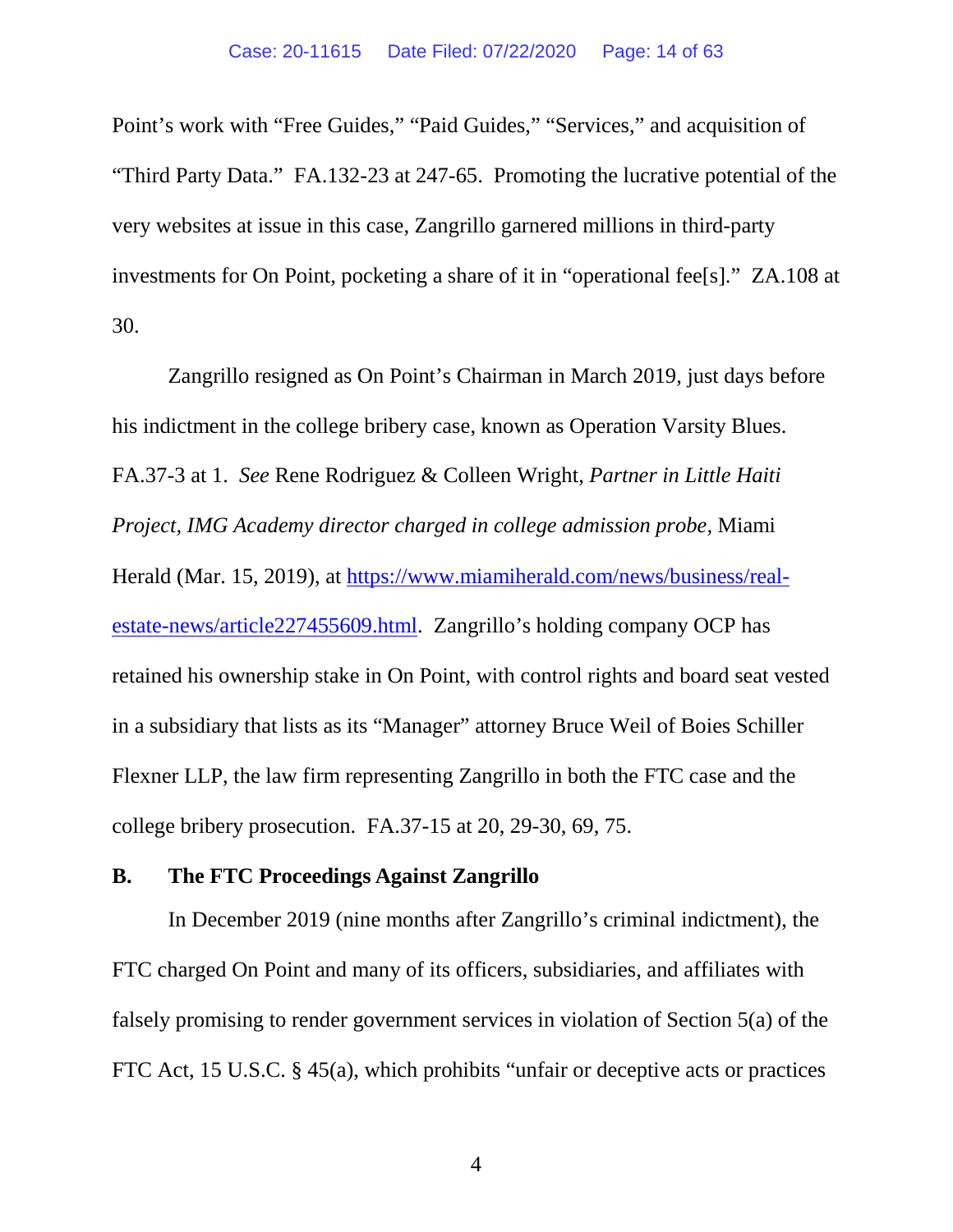Point's work with "Free Guides," "Paid Guides," "Services," and acquisition of "Third Party Data." FA.132-23 at 247-65. Promoting the lucrative potential of the very websites at issue in this case, Zangrillo garnered millions in third-party investments for On Point, pocketing a share of it in "operational fee[s]." ZA.108 at 30.

Zangrillo resigned as On Point's Chairman in March 2019, just days before his indictment in the college bribery case, known as Operation Varsity Blues. FA.37-3 at 1. *See* Rene Rodriguez & Colleen Wright, *Partner in Little Haiti Project, IMG Academy director charged in college admission probe,* Miami Herald (Mar. 15, 2019), at [https://www.miamiherald.com/news/business/real-estate-news/article227455609.html](https://www.miamiherald.com/news/business/real-estate-news/article227455609.html). Zangrillo's holding company OCP has retained his ownership stake in On Point, with control rights and board seat vested in a subsidiary that lists as its "Manager" attorney Bruce Weil of Boies Schiller Flexner LLP, the law firm representing Zangrillo in both the FTC case and the college bribery prosecution. FA.37-15 at 20, 29-30, 69, 75.

### B. The FTC Proceedings Against Zangrillo

In December 2019 (nine months after Zangrillo's criminal indictment), the FTC charged On Point and many of its officers, subsidiaries, and affiliates with falsely promising to render government services in violation of Section 5(a) of the FTC Act, 15 U.S.C. § 45(a), which prohibits "unfair or deceptive acts or practices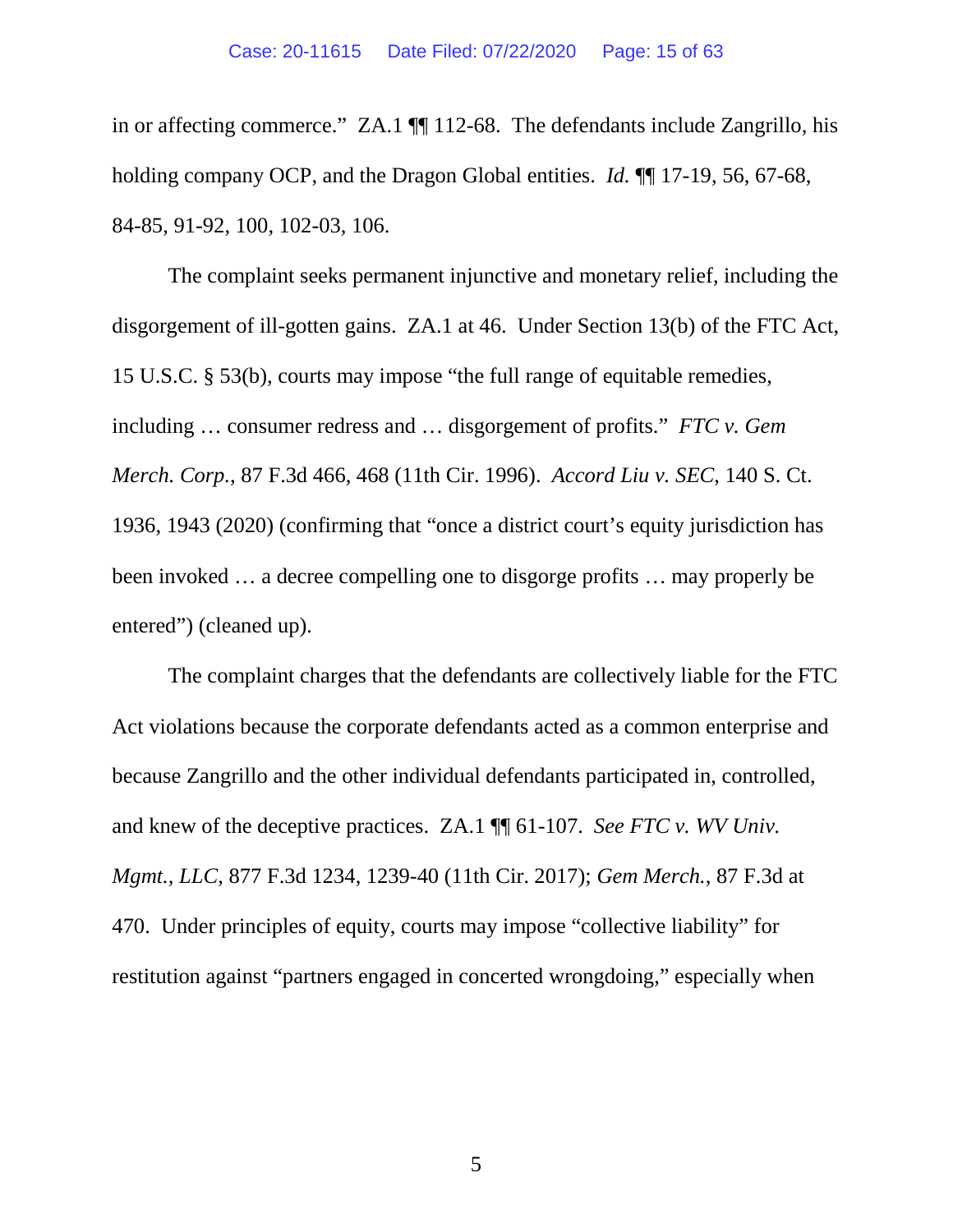in or affecting commerce." ZA.1 ¶¶ 112-68. The defendants include Zangrillo, his holding company OCP, and the Dragon Global entities. *Id.* ¶¶ 17-19, 56, 67-68, 84-85, 91-92, 100, 102-03, 106.

The complaint seeks permanent injunctive and monetary relief, including the disgorgement of ill-gotten gains. ZA.1 at 46. Under Section 13(b) of the FTC Act, 15 U.S.C. § 53(b), courts may impose "the full range of equitable remedies, including … consumer redress and … disgorgement of profits." *FTC v. Gem Merch. Corp.*, 87 F.3d 466, 468 (11th Cir. 1996). *Accord Liu v. SEC*, 140 S. Ct. 1936, 1943 (2020) (confirming that "once a district court's equity jurisdiction has been invoked … a decree compelling one to disgorge profits … may properly be entered") (cleaned up).

The complaint charges that the defendants are collectively liable for the FTC Act violations because the corporate defendants acted as a common enterprise and because Zangrillo and the other individual defendants participated in, controlled, and knew of the deceptive practices. ZA.1 ¶¶ 61-107. *See FTC v. WV Univ. Mgmt., LLC*, 877 F.3d 1234, 1239-40 (11th Cir. 2017); *Gem Merch.*, 87 F.3d at 470. Under principles of equity, courts may impose "collective liability" for restitution against "partners engaged in concerted wrongdoing," especially when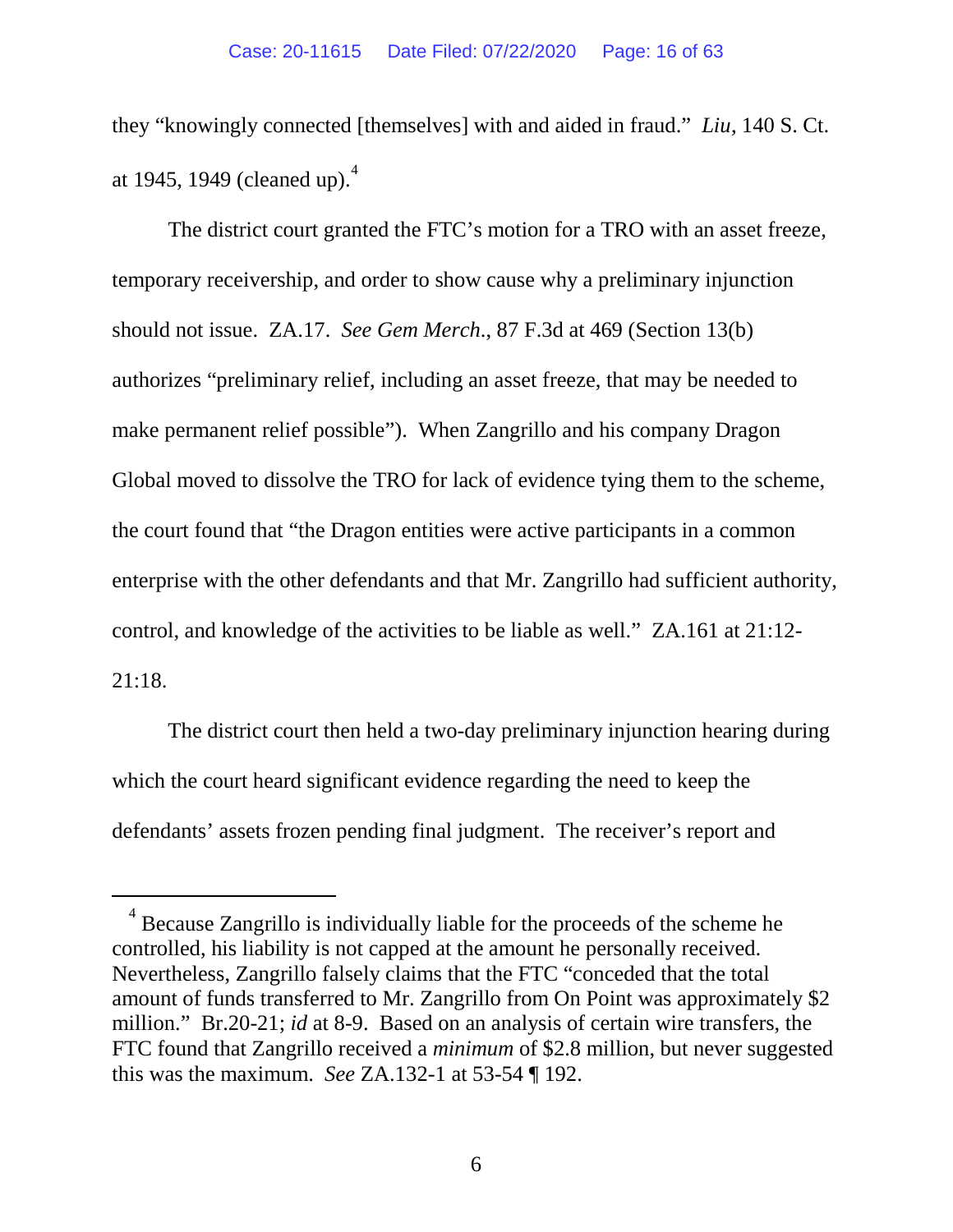they "knowingly connected [themselves] with and aided in fraud." *Liu*, 140 S. Ct. at 1945, 1949 (cleaned up).[4]

The district court granted the FTC's motion for a TRO with an asset freeze, temporary receivership, and order to show cause why a preliminary injunction should not issue. ZA.17. *See Gem Merch.*, 87 F.3d at 469 (Section 13(b) authorizes "preliminary relief, including an asset freeze, that may be needed to make permanent relief possible"). When Zangrillo and his company Dragon Global moved to dissolve the TRO for lack of evidence tying them to the scheme, the court found that "the Dragon entities were active participants in a common enterprise with the other defendants and that Mr. Zangrillo had sufficient authority, control, and knowledge of the activities to be liable as well." ZA.161 at 21:12-21:18.

The district court then held a two-day preliminary injunction hearing during which the court heard significant evidence regarding the need to keep the defendants' assets frozen pending final judgment. The receiver's report and

---

[4] Because Zangrillo is individually liable for the proceeds of the scheme he controlled, his liability is not capped at the amount he personally received. Nevertheless, Zangrillo falsely claims that the FTC "conceded that the total amount of funds transferred to Mr. Zangrillo from On Point was approximately $2 million." Br.20-21; *id* at 8-9. Based on an analysis of certain wire transfers, the FTC found that Zangrillo received a *minimum* of $2.8 million, but never suggested this was the maximum. *See* ZA.132-1 at 53-54 ¶ 192.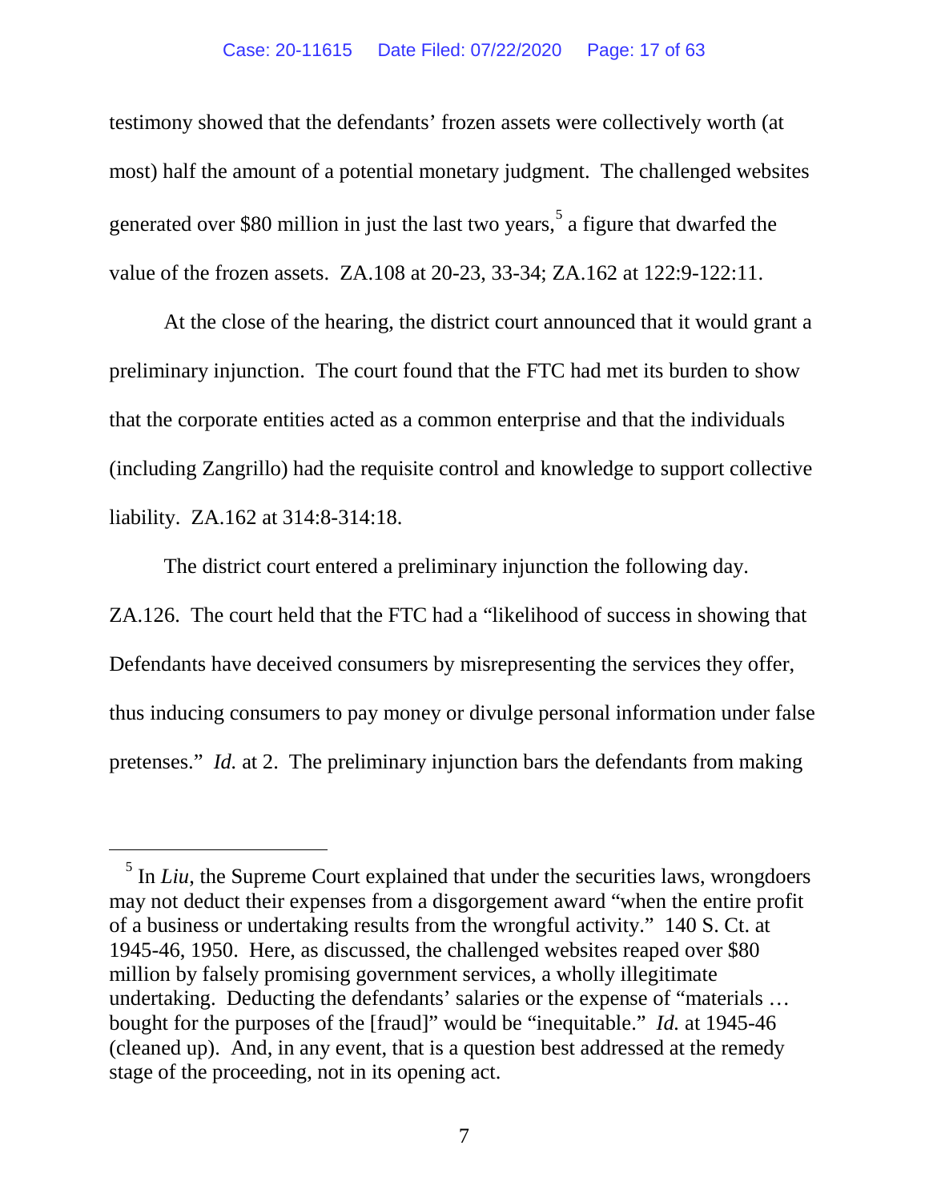testimony showed that the defendants' frozen assets were collectively worth (at most) half the amount of a potential monetary judgment. The challenged websites generated over $80 million in just the last two years,[5] a figure that dwarfed the value of the frozen assets. ZA.108 at 20-23, 33-34; ZA.162 at 122:9-122:11.

At the close of the hearing, the district court announced that it would grant a preliminary injunction. The court found that the FTC had met its burden to show that the corporate entities acted as a common enterprise and that the individuals (including Zangrillo) had the requisite control and knowledge to support collective liability. ZA.162 at 314:8-314:18.

The district court entered a preliminary injunction the following day. ZA.126. The court held that the FTC had a "likelihood of success in showing that Defendants have deceived consumers by misrepresenting the services they offer, thus inducing consumers to pay money or divulge personal information under false pretenses." *Id.* at 2. The preliminary injunction bars the defendants from making

---

[5] In *Liu*, the Supreme Court explained that under the securities laws, wrongdoers may not deduct their expenses from a disgorgement award "when the entire profit of a business or undertaking results from the wrongful activity." 140 S. Ct. at 1945-46, 1950. Here, as discussed, the challenged websites reaped over $80 million by falsely promising government services, a wholly illegitimate undertaking. Deducting the defendants' salaries or the expense of "materials … bought for the purposes of the [fraud]" would be "inequitable." *Id.* at 1945-46 (cleaned up). And, in any event, that is a question best addressed at the remedy stage of the proceeding, not in its opening act.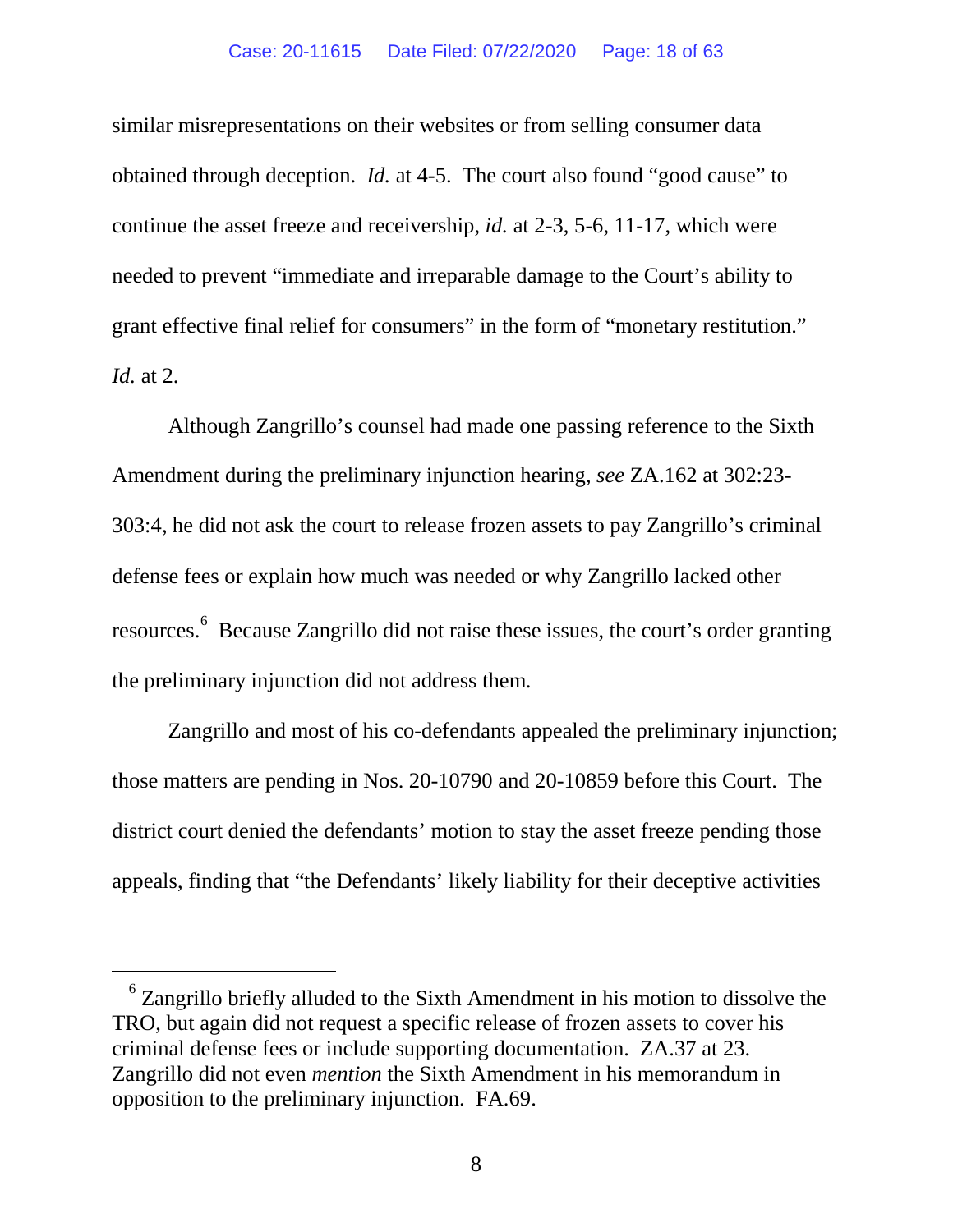similar misrepresentations on their websites or from selling consumer data obtained through deception. *Id.* at 4-5. The court also found "good cause" to continue the asset freeze and receivership, *id.* at 2-3, 5-6, 11-17, which were needed to prevent "immediate and irreparable damage to the Court's ability to grant effective final relief for consumers" in the form of "monetary restitution." *Id.* at 2.

Although Zangrillo's counsel had made one passing reference to the Sixth Amendment during the preliminary injunction hearing, *see* ZA.162 at 302:23-303:4, he did not ask the court to release frozen assets to pay Zangrillo's criminal defense fees or explain how much was needed or why Zangrillo lacked other resources.[6] Because Zangrillo did not raise these issues, the court's order granting the preliminary injunction did not address them.

Zangrillo and most of his co-defendants appealed the preliminary injunction; those matters are pending in Nos. 20-10790 and 20-10859 before this Court. The district court denied the defendants' motion to stay the asset freeze pending those appeals, finding that "the Defendants' likely liability for their deceptive activities

---

[6] Zangrillo briefly alluded to the Sixth Amendment in his motion to dissolve the TRO, but again did not request a specific release of frozen assets to cover his criminal defense fees or include supporting documentation. ZA.37 at 23. Zangrillo did not even *mention* the Sixth Amendment in his memorandum in opposition to the preliminary injunction. FA.69.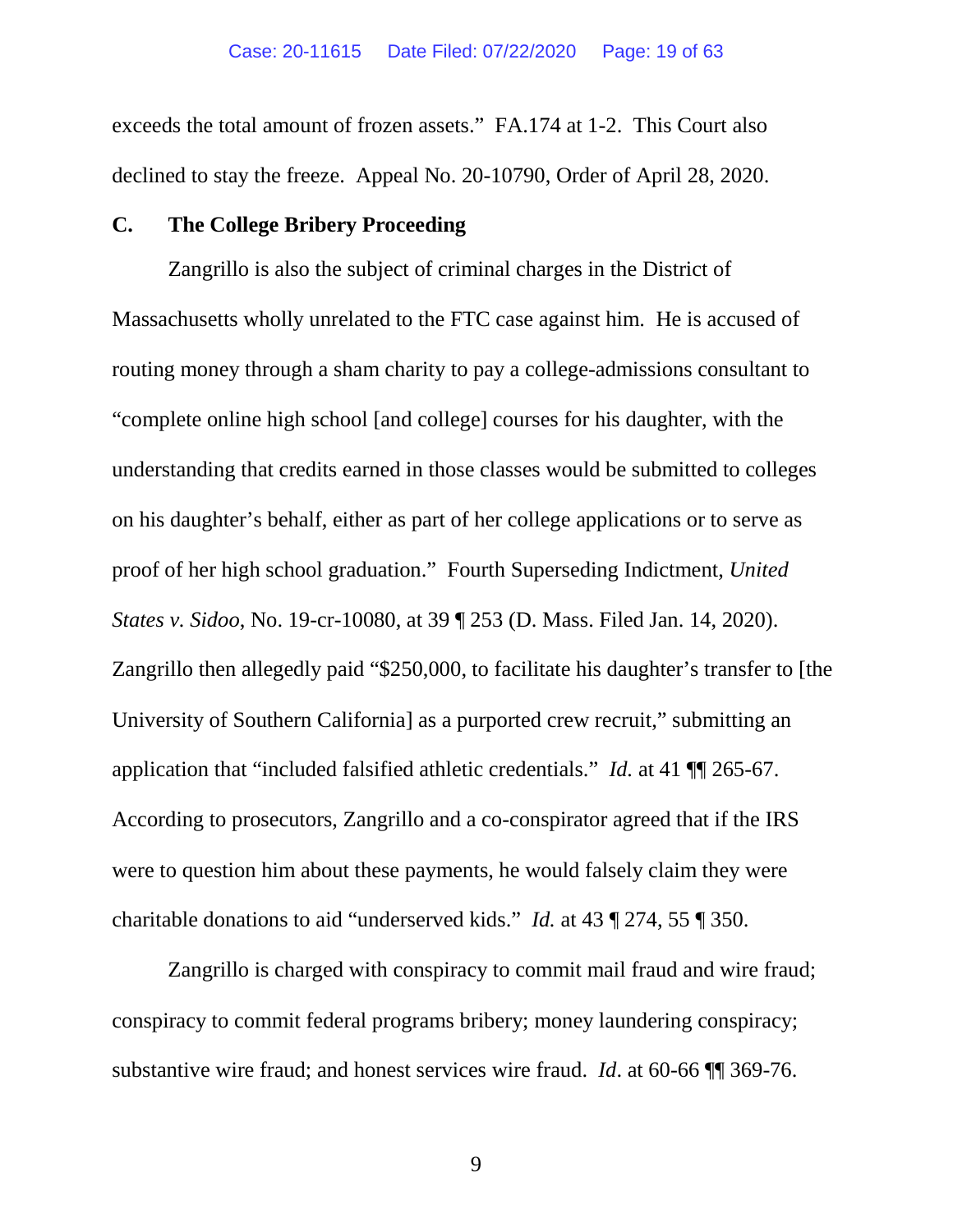exceeds the total amount of frozen assets." FA.174 at 1-2. This Court also declined to stay the freeze. Appeal No. 20-10790, Order of April 28, 2020.

### C. The College Bribery Proceeding

Zangrillo is also the subject of criminal charges in the District of Massachusetts wholly unrelated to the FTC case against him. He is accused of routing money through a sham charity to pay a college-admissions consultant to "complete online high school [and college] courses for his daughter, with the understanding that credits earned in those classes would be submitted to colleges on his daughter's behalf, either as part of her college applications or to serve as proof of her high school graduation." Fourth Superseding Indictment, *United States v. Sidoo*, No. 19-cr-10080, at 39 ¶ 253 (D. Mass. Filed Jan. 14, 2020). Zangrillo then allegedly paid "$250,000, to facilitate his daughter's transfer to [the University of Southern California] as a purported crew recruit," submitting an application that "included falsified athletic credentials." *Id.* at 41 ¶¶ 265-67. According to prosecutors, Zangrillo and a co-conspirator agreed that if the IRS were to question him about these payments, he would falsely claim they were charitable donations to aid "underserved kids." *Id.* at 43 ¶ 274, 55 ¶ 350.

Zangrillo is charged with conspiracy to commit mail fraud and wire fraud; conspiracy to commit federal programs bribery; money laundering conspiracy; substantive wire fraud; and honest services wire fraud. *Id*. at 60-66 ¶¶ 369-76.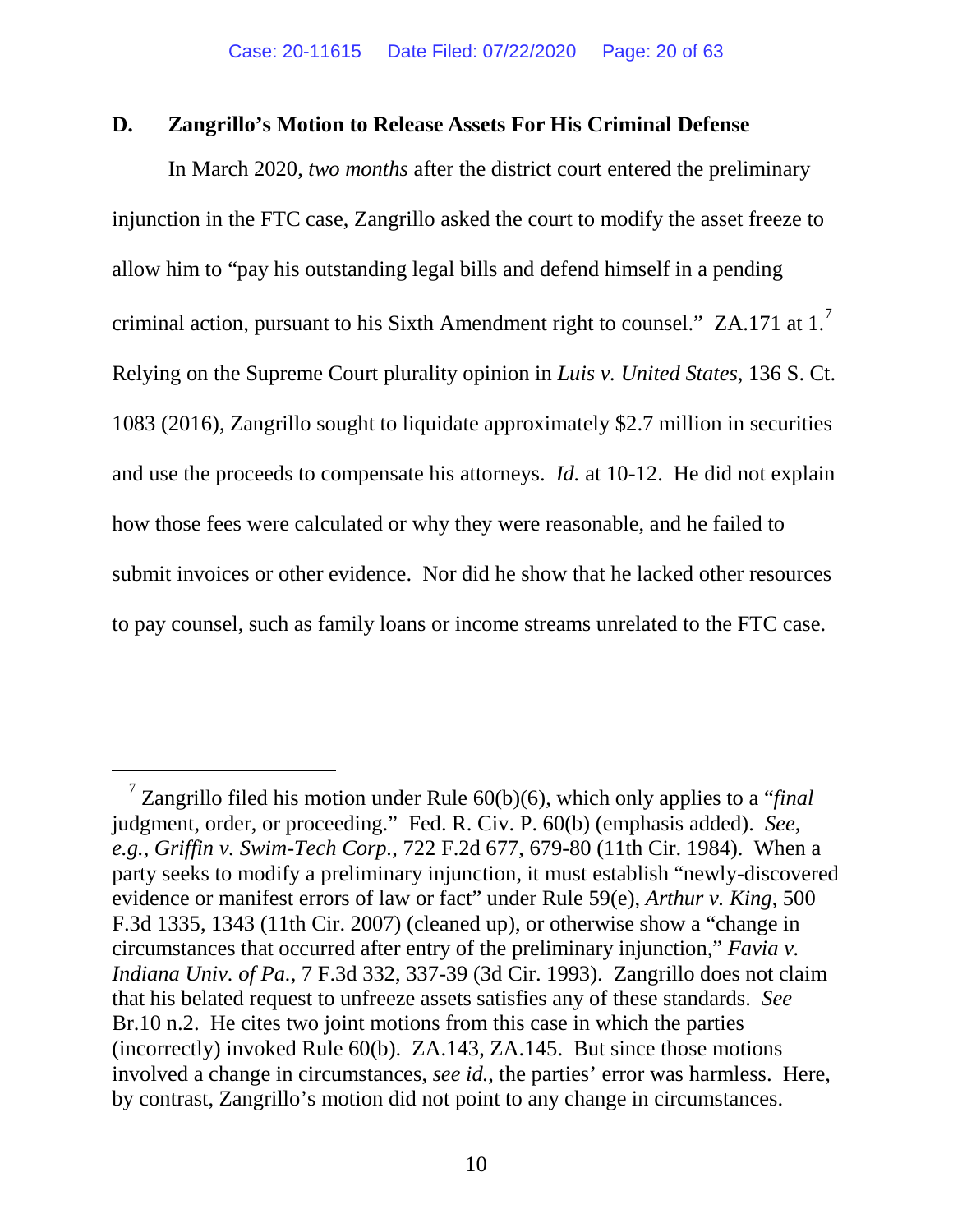### D. Zangrillo's Motion to Release Assets For His Criminal Defense

In March 2020, *two months* after the district court entered the preliminary injunction in the FTC case, Zangrillo asked the court to modify the asset freeze to allow him to "pay his outstanding legal bills and defend himself in a pending criminal action, pursuant to his Sixth Amendment right to counsel." ZA.171 at 1.[7] Relying on the Supreme Court plurality opinion in *Luis v. United States*, 136 S. Ct. 1083 (2016), Zangrillo sought to liquidate approximately $2.7 million in securities and use the proceeds to compensate his attorneys. *Id.* at 10-12. He did not explain how those fees were calculated or why they were reasonable, and he failed to submit invoices or other evidence. Nor did he show that he lacked other resources to pay counsel, such as family loans or income streams unrelated to the FTC case.

---

[7] Zangrillo filed his motion under Rule 60(b)(6), which only applies to a "*final* judgment, order, or proceeding." Fed. R. Civ. P. 60(b) (emphasis added). *See, e.g.*, *Griffin v. Swim-Tech Corp.*, 722 F.2d 677, 679-80 (11th Cir. 1984). When a party seeks to modify a preliminary injunction, it must establish "newly-discovered evidence or manifest errors of law or fact" under Rule 59(e), *Arthur v. King*, 500 F.3d 1335, 1343 (11th Cir. 2007) (cleaned up), or otherwise show a "change in circumstances that occurred after entry of the preliminary injunction," *Favia v. Indiana Univ. of Pa.*, 7 F.3d 332, 337-39 (3d Cir. 1993). Zangrillo does not claim that his belated request to unfreeze assets satisfies any of these standards. *See* Br.10 n.2. He cites two joint motions from this case in which the parties (incorrectly) invoked Rule 60(b). ZA.143, ZA.145. But since those motions involved a change in circumstances, *see id.*, the parties' error was harmless. Here, by contrast, Zangrillo's motion did not point to any change in circumstances.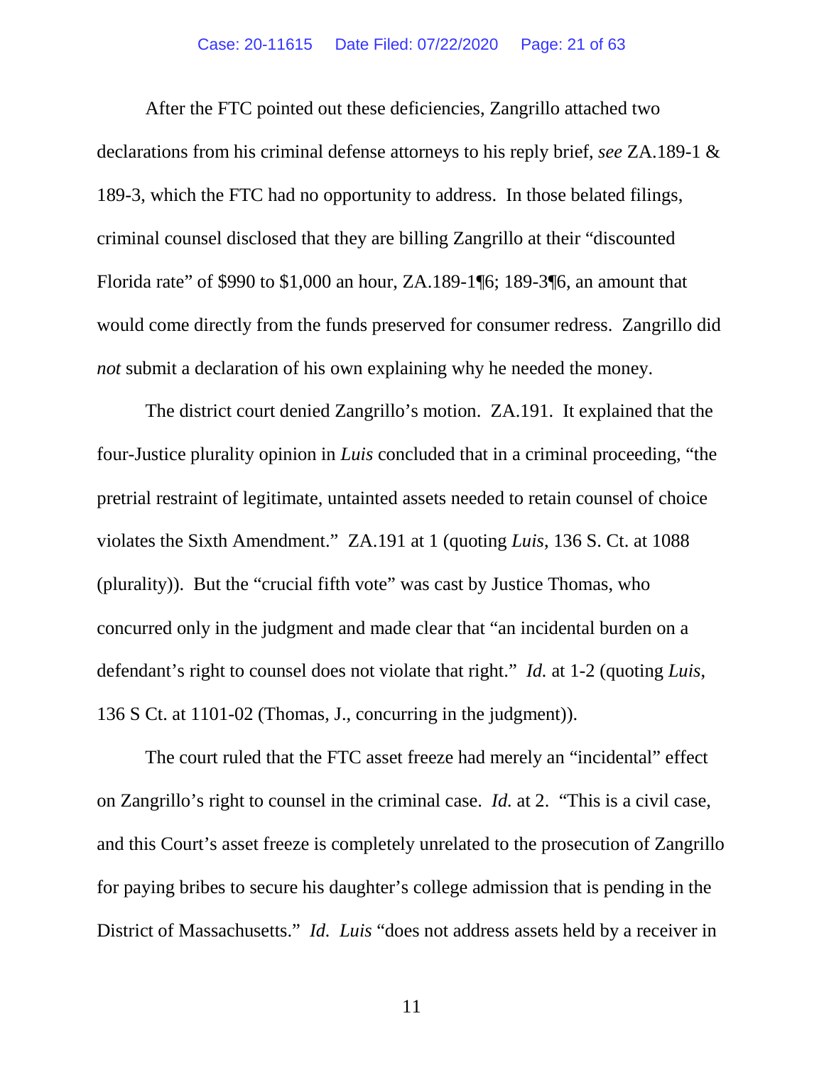After the FTC pointed out these deficiencies, Zangrillo attached two declarations from his criminal defense attorneys to his reply brief, *see* ZA.189-1 & 189-3, which the FTC had no opportunity to address. In those belated filings, criminal counsel disclosed that they are billing Zangrillo at their "discounted Florida rate" of $990 to $1,000 an hour, ZA.189-1¶6; 189-3¶6, an amount that would come directly from the funds preserved for consumer redress. Zangrillo did *not* submit a declaration of his own explaining why he needed the money.

The district court denied Zangrillo's motion. ZA.191. It explained that the four-Justice plurality opinion in *Luis* concluded that in a criminal proceeding, "the pretrial restraint of legitimate, untainted assets needed to retain counsel of choice violates the Sixth Amendment." ZA.191 at 1 (quoting *Luis*, 136 S. Ct. at 1088 (plurality)). But the "crucial fifth vote" was cast by Justice Thomas, who concurred only in the judgment and made clear that "an incidental burden on a defendant's right to counsel does not violate that right." *Id.* at 1-2 (quoting *Luis*, 136 S Ct. at 1101-02 (Thomas, J., concurring in the judgment)).

The court ruled that the FTC asset freeze had merely an "incidental" effect on Zangrillo's right to counsel in the criminal case. *Id.* at 2. "This is a civil case, and this Court's asset freeze is completely unrelated to the prosecution of Zangrillo for paying bribes to secure his daughter's college admission that is pending in the District of Massachusetts." *Id.* *Luis* "does not address assets held by a receiver in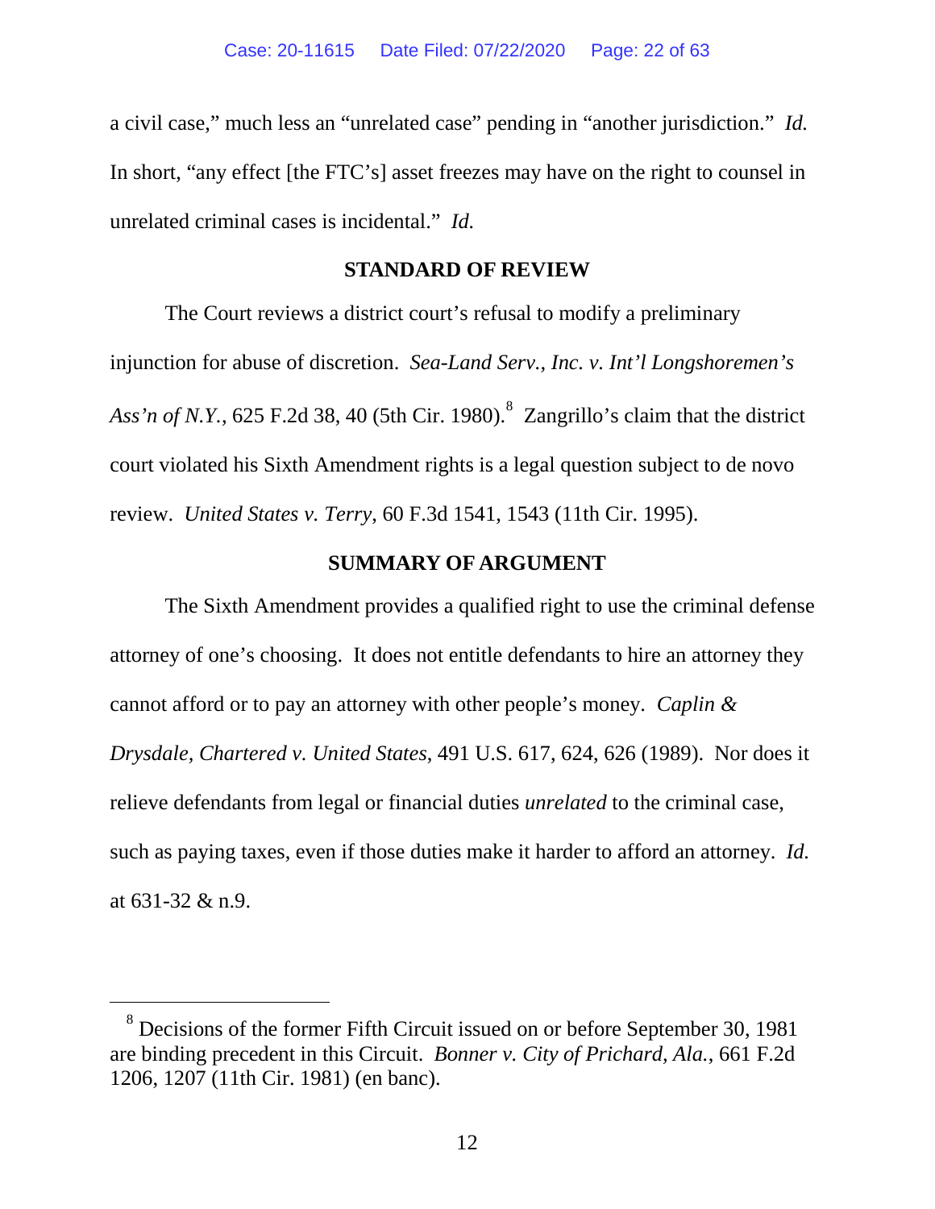a civil case," much less an "unrelated case" pending in "another jurisdiction." *Id.* In short, "any effect [the FTC's] asset freezes may have on the right to counsel in unrelated criminal cases is incidental." *Id.*

## STANDARD OF REVIEW

The Court reviews a district court's refusal to modify a preliminary injunction for abuse of discretion. *Sea-Land Serv., Inc. v. Int'l Longshoremen's Ass'n of N.Y.*, 625 F.2d 38, 40 (5th Cir. 1980).[8] Zangrillo's claim that the district court violated his Sixth Amendment rights is a legal question subject to de novo review. *United States v. Terry*, 60 F.3d 1541, 1543 (11th Cir. 1995).

## SUMMARY OF ARGUMENT

The Sixth Amendment provides a qualified right to use the criminal defense attorney of one's choosing. It does not entitle defendants to hire an attorney they cannot afford or to pay an attorney with other people's money. *Caplin & Drysdale, Chartered v. United States*, 491 U.S. 617, 624, 626 (1989). Nor does it relieve defendants from legal or financial duties *unrelated* to the criminal case, such as paying taxes, even if those duties make it harder to afford an attorney. *Id.* at 631-32 & n.9.

---

[8] Decisions of the former Fifth Circuit issued on or before September 30, 1981 are binding precedent in this Circuit. *Bonner v. City of Prichard, Ala.*, 661 F.2d 1206, 1207 (11th Cir. 1981) (en banc).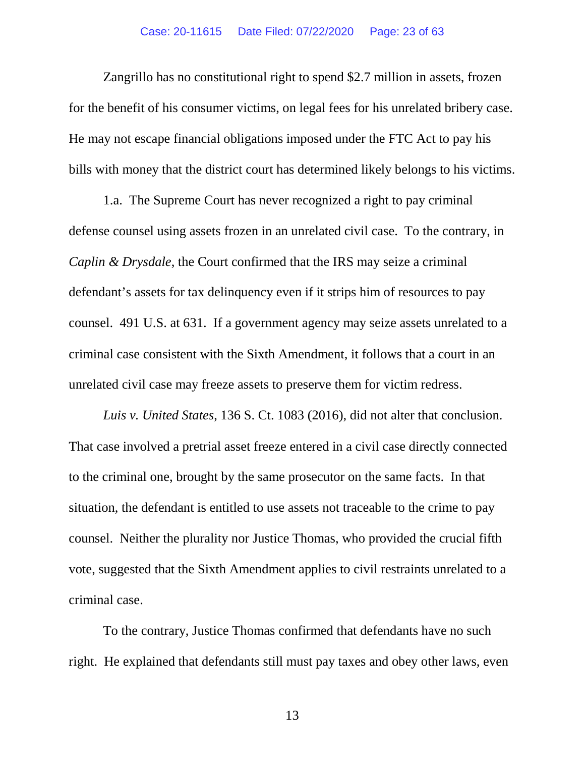Zangrillo has no constitutional right to spend $2.7 million in assets, frozen for the benefit of his consumer victims, on legal fees for his unrelated bribery case. He may not escape financial obligations imposed under the FTC Act to pay his bills with money that the district court has determined likely belongs to his victims.

1.a. The Supreme Court has never recognized a right to pay criminal defense counsel using assets frozen in an unrelated civil case. To the contrary, in *Caplin & Drysdale*, the Court confirmed that the IRS may seize a criminal defendant's assets for tax delinquency even if it strips him of resources to pay counsel. 491 U.S. at 631. If a government agency may seize assets unrelated to a criminal case consistent with the Sixth Amendment, it follows that a court in an unrelated civil case may freeze assets to preserve them for victim redress.

*Luis v. United States*, 136 S. Ct. 1083 (2016), did not alter that conclusion. That case involved a pretrial asset freeze entered in a civil case directly connected to the criminal one, brought by the same prosecutor on the same facts. In that situation, the defendant is entitled to use assets not traceable to the crime to pay counsel. Neither the plurality nor Justice Thomas, who provided the crucial fifth vote, suggested that the Sixth Amendment applies to civil restraints unrelated to a criminal case.

To the contrary, Justice Thomas confirmed that defendants have no such right. He explained that defendants still must pay taxes and obey other laws, even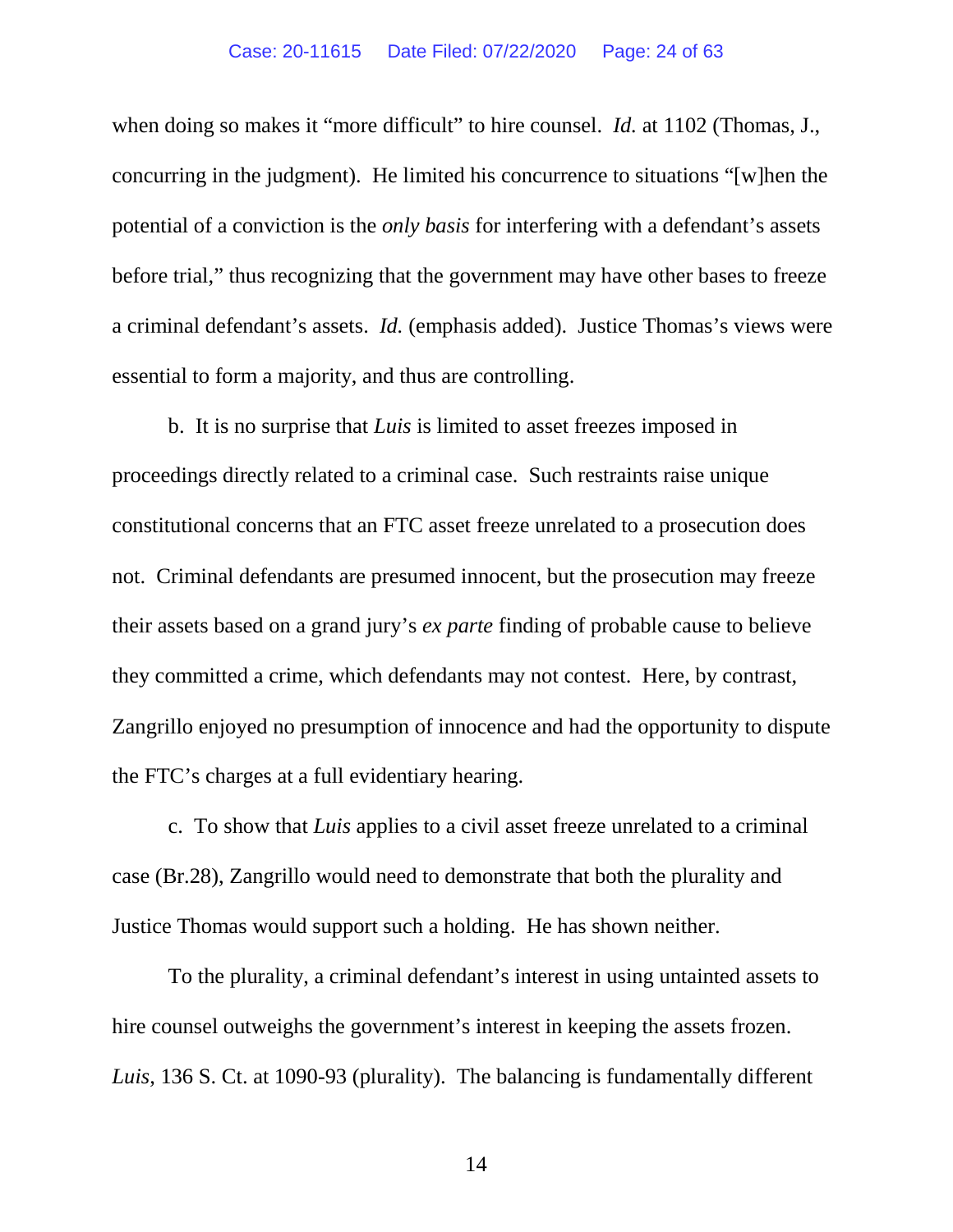when doing so makes it "more difficult" to hire counsel. *Id.* at 1102 (Thomas, J., concurring in the judgment). He limited his concurrence to situations "[w]hen the potential of a conviction is the *only basis* for interfering with a defendant's assets before trial," thus recognizing that the government may have other bases to freeze a criminal defendant's assets. *Id.* (emphasis added). Justice Thomas's views were essential to form a majority, and thus are controlling.

b. It is no surprise that *Luis* is limited to asset freezes imposed in proceedings directly related to a criminal case. Such restraints raise unique constitutional concerns that an FTC asset freeze unrelated to a prosecution does not. Criminal defendants are presumed innocent, but the prosecution may freeze their assets based on a grand jury's *ex parte* finding of probable cause to believe they committed a crime, which defendants may not contest. Here, by contrast, Zangrillo enjoyed no presumption of innocence and had the opportunity to dispute the FTC's charges at a full evidentiary hearing.

c. To show that *Luis* applies to a civil asset freeze unrelated to a criminal case (Br.28), Zangrillo would need to demonstrate that both the plurality and Justice Thomas would support such a holding. He has shown neither.

To the plurality, a criminal defendant's interest in using untainted assets to hire counsel outweighs the government's interest in keeping the assets frozen. *Luis*, 136 S. Ct. at 1090-93 (plurality). The balancing is fundamentally different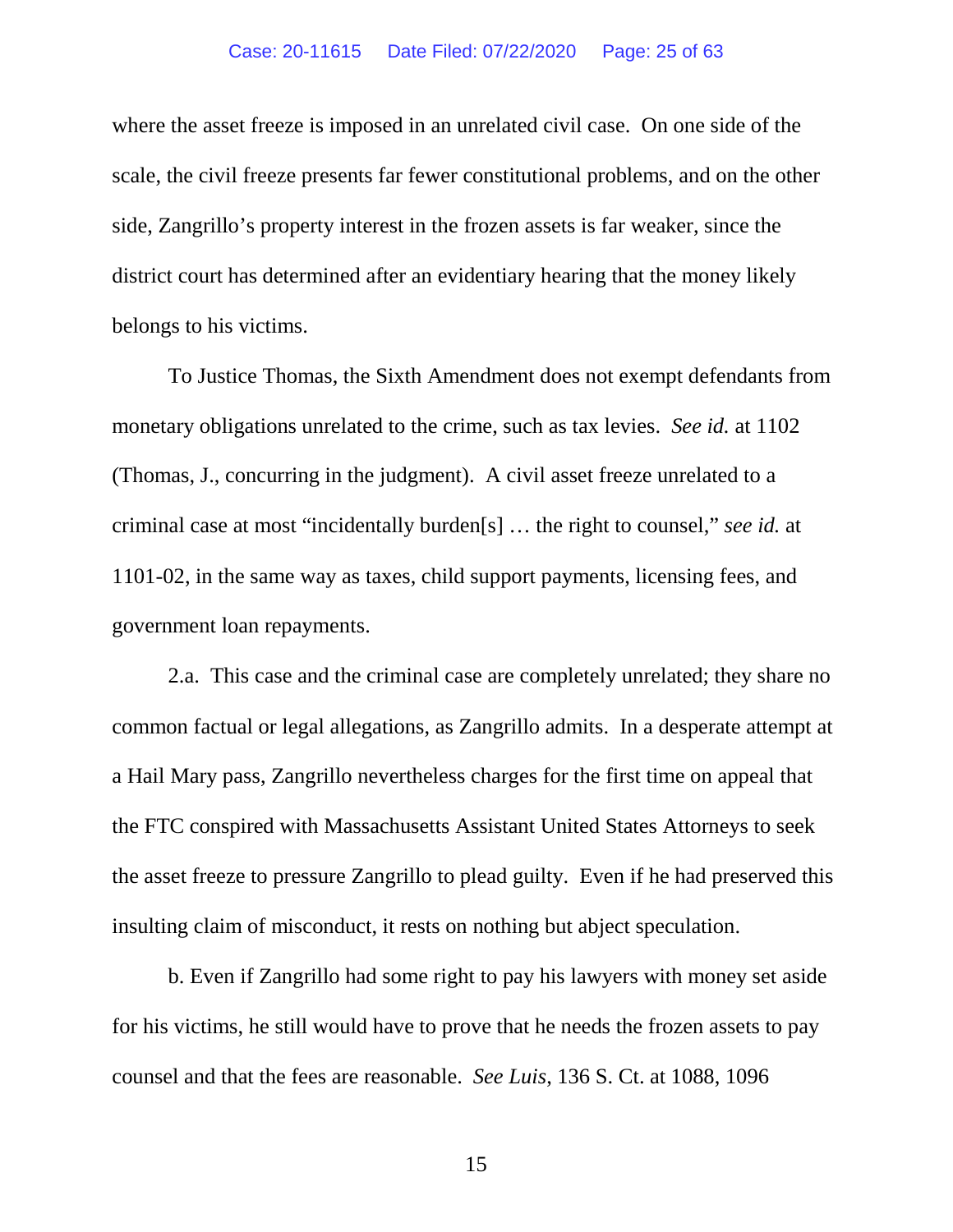where the asset freeze is imposed in an unrelated civil case. On one side of the scale, the civil freeze presents far fewer constitutional problems, and on the other side, Zangrillo's property interest in the frozen assets is far weaker, since the district court has determined after an evidentiary hearing that the money likely belongs to his victims.

To Justice Thomas, the Sixth Amendment does not exempt defendants from monetary obligations unrelated to the crime, such as tax levies. *See id.* at 1102 (Thomas, J., concurring in the judgment). A civil asset freeze unrelated to a criminal case at most "incidentally burden[s] … the right to counsel," *see id.* at 1101-02, in the same way as taxes, child support payments, licensing fees, and government loan repayments.

2.a. This case and the criminal case are completely unrelated; they share no common factual or legal allegations, as Zangrillo admits. In a desperate attempt at a Hail Mary pass, Zangrillo nevertheless charges for the first time on appeal that the FTC conspired with Massachusetts Assistant United States Attorneys to seek the asset freeze to pressure Zangrillo to plead guilty. Even if he had preserved this insulting claim of misconduct, it rests on nothing but abject speculation.

b. Even if Zangrillo had some right to pay his lawyers with money set aside for his victims, he still would have to prove that he needs the frozen assets to pay counsel and that the fees are reasonable. *See Luis*, 136 S. Ct. at 1088, 1096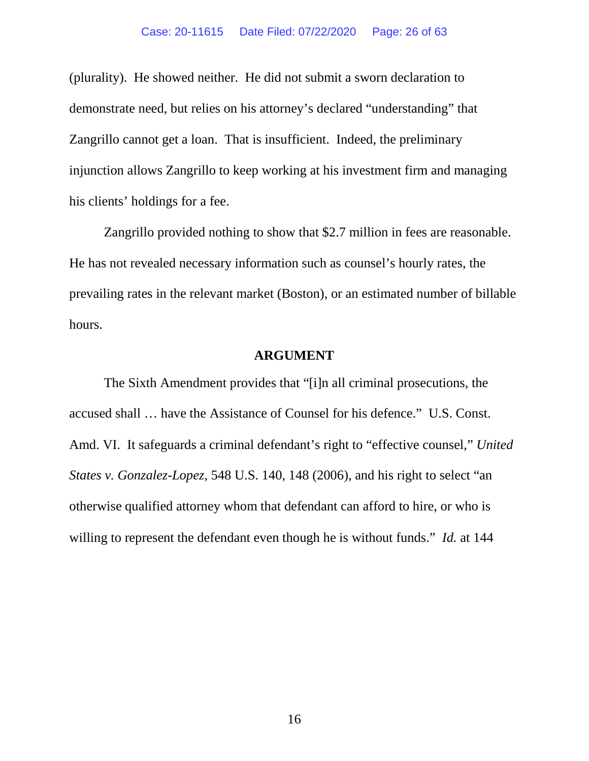(plurality). He showed neither. He did not submit a sworn declaration to demonstrate need, but relies on his attorney's declared "understanding" that Zangrillo cannot get a loan. That is insufficient. Indeed, the preliminary injunction allows Zangrillo to keep working at his investment firm and managing his clients' holdings for a fee.

Zangrillo provided nothing to show that $2.7 million in fees are reasonable. He has not revealed necessary information such as counsel's hourly rates, the prevailing rates in the relevant market (Boston), or an estimated number of billable hours.

## ARGUMENT

The Sixth Amendment provides that "[i]n all criminal prosecutions, the accused shall … have the Assistance of Counsel for his defence." U.S. Const. Amd. VI. It safeguards a criminal defendant's right to "effective counsel," *United States v. Gonzalez-Lopez*, 548 U.S. 140, 148 (2006), and his right to select "an otherwise qualified attorney whom that defendant can afford to hire, or who is willing to represent the defendant even though he is without funds." *Id.* at 144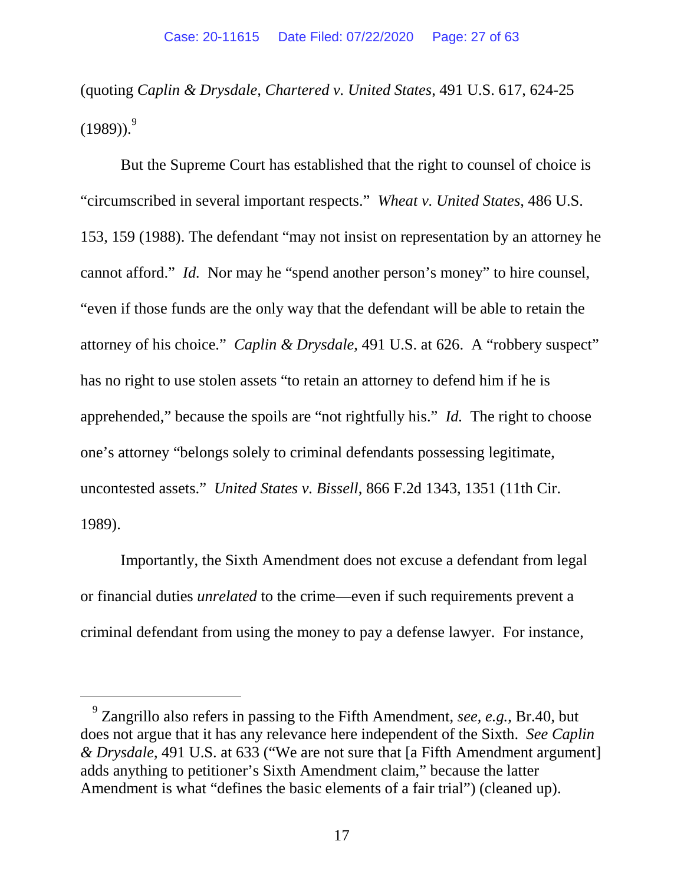(quoting *Caplin & Drysdale, Chartered v. United States*, 491 U.S. 617, 624-25 (1989)).[9]

But the Supreme Court has established that the right to counsel of choice is "circumscribed in several important respects." *Wheat v. United States*, 486 U.S. 153, 159 (1988). The defendant "may not insist on representation by an attorney he cannot afford." *Id.* Nor may he "spend another person's money" to hire counsel, "even if those funds are the only way that the defendant will be able to retain the attorney of his choice." *Caplin & Drysdale*, 491 U.S. at 626. A "robbery suspect" has no right to use stolen assets "to retain an attorney to defend him if he is apprehended," because the spoils are "not rightfully his." *Id.* The right to choose one's attorney "belongs solely to criminal defendants possessing legitimate, uncontested assets." *United States v. Bissell*, 866 F.2d 1343, 1351 (11th Cir. 1989).

Importantly, the Sixth Amendment does not excuse a defendant from legal or financial duties *unrelated* to the crime—even if such requirements prevent a criminal defendant from using the money to pay a defense lawyer. For instance,

---

[9] Zangrillo also refers in passing to the Fifth Amendment, *see, e.g.*, Br.40, but does not argue that it has any relevance here independent of the Sixth. *See Caplin & Drysdale*, 491 U.S. at 633 ("We are not sure that [a Fifth Amendment argument] adds anything to petitioner's Sixth Amendment claim," because the latter Amendment is what "defines the basic elements of a fair trial") (cleaned up).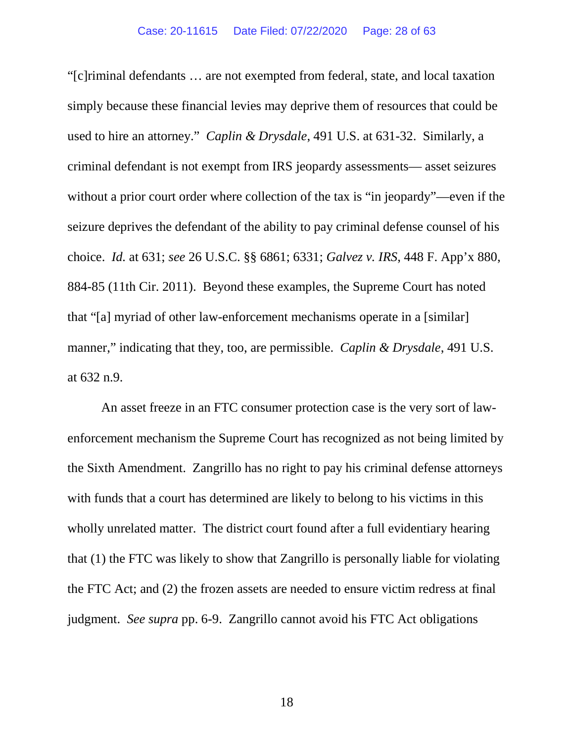"[c]riminal defendants … are not exempted from federal, state, and local taxation simply because these financial levies may deprive them of resources that could be used to hire an attorney." *Caplin & Drysdale*, 491 U.S. at 631-32. Similarly, a criminal defendant is not exempt from IRS jeopardy assessments— asset seizures without a prior court order where collection of the tax is "in jeopardy"—even if the seizure deprives the defendant of the ability to pay criminal defense counsel of his choice. *Id.* at 631; *see* 26 U.S.C. §§ 6861; 6331; *Galvez v. IRS*, 448 F. App'x 880, 884-85 (11th Cir. 2011). Beyond these examples, the Supreme Court has noted that "[a] myriad of other law-enforcement mechanisms operate in a [similar] manner," indicating that they, too, are permissible. *Caplin & Drysdale*, 491 U.S. at 632 n.9.

An asset freeze in an FTC consumer protection case is the very sort of law-enforcement mechanism the Supreme Court has recognized as not being limited by the Sixth Amendment. Zangrillo has no right to pay his criminal defense attorneys with funds that a court has determined are likely to belong to his victims in this wholly unrelated matter. The district court found after a full evidentiary hearing that (1) the FTC was likely to show that Zangrillo is personally liable for violating the FTC Act; and (2) the frozen assets are needed to ensure victim redress at final judgment. *See supra* pp. 6-9. Zangrillo cannot avoid his FTC Act obligations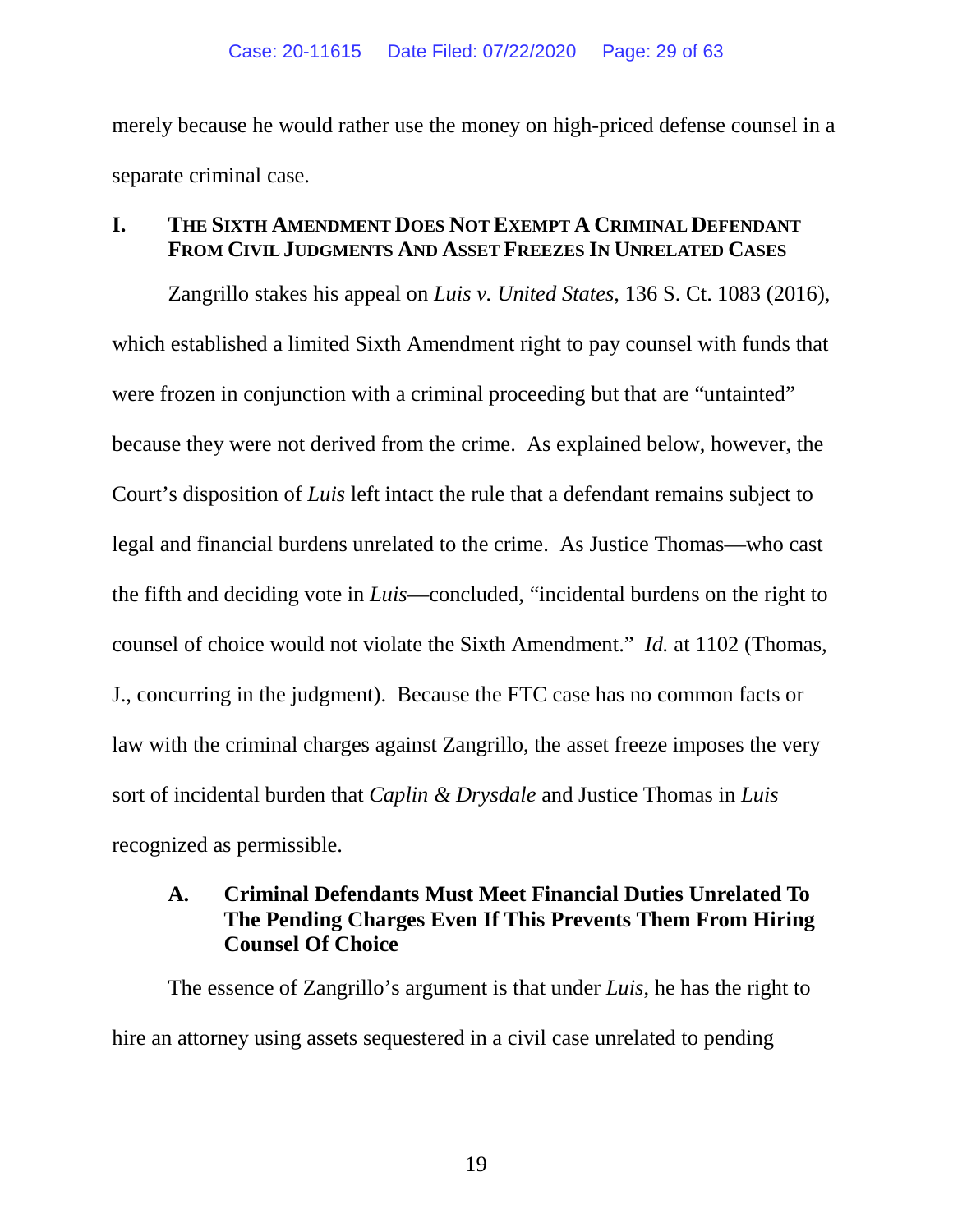merely because he would rather use the money on high-priced defense counsel in a separate criminal case.

## I. THE SIXTH AMENDMENT DOES NOT EXEMPT A CRIMINAL DEFENDANT FROM CIVIL JUDGMENTS AND ASSET FREEZES IN UNRELATED CASES

Zangrillo stakes his appeal on *Luis v. United States*, 136 S. Ct. 1083 (2016), which established a limited Sixth Amendment right to pay counsel with funds that were frozen in conjunction with a criminal proceeding but that are "untainted" because they were not derived from the crime. As explained below, however, the Court's disposition of *Luis* left intact the rule that a defendant remains subject to legal and financial burdens unrelated to the crime. As Justice Thomas—who cast the fifth and deciding vote in *Luis*—concluded, "incidental burdens on the right to counsel of choice would not violate the Sixth Amendment." *Id.* at 1102 (Thomas, J., concurring in the judgment). Because the FTC case has no common facts or law with the criminal charges against Zangrillo, the asset freeze imposes the very sort of incidental burden that *Caplin & Drysdale* and Justice Thomas in *Luis* recognized as permissible.

### A. Criminal Defendants Must Meet Financial Duties Unrelated To The Pending Charges Even If This Prevents Them From Hiring Counsel Of Choice

The essence of Zangrillo's argument is that under *Luis*, he has the right to hire an attorney using assets sequestered in a civil case unrelated to pending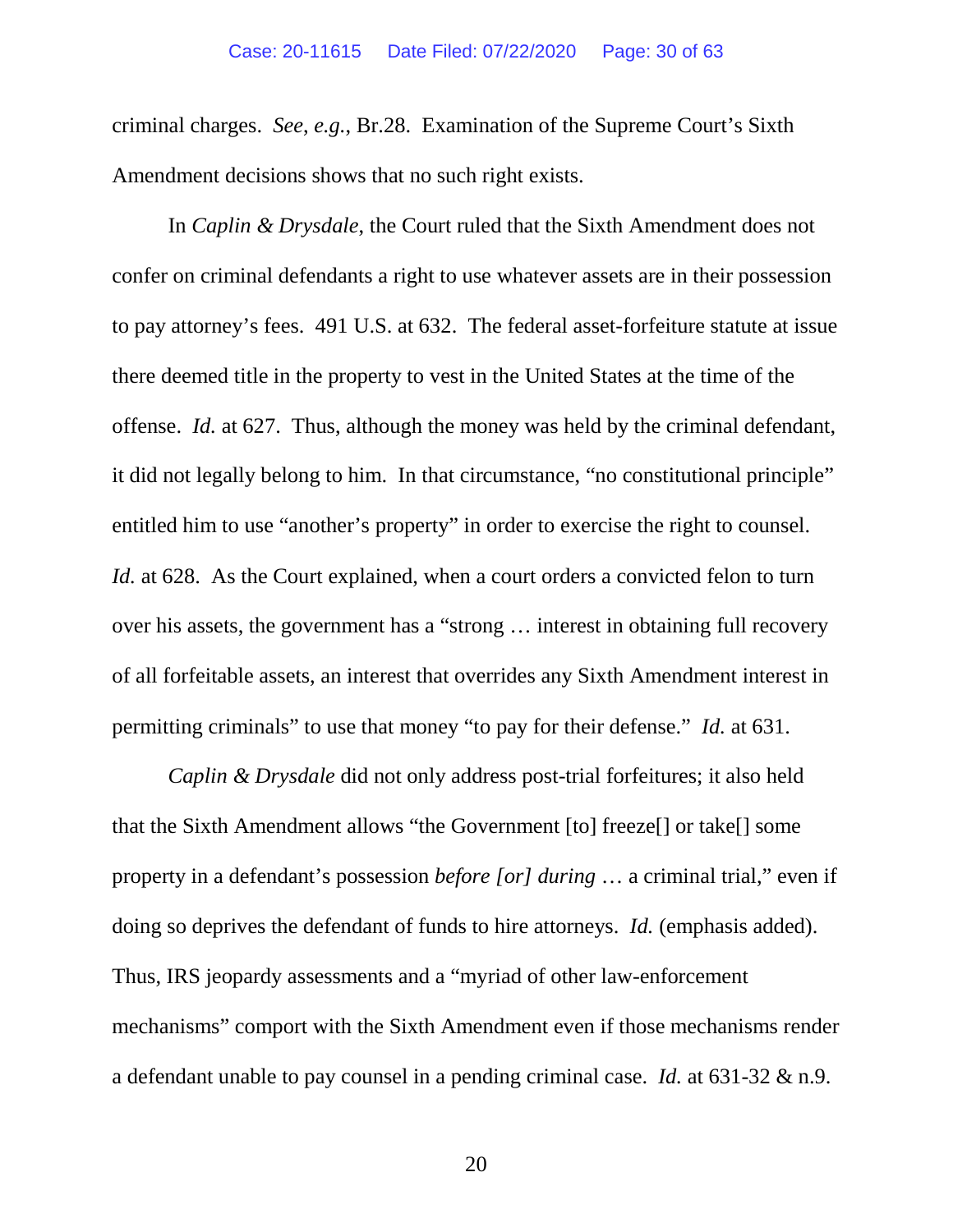criminal charges. *See*, *e.g.*, Br.28. Examination of the Supreme Court's Sixth Amendment decisions shows that no such right exists.

In *Caplin & Drysdale*, the Court ruled that the Sixth Amendment does not confer on criminal defendants a right to use whatever assets are in their possession to pay attorney's fees. 491 U.S. at 632. The federal asset-forfeiture statute at issue there deemed title in the property to vest in the United States at the time of the offense. *Id.* at 627. Thus, although the money was held by the criminal defendant, it did not legally belong to him. In that circumstance, "no constitutional principle" entitled him to use "another's property" in order to exercise the right to counsel. *Id.* at 628. As the Court explained, when a court orders a convicted felon to turn over his assets, the government has a "strong … interest in obtaining full recovery of all forfeitable assets, an interest that overrides any Sixth Amendment interest in permitting criminals" to use that money "to pay for their defense." *Id.* at 631.

*Caplin & Drysdale* did not only address post-trial forfeitures; it also held that the Sixth Amendment allows "the Government [to] freeze[] or take[] some property in a defendant's possession *before [or] during* … a criminal trial," even if doing so deprives the defendant of funds to hire attorneys. *Id.* (emphasis added). Thus, IRS jeopardy assessments and a "myriad of other law-enforcement mechanisms" comport with the Sixth Amendment even if those mechanisms render a defendant unable to pay counsel in a pending criminal case. *Id.* at 631-32 & n.9.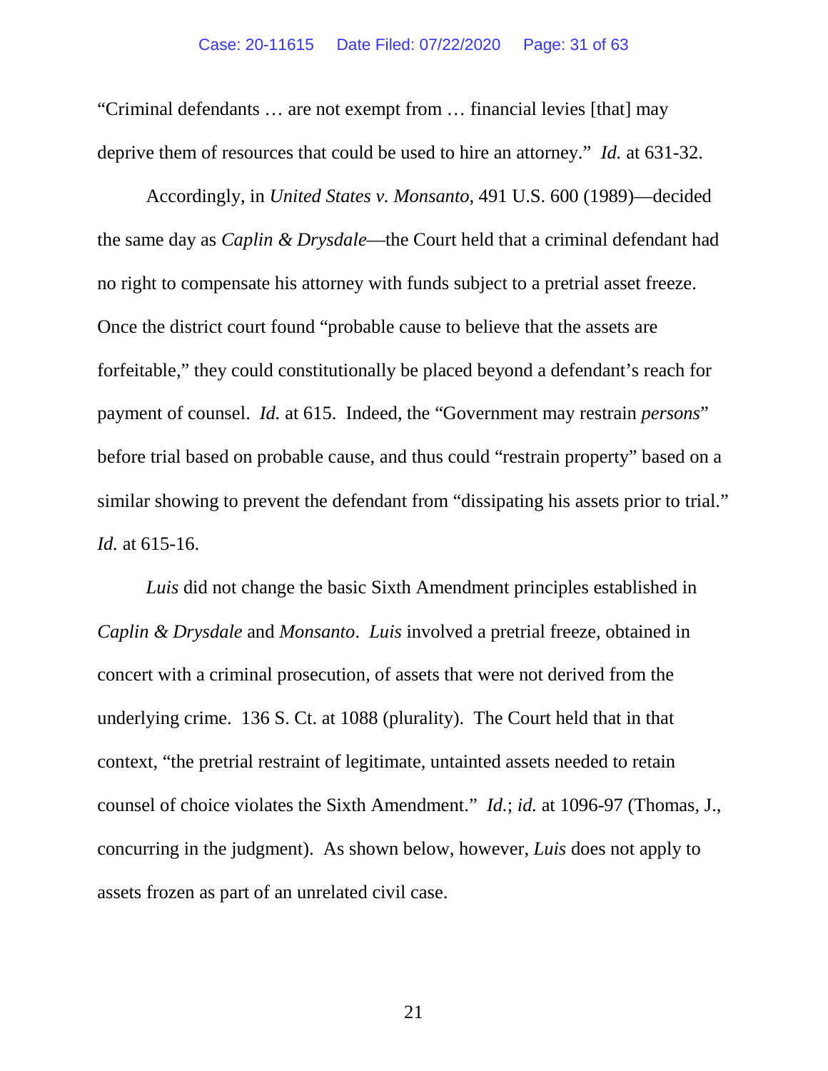"Criminal defendants … are not exempt from … financial levies [that] may deprive them of resources that could be used to hire an attorney." *Id.* at 631-32.

Accordingly, in *United States v. Monsanto*, 491 U.S. 600 (1989)—decided the same day as *Caplin & Drysdale*—the Court held that a criminal defendant had no right to compensate his attorney with funds subject to a pretrial asset freeze. Once the district court found "probable cause to believe that the assets are forfeitable," they could constitutionally be placed beyond a defendant's reach for payment of counsel. *Id.* at 615. Indeed, the "Government may restrain *persons*" before trial based on probable cause, and thus could "restrain property" based on a similar showing to prevent the defendant from "dissipating his assets prior to trial." *Id.* at 615-16.

*Luis* did not change the basic Sixth Amendment principles established in *Caplin & Drysdale* and *Monsanto*. *Luis* involved a pretrial freeze, obtained in concert with a criminal prosecution, of assets that were not derived from the underlying crime. 136 S. Ct. at 1088 (plurality). The Court held that in that context, "the pretrial restraint of legitimate, untainted assets needed to retain counsel of choice violates the Sixth Amendment." *Id.*; *id.* at 1096-97 (Thomas, J., concurring in the judgment). As shown below, however, *Luis* does not apply to assets frozen as part of an unrelated civil case.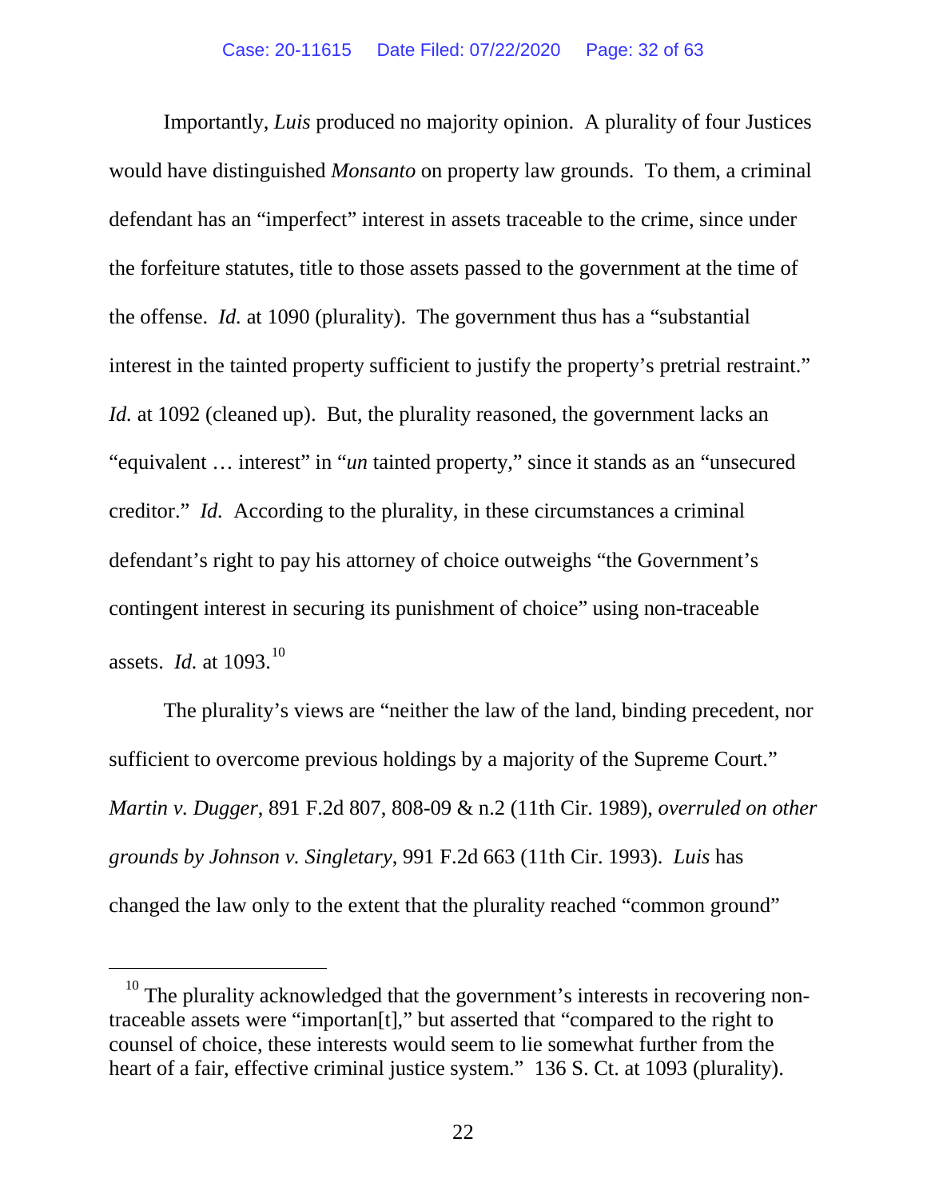Importantly, *Luis* produced no majority opinion. A plurality of four Justices would have distinguished *Monsanto* on property law grounds. To them, a criminal defendant has an "imperfect" interest in assets traceable to the crime, since under the forfeiture statutes, title to those assets passed to the government at the time of the offense. *Id.* at 1090 (plurality). The government thus has a "substantial interest in the tainted property sufficient to justify the property's pretrial restraint." *Id.* at 1092 (cleaned up). But, the plurality reasoned, the government lacks an "equivalent … interest" in "*un* tainted property," since it stands as an "unsecured creditor." *Id.* According to the plurality, in these circumstances a criminal defendant's right to pay his attorney of choice outweighs "the Government's contingent interest in securing its punishment of choice" using non-traceable assets. *Id.* at 1093.[10]

The plurality's views are "neither the law of the land, binding precedent, nor sufficient to overcome previous holdings by a majority of the Supreme Court." *Martin v. Dugger*, 891 F.2d 807, 808-09 & n.2 (11th Cir. 1989), *overruled on other grounds by Johnson v. Singletary*, 991 F.2d 663 (11th Cir. 1993). *Luis* has changed the law only to the extent that the plurality reached "common ground"

[10] The plurality acknowledged that the government's interests in recovering non-traceable assets were "importan[t]," but asserted that "compared to the right to counsel of choice, these interests would seem to lie somewhat further from the heart of a fair, effective criminal justice system." 136 S. Ct. at 1093 (plurality).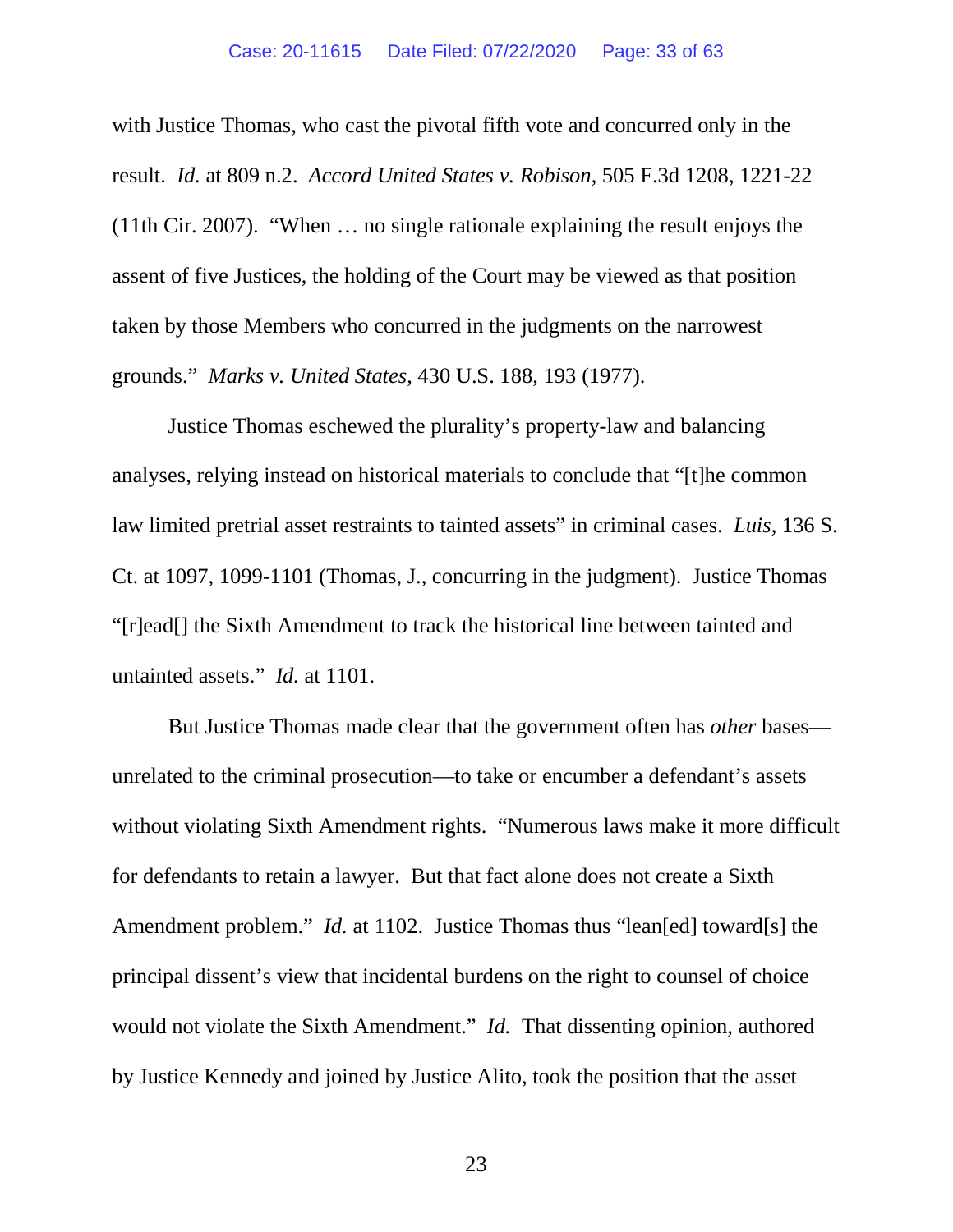with Justice Thomas, who cast the pivotal fifth vote and concurred only in the result. *Id.* at 809 n.2. *Accord United States v. Robison*, 505 F.3d 1208, 1221-22 (11th Cir. 2007). "When … no single rationale explaining the result enjoys the assent of five Justices, the holding of the Court may be viewed as that position taken by those Members who concurred in the judgments on the narrowest grounds." *Marks v. United States*, 430 U.S. 188, 193 (1977).

Justice Thomas eschewed the plurality's property-law and balancing analyses, relying instead on historical materials to conclude that "[t]he common law limited pretrial asset restraints to tainted assets" in criminal cases. *Luis*, 136 S. Ct. at 1097, 1099-1101 (Thomas, J., concurring in the judgment). Justice Thomas "[r]ead[] the Sixth Amendment to track the historical line between tainted and untainted assets." *Id.* at 1101.

But Justice Thomas made clear that the government often has *other* bases—unrelated to the criminal prosecution—to take or encumber a defendant's assets without violating Sixth Amendment rights. "Numerous laws make it more difficult for defendants to retain a lawyer. But that fact alone does not create a Sixth Amendment problem." *Id.* at 1102. Justice Thomas thus "lean[ed] toward[s] the principal dissent's view that incidental burdens on the right to counsel of choice would not violate the Sixth Amendment." *Id.* That dissenting opinion, authored by Justice Kennedy and joined by Justice Alito, took the position that the asset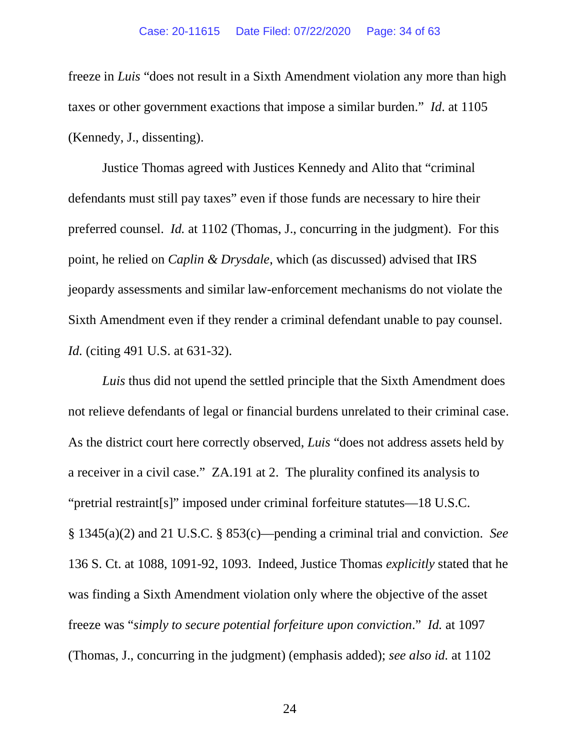freeze in *Luis* "does not result in a Sixth Amendment violation any more than high taxes or other government exactions that impose a similar burden." *Id.* at 1105 (Kennedy, J., dissenting).

Justice Thomas agreed with Justices Kennedy and Alito that "criminal defendants must still pay taxes" even if those funds are necessary to hire their preferred counsel. *Id.* at 1102 (Thomas, J., concurring in the judgment). For this point, he relied on *Caplin & Drysdale*, which (as discussed) advised that IRS jeopardy assessments and similar law-enforcement mechanisms do not violate the Sixth Amendment even if they render a criminal defendant unable to pay counsel. *Id.* (citing 491 U.S. at 631-32).

*Luis* thus did not upend the settled principle that the Sixth Amendment does not relieve defendants of legal or financial burdens unrelated to their criminal case. As the district court here correctly observed, *Luis* "does not address assets held by a receiver in a civil case." ZA.191 at 2. The plurality confined its analysis to "pretrial restraint[s]" imposed under criminal forfeiture statutes—18 U.S.C. § 1345(a)(2) and 21 U.S.C. § 853(c)—pending a criminal trial and conviction. *See* 136 S. Ct. at 1088, 1091-92, 1093. Indeed, Justice Thomas *explicitly* stated that he was finding a Sixth Amendment violation only where the objective of the asset freeze was "*simply to secure potential forfeiture upon conviction*." *Id.* at 1097 (Thomas, J., concurring in the judgment) (emphasis added); *see also id.* at 1102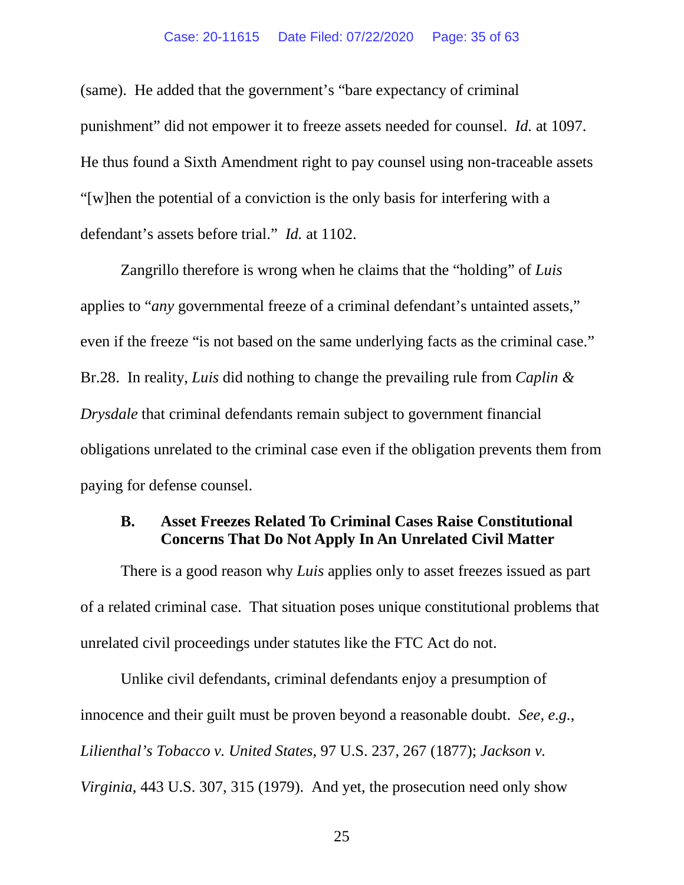(same). He added that the government's "bare expectancy of criminal punishment" did not empower it to freeze assets needed for counsel. *Id.* at 1097. He thus found a Sixth Amendment right to pay counsel using non-traceable assets "[w]hen the potential of a conviction is the only basis for interfering with a defendant's assets before trial." *Id.* at 1102.

Zangrillo therefore is wrong when he claims that the "holding" of *Luis* applies to "*any* governmental freeze of a criminal defendant's untainted assets," even if the freeze "is not based on the same underlying facts as the criminal case." Br.28. In reality, *Luis* did nothing to change the prevailing rule from *Caplin & Drysdale* that criminal defendants remain subject to government financial obligations unrelated to the criminal case even if the obligation prevents them from paying for defense counsel.

### B. Asset Freezes Related To Criminal Cases Raise Constitutional Concerns That Do Not Apply In An Unrelated Civil Matter

There is a good reason why *Luis* applies only to asset freezes issued as part of a related criminal case. That situation poses unique constitutional problems that unrelated civil proceedings under statutes like the FTC Act do not.

Unlike civil defendants, criminal defendants enjoy a presumption of innocence and their guilt must be proven beyond a reasonable doubt. *See, e.g.*, *Lilienthal's Tobacco v. United States*, 97 U.S. 237, 267 (1877); *Jackson v. Virginia*, 443 U.S. 307, 315 (1979). And yet, the prosecution need only show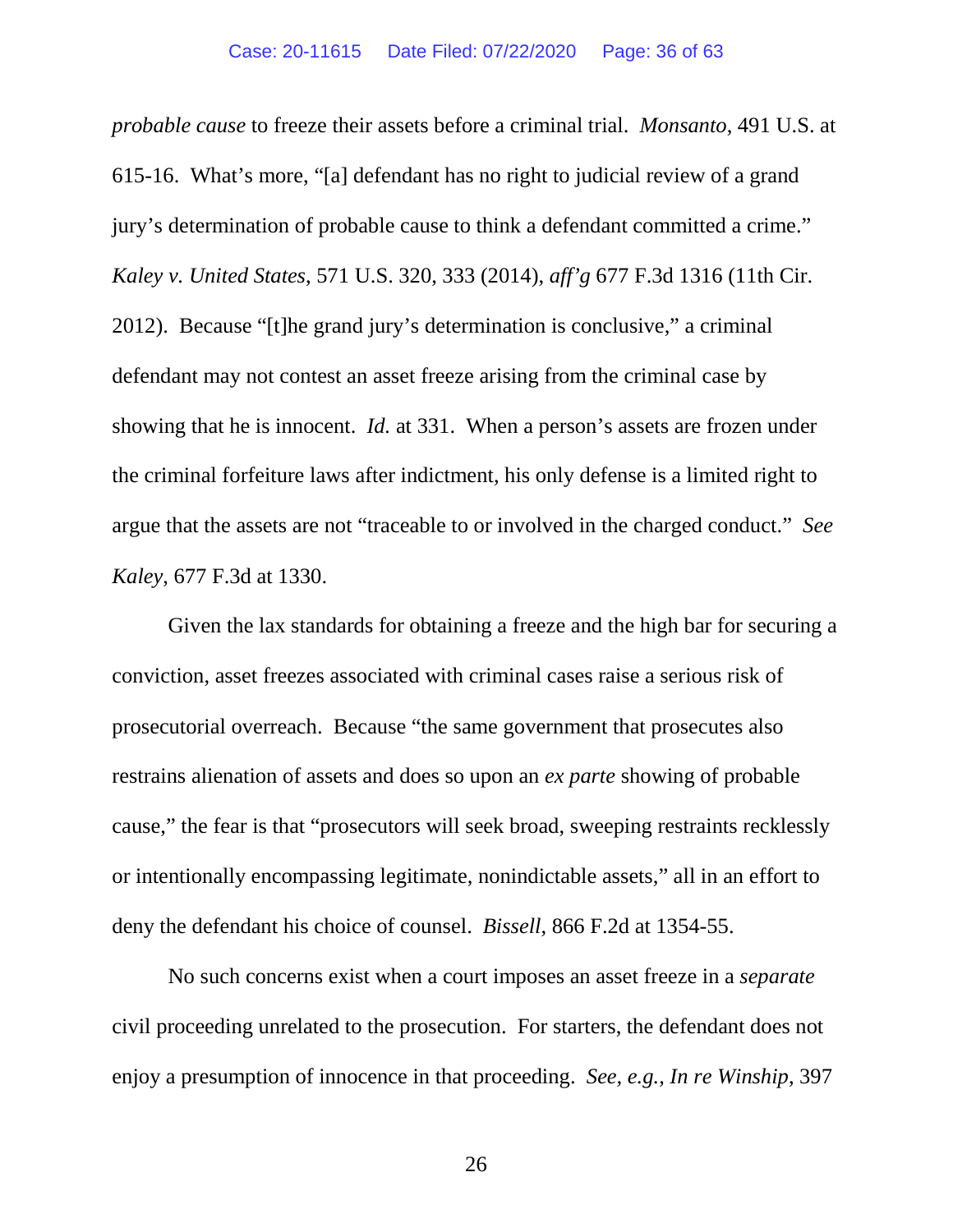*probable cause* to freeze their assets before a criminal trial. *Monsanto*, 491 U.S. at 615-16. What's more, "[a] defendant has no right to judicial review of a grand jury's determination of probable cause to think a defendant committed a crime." *Kaley v. United States*, 571 U.S. 320, 333 (2014), *aff'g* 677 F.3d 1316 (11th Cir. 2012). Because "[t]he grand jury's determination is conclusive," a criminal defendant may not contest an asset freeze arising from the criminal case by showing that he is innocent. *Id.* at 331. When a person's assets are frozen under the criminal forfeiture laws after indictment, his only defense is a limited right to argue that the assets are not "traceable to or involved in the charged conduct." *See Kaley*, 677 F.3d at 1330.

Given the lax standards for obtaining a freeze and the high bar for securing a conviction, asset freezes associated with criminal cases raise a serious risk of prosecutorial overreach. Because "the same government that prosecutes also restrains alienation of assets and does so upon an *ex parte* showing of probable cause," the fear is that "prosecutors will seek broad, sweeping restraints recklessly or intentionally encompassing legitimate, nonindictable assets," all in an effort to deny the defendant his choice of counsel. *Bissell*, 866 F.2d at 1354-55.

No such concerns exist when a court imposes an asset freeze in a *separate* civil proceeding unrelated to the prosecution. For starters, the defendant does not enjoy a presumption of innocence in that proceeding. *See, e.g.*, *In re Winship*, 397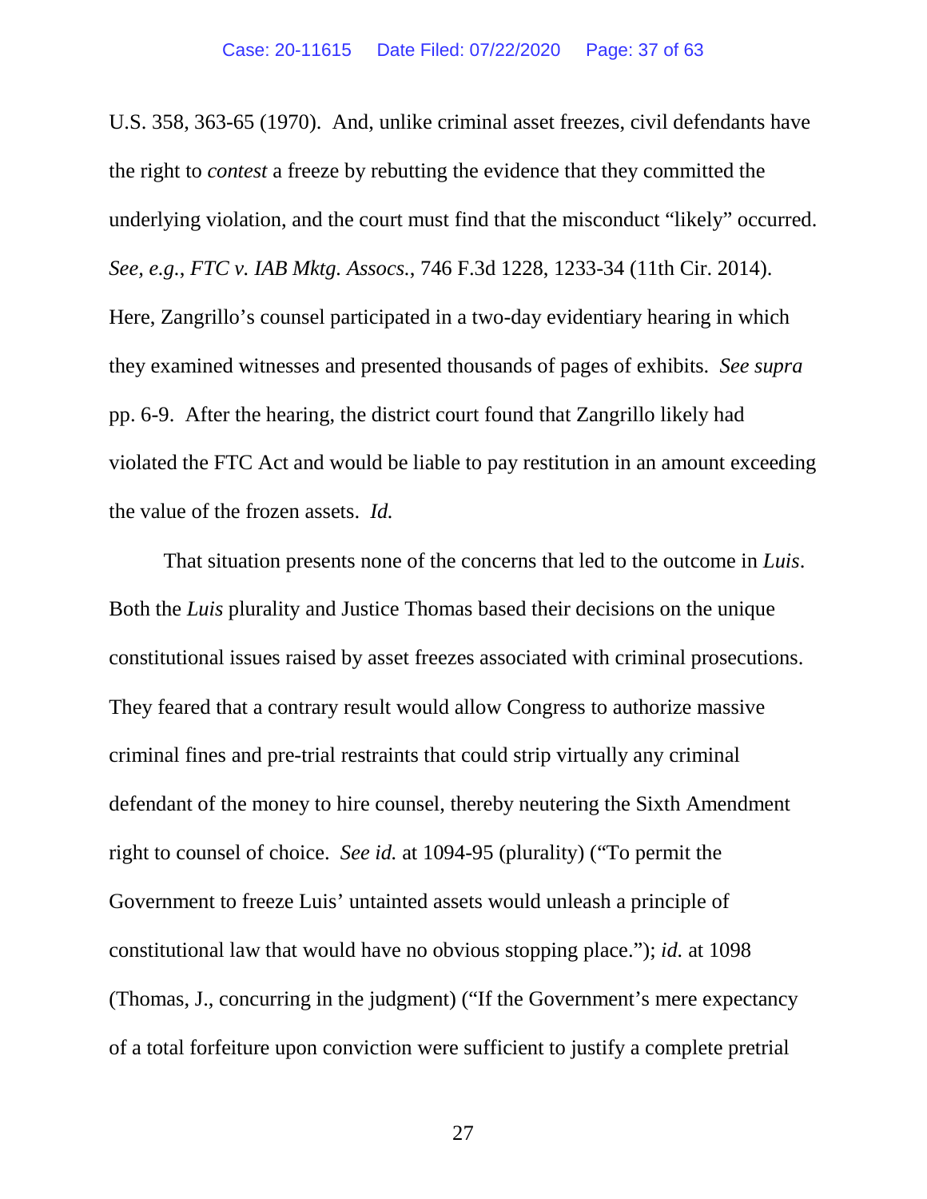U.S. 358, 363-65 (1970). And, unlike criminal asset freezes, civil defendants have the right to *contest* a freeze by rebutting the evidence that they committed the underlying violation, and the court must find that the misconduct "likely" occurred. *See, e.g.*, *FTC v. IAB Mktg. Assocs.*, 746 F.3d 1228, 1233-34 (11th Cir. 2014). Here, Zangrillo's counsel participated in a two-day evidentiary hearing in which they examined witnesses and presented thousands of pages of exhibits. *See supra* pp. 6-9. After the hearing, the district court found that Zangrillo likely had violated the FTC Act and would be liable to pay restitution in an amount exceeding the value of the frozen assets. *Id.*

That situation presents none of the concerns that led to the outcome in *Luis*. Both the *Luis* plurality and Justice Thomas based their decisions on the unique constitutional issues raised by asset freezes associated with criminal prosecutions. They feared that a contrary result would allow Congress to authorize massive criminal fines and pre-trial restraints that could strip virtually any criminal defendant of the money to hire counsel, thereby neutering the Sixth Amendment right to counsel of choice. *See id.* at 1094-95 (plurality) ("To permit the Government to freeze Luis' untainted assets would unleash a principle of constitutional law that would have no obvious stopping place."); *id.* at 1098 (Thomas, J., concurring in the judgment) ("If the Government's mere expectancy of a total forfeiture upon conviction were sufficient to justify a complete pretrial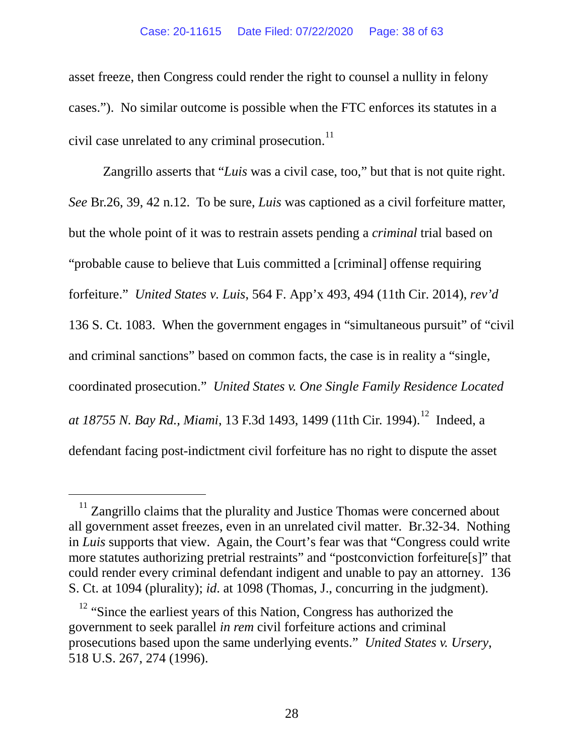asset freeze, then Congress could render the right to counsel a nullity in felony cases."). No similar outcome is possible when the FTC enforces its statutes in a civil case unrelated to any criminal prosecution.[11]

Zangrillo asserts that "*Luis* was a civil case, too," but that is not quite right. *See* Br.26, 39, 42 n.12. To be sure, *Luis* was captioned as a civil forfeiture matter, but the whole point of it was to restrain assets pending a *criminal* trial based on "probable cause to believe that Luis committed a [criminal] offense requiring forfeiture." *United States v. Luis*, 564 F. App'x 493, 494 (11th Cir. 2014), *rev'd* 136 S. Ct. 1083. When the government engages in "simultaneous pursuit" of "civil and criminal sanctions" based on common facts, the case is in reality a "single, coordinated prosecution." *United States v. One Single Family Residence Located at 18755 N. Bay Rd., Miami*, 13 F.3d 1493, 1499 (11th Cir. 1994).[12] Indeed, a defendant facing post-indictment civil forfeiture has no right to dispute the asset

---

[11] Zangrillo claims that the plurality and Justice Thomas were concerned about all government asset freezes, even in an unrelated civil matter. Br.32-34. Nothing in *Luis* supports that view. Again, the Court's fear was that "Congress could write more statutes authorizing pretrial restraints" and "postconviction forfeiture[s]" that could render every criminal defendant indigent and unable to pay an attorney. 136 S. Ct. at 1094 (plurality); *id*. at 1098 (Thomas, J., concurring in the judgment).

[12] "Since the earliest years of this Nation, Congress has authorized the government to seek parallel *in rem* civil forfeiture actions and criminal prosecutions based upon the same underlying events." *United States v. Ursery*, 518 U.S. 267, 274 (1996).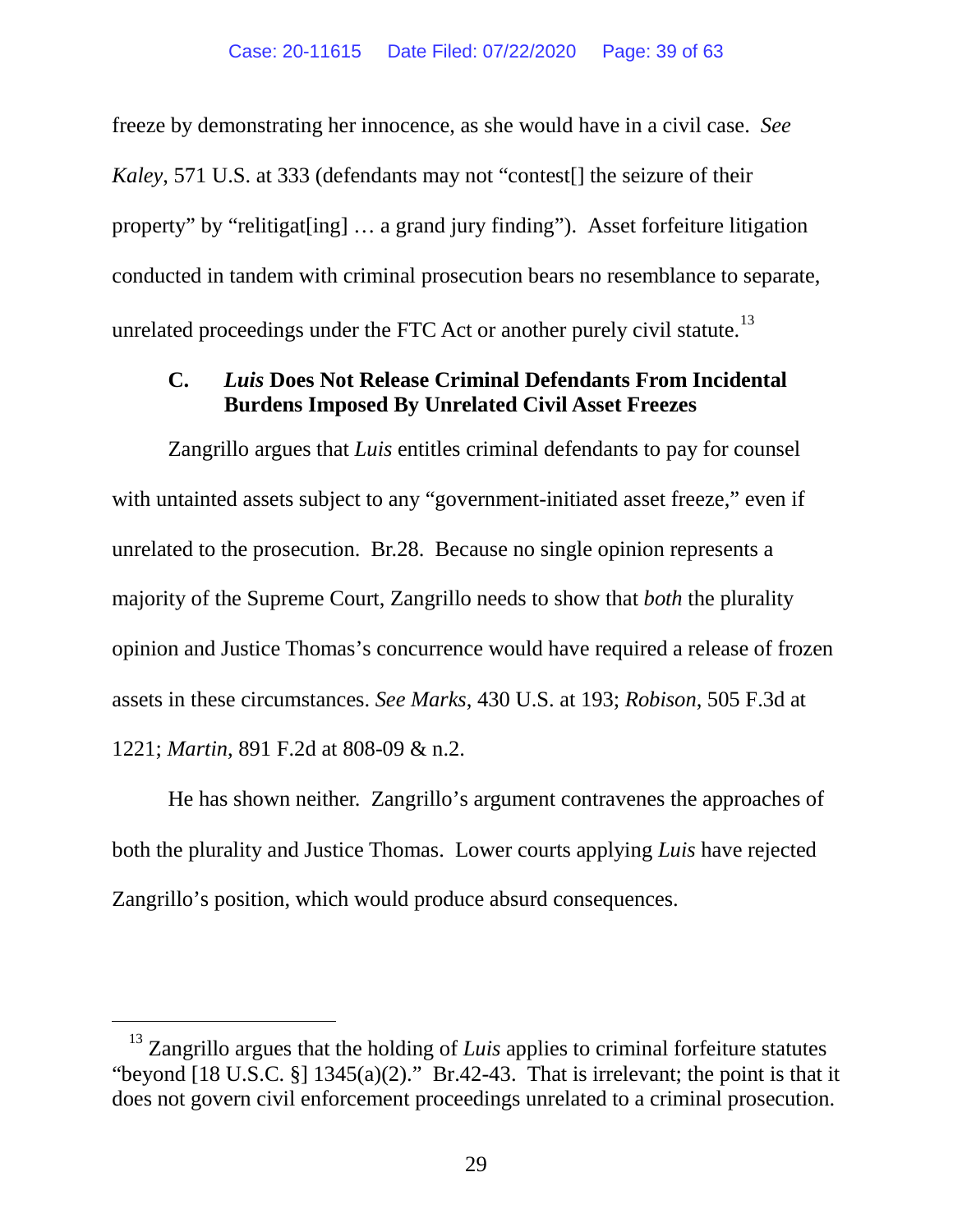freeze by demonstrating her innocence, as she would have in a civil case. *See Kaley*, 571 U.S. at 333 (defendants may not "contest[] the seizure of their property" by "relitigat[ing] … a grand jury finding"). Asset forfeiture litigation conducted in tandem with criminal prosecution bears no resemblance to separate, unrelated proceedings under the FTC Act or another purely civil statute.[13]

### C. *Luis* Does Not Release Criminal Defendants From Incidental Burdens Imposed By Unrelated Civil Asset Freezes

Zangrillo argues that *Luis* entitles criminal defendants to pay for counsel with untainted assets subject to any "government-initiated asset freeze," even if unrelated to the prosecution. Br.28. Because no single opinion represents a majority of the Supreme Court, Zangrillo needs to show that *both* the plurality opinion and Justice Thomas's concurrence would have required a release of frozen assets in these circumstances. *See Marks*, 430 U.S. at 193; *Robison*, 505 F.3d at 1221; *Martin*, 891 F.2d at 808-09 & n.2.

He has shown neither. Zangrillo's argument contravenes the approaches of both the plurality and Justice Thomas. Lower courts applying *Luis* have rejected Zangrillo's position, which would produce absurd consequences.

---

[13] Zangrillo argues that the holding of *Luis* applies to criminal forfeiture statutes "beyond [18 U.S.C. §] 1345(a)(2)." Br.42-43. That is irrelevant; the point is that it does not govern civil enforcement proceedings unrelated to a criminal prosecution.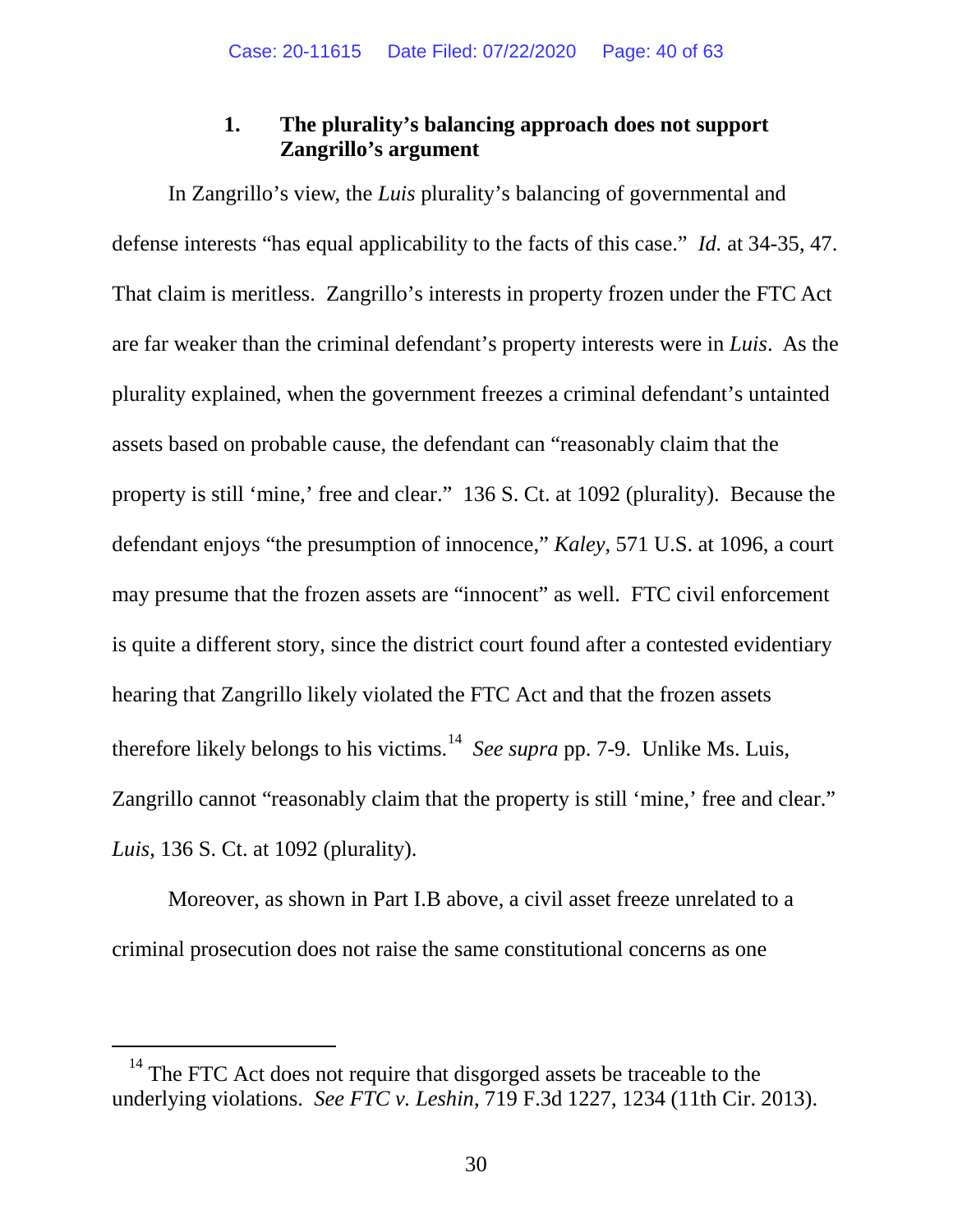### 1. The plurality's balancing approach does not support Zangrillo's argument

In Zangrillo's view, the *Luis* plurality's balancing of governmental and defense interests "has equal applicability to the facts of this case." *Id.* at 34-35, 47. That claim is meritless. Zangrillo's interests in property frozen under the FTC Act are far weaker than the criminal defendant's property interests were in *Luis*. As the plurality explained, when the government freezes a criminal defendant's untainted assets based on probable cause, the defendant can "reasonably claim that the property is still 'mine,' free and clear." 136 S. Ct. at 1092 (plurality). Because the defendant enjoys "the presumption of innocence," *Kaley*, 571 U.S. at 1096, a court may presume that the frozen assets are "innocent" as well. FTC civil enforcement is quite a different story, since the district court found after a contested evidentiary hearing that Zangrillo likely violated the FTC Act and that the frozen assets therefore likely belongs to his victims.[14] *See supra* pp. 7-9. Unlike Ms. Luis, Zangrillo cannot "reasonably claim that the property is still 'mine,' free and clear." *Luis*, 136 S. Ct. at 1092 (plurality).

Moreover, as shown in Part I.B above, a civil asset freeze unrelated to a criminal prosecution does not raise the same constitutional concerns as one

[14] The FTC Act does not require that disgorged assets be traceable to the underlying violations. *See FTC v. Leshin*, 719 F.3d 1227, 1234 (11th Cir. 2013).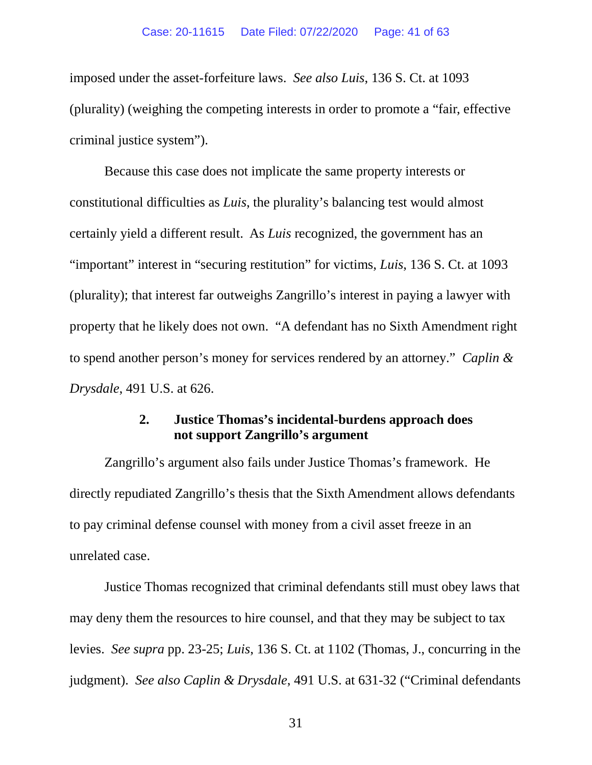imposed under the asset-forfeiture laws. *See also Luis*, 136 S. Ct. at 1093 (plurality) (weighing the competing interests in order to promote a "fair, effective criminal justice system").

Because this case does not implicate the same property interests or constitutional difficulties as *Luis*, the plurality's balancing test would almost certainly yield a different result. As *Luis* recognized, the government has an "important" interest in "securing restitution" for victims, *Luis*, 136 S. Ct. at 1093 (plurality); that interest far outweighs Zangrillo's interest in paying a lawyer with property that he likely does not own. "A defendant has no Sixth Amendment right to spend another person's money for services rendered by an attorney." *Caplin & Drysdale*, 491 U.S. at 626.

### 2. Justice Thomas's incidental-burdens approach does not support Zangrillo's argument

Zangrillo's argument also fails under Justice Thomas's framework. He directly repudiated Zangrillo's thesis that the Sixth Amendment allows defendants to pay criminal defense counsel with money from a civil asset freeze in an unrelated case.

Justice Thomas recognized that criminal defendants still must obey laws that may deny them the resources to hire counsel, and that they may be subject to tax levies. *See supra* pp. 23-25; *Luis*, 136 S. Ct. at 1102 (Thomas, J., concurring in the judgment). *See also Caplin & Drysdale*, 491 U.S. at 631-32 ("Criminal defendants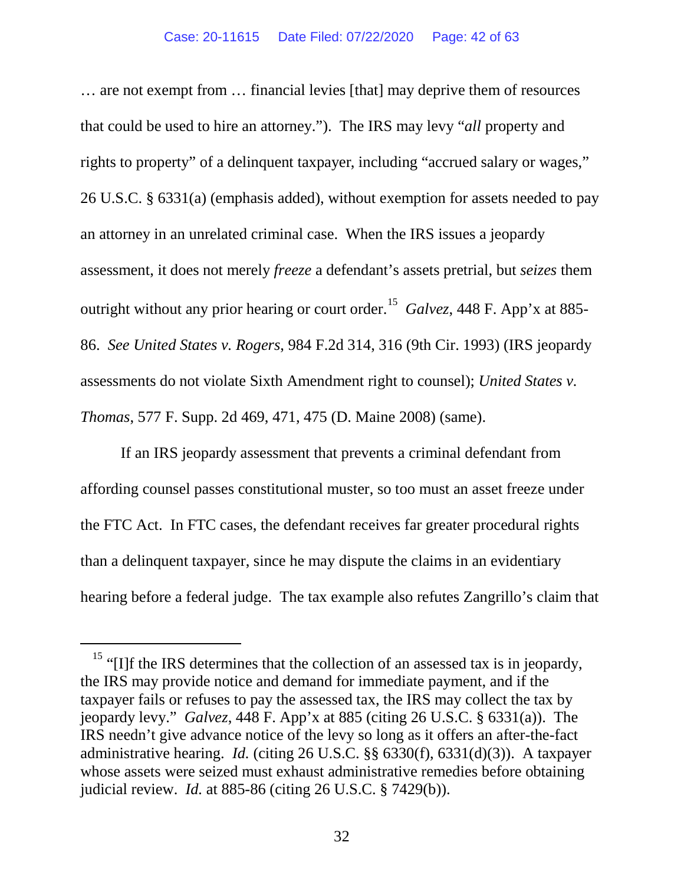… are not exempt from … financial levies [that] may deprive them of resources that could be used to hire an attorney."). The IRS may levy "*all* property and rights to property" of a delinquent taxpayer, including "accrued salary or wages," 26 U.S.C. § 6331(a) (emphasis added), without exemption for assets needed to pay an attorney in an unrelated criminal case. When the IRS issues a jeopardy assessment, it does not merely *freeze* a defendant's assets pretrial, but *seizes* them outright without any prior hearing or court order.[15] *Galvez*, 448 F. App'x at 885-86. *See United States v. Rogers*, 984 F.2d 314, 316 (9th Cir. 1993) (IRS jeopardy assessments do not violate Sixth Amendment right to counsel); *United States v. Thomas*, 577 F. Supp. 2d 469, 471, 475 (D. Maine 2008) (same).

If an IRS jeopardy assessment that prevents a criminal defendant from affording counsel passes constitutional muster, so too must an asset freeze under the FTC Act. In FTC cases, the defendant receives far greater procedural rights than a delinquent taxpayer, since he may dispute the claims in an evidentiary hearing before a federal judge. The tax example also refutes Zangrillo's claim that

[15] "[I]f the IRS determines that the collection of an assessed tax is in jeopardy, the IRS may provide notice and demand for immediate payment, and if the taxpayer fails or refuses to pay the assessed tax, the IRS may collect the tax by jeopardy levy." *Galvez*, 448 F. App'x at 885 (citing 26 U.S.C. § 6331(a)). The IRS needn't give advance notice of the levy so long as it offers an after-the-fact administrative hearing. *Id.* (citing 26 U.S.C. §§ 6330(f), 6331(d)(3)). A taxpayer whose assets were seized must exhaust administrative remedies before obtaining judicial review. *Id.* at 885-86 (citing 26 U.S.C. § 7429(b)).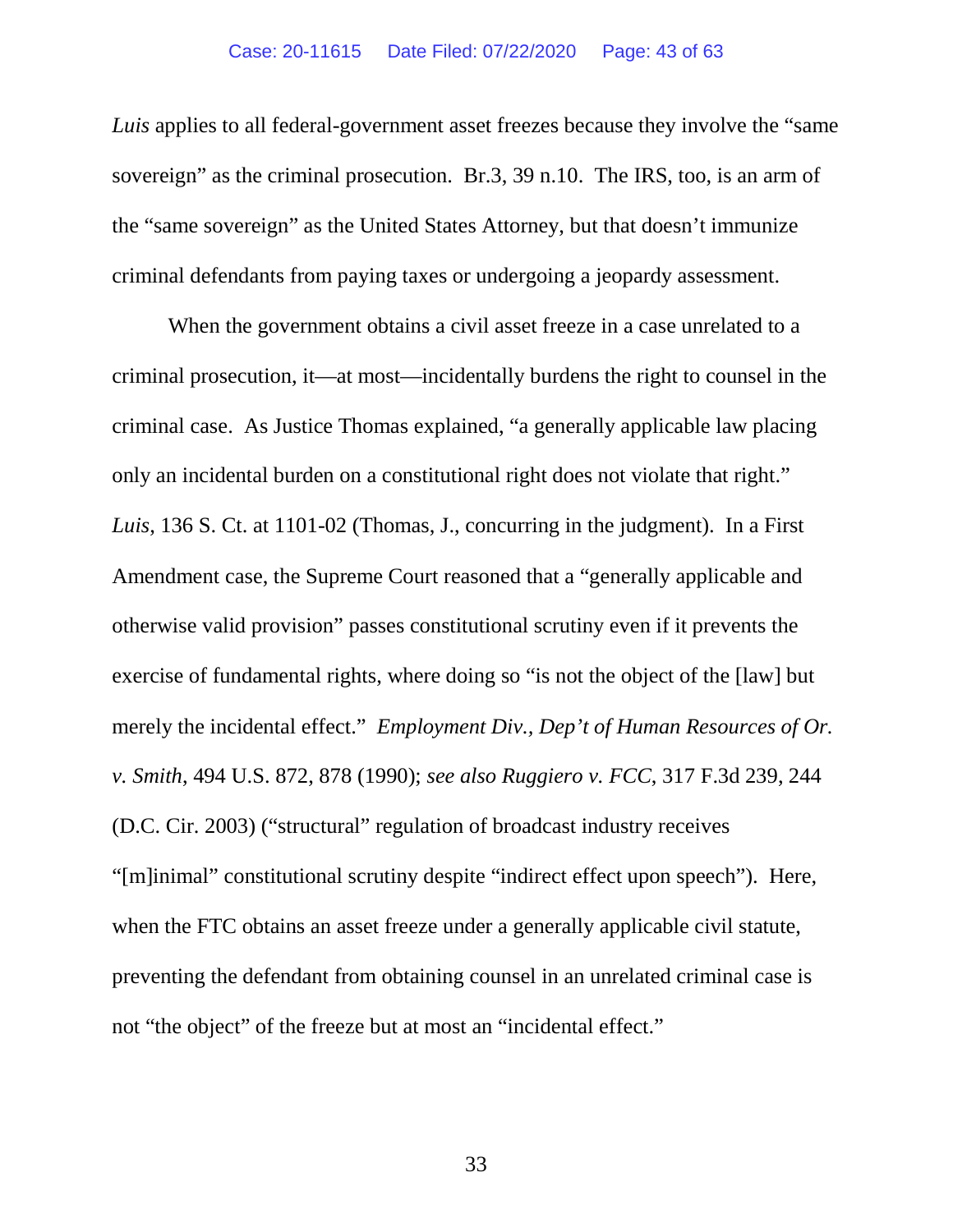*Luis* applies to all federal-government asset freezes because they involve the "same sovereign" as the criminal prosecution. Br.3, 39 n.10. The IRS, too, is an arm of the "same sovereign" as the United States Attorney, but that doesn't immunize criminal defendants from paying taxes or undergoing a jeopardy assessment.

When the government obtains a civil asset freeze in a case unrelated to a criminal prosecution, it—at most—incidentally burdens the right to counsel in the criminal case. As Justice Thomas explained, "a generally applicable law placing only an incidental burden on a constitutional right does not violate that right." *Luis*, 136 S. Ct. at 1101-02 (Thomas, J., concurring in the judgment). In a First Amendment case, the Supreme Court reasoned that a "generally applicable and otherwise valid provision" passes constitutional scrutiny even if it prevents the exercise of fundamental rights, where doing so "is not the object of the [law] but merely the incidental effect." *Employment Div., Dep't of Human Resources of Or. v. Smith*, 494 U.S. 872, 878 (1990); *see also Ruggiero v. FCC*, 317 F.3d 239, 244 (D.C. Cir. 2003) ("structural" regulation of broadcast industry receives "[m]inimal" constitutional scrutiny despite "indirect effect upon speech"). Here, when the FTC obtains an asset freeze under a generally applicable civil statute, preventing the defendant from obtaining counsel in an unrelated criminal case is not "the object" of the freeze but at most an "incidental effect."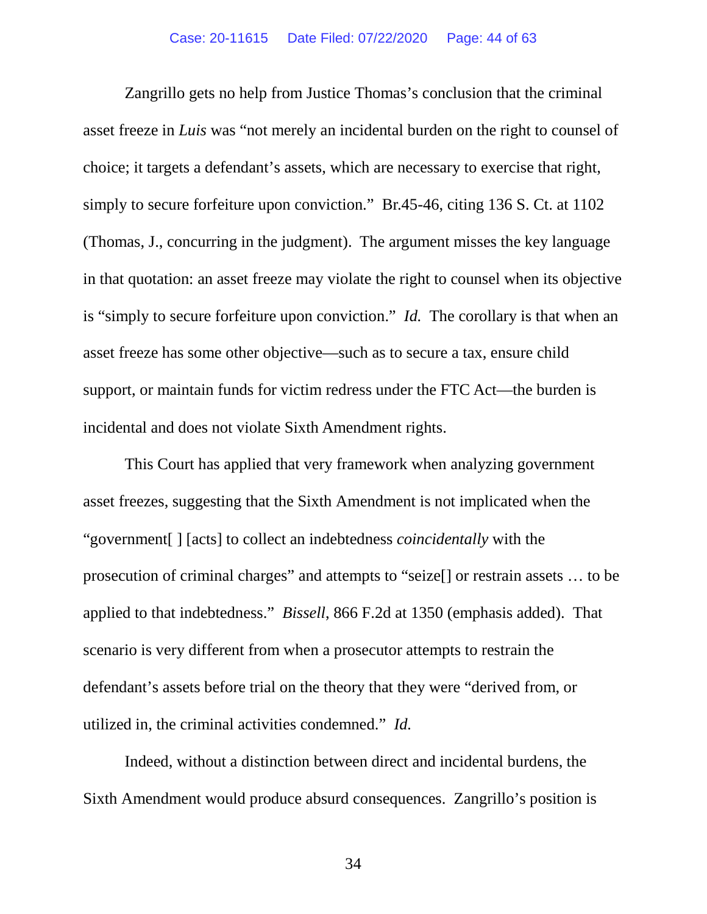Zangrillo gets no help from Justice Thomas's conclusion that the criminal asset freeze in *Luis* was "not merely an incidental burden on the right to counsel of choice; it targets a defendant's assets, which are necessary to exercise that right, simply to secure forfeiture upon conviction." Br.45-46, citing 136 S. Ct. at 1102 (Thomas, J., concurring in the judgment). The argument misses the key language in that quotation: an asset freeze may violate the right to counsel when its objective is "simply to secure forfeiture upon conviction." *Id.* The corollary is that when an asset freeze has some other objective—such as to secure a tax, ensure child support, or maintain funds for victim redress under the FTC Act—the burden is incidental and does not violate Sixth Amendment rights.

This Court has applied that very framework when analyzing government asset freezes, suggesting that the Sixth Amendment is not implicated when the "government[ ] [acts] to collect an indebtedness *coincidentally* with the prosecution of criminal charges" and attempts to "seize[] or restrain assets … to be applied to that indebtedness." *Bissell*, 866 F.2d at 1350 (emphasis added). That scenario is very different from when a prosecutor attempts to restrain the defendant's assets before trial on the theory that they were "derived from, or utilized in, the criminal activities condemned." *Id.*

Indeed, without a distinction between direct and incidental burdens, the Sixth Amendment would produce absurd consequences. Zangrillo's position is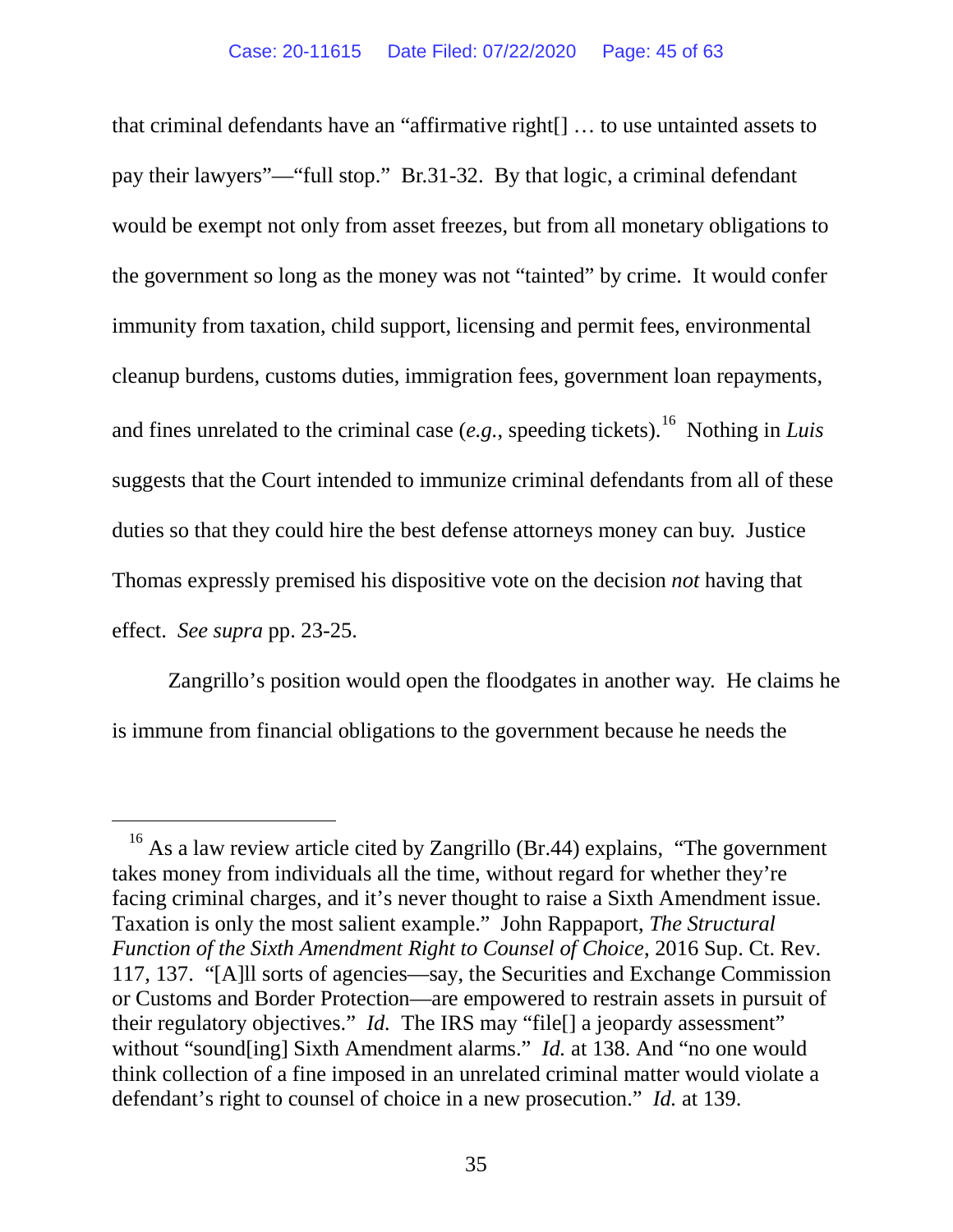that criminal defendants have an "affirmative right[] … to use untainted assets to pay their lawyers"—"full stop." Br.31-32. By that logic, a criminal defendant would be exempt not only from asset freezes, but from all monetary obligations to the government so long as the money was not "tainted" by crime. It would confer immunity from taxation, child support, licensing and permit fees, environmental cleanup burdens, customs duties, immigration fees, government loan repayments, and fines unrelated to the criminal case (*e.g.*, speeding tickets).[16] Nothing in *Luis* suggests that the Court intended to immunize criminal defendants from all of these duties so that they could hire the best defense attorneys money can buy. Justice Thomas expressly premised his dispositive vote on the decision *not* having that effect. *See supra* pp. 23-25.

Zangrillo's position would open the floodgates in another way. He claims he is immune from financial obligations to the government because he needs the

---

[16] As a law review article cited by Zangrillo (Br.44) explains, "The government takes money from individuals all the time, without regard for whether they're facing criminal charges, and it's never thought to raise a Sixth Amendment issue. Taxation is only the most salient example." John Rappaport, *The Structural Function of the Sixth Amendment Right to Counsel of Choice*, 2016 Sup. Ct. Rev. 117, 137. "[A]ll sorts of agencies—say, the Securities and Exchange Commission or Customs and Border Protection—are empowered to restrain assets in pursuit of their regulatory objectives." *Id.* The IRS may "file[] a jeopardy assessment" without "sound[ing] Sixth Amendment alarms." *Id.* at 138. And "no one would think collection of a fine imposed in an unrelated criminal matter would violate a defendant's right to counsel of choice in a new prosecution." *Id.* at 139.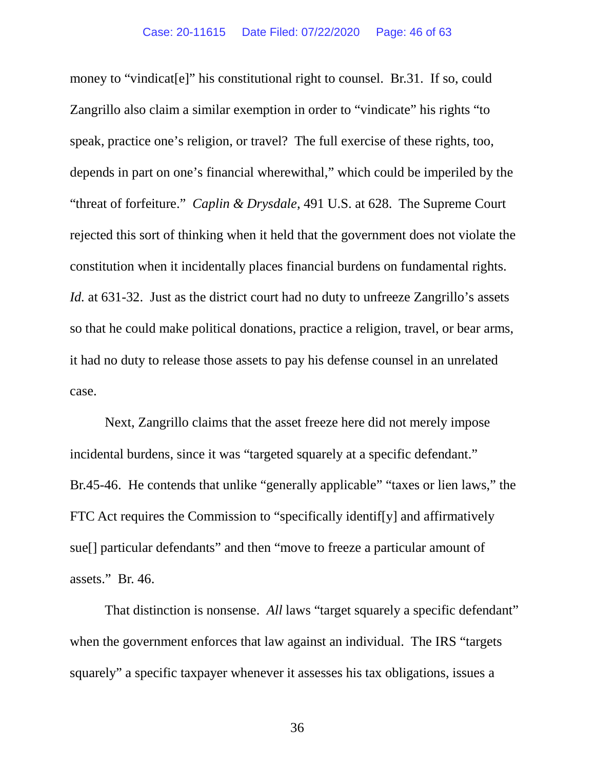money to "vindicat[e]" his constitutional right to counsel. Br.31. If so, could Zangrillo also claim a similar exemption in order to "vindicate" his rights "to speak, practice one's religion, or travel? The full exercise of these rights, too, depends in part on one's financial wherewithal," which could be imperiled by the "threat of forfeiture." *Caplin & Drysdale*, 491 U.S. at 628. The Supreme Court rejected this sort of thinking when it held that the government does not violate the constitution when it incidentally places financial burdens on fundamental rights. *Id.* at 631-32. Just as the district court had no duty to unfreeze Zangrillo's assets so that he could make political donations, practice a religion, travel, or bear arms, it had no duty to release those assets to pay his defense counsel in an unrelated case.

Next, Zangrillo claims that the asset freeze here did not merely impose incidental burdens, since it was "targeted squarely at a specific defendant." Br.45-46. He contends that unlike "generally applicable" "taxes or lien laws," the FTC Act requires the Commission to "specifically identif[y] and affirmatively sue[] particular defendants" and then "move to freeze a particular amount of assets." Br. 46.

That distinction is nonsense. *All* laws "target squarely a specific defendant" when the government enforces that law against an individual. The IRS "targets squarely" a specific taxpayer whenever it assesses his tax obligations, issues a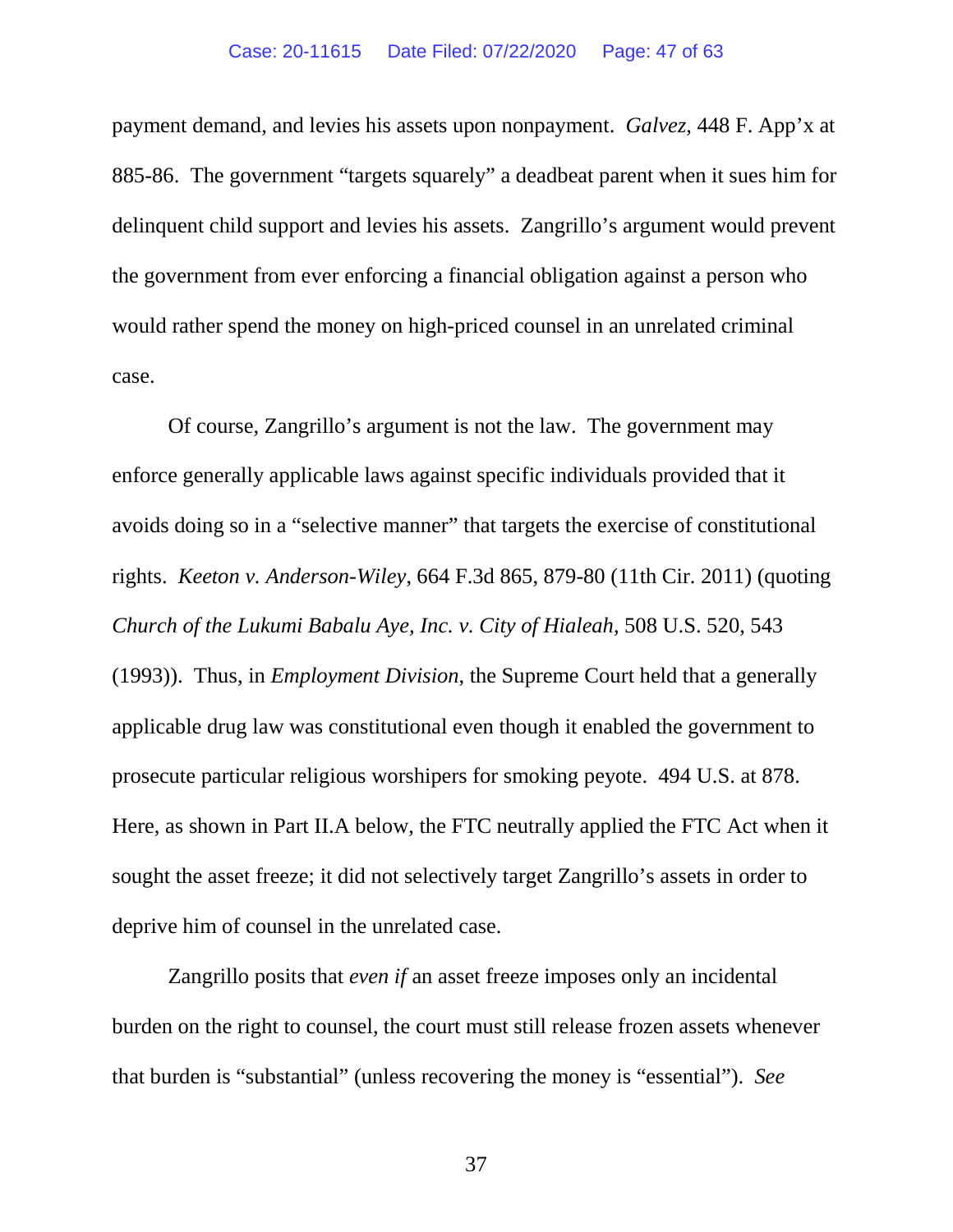payment demand, and levies his assets upon nonpayment. *Galvez*, 448 F. App'x at 885-86. The government "targets squarely" a deadbeat parent when it sues him for delinquent child support and levies his assets. Zangrillo's argument would prevent the government from ever enforcing a financial obligation against a person who would rather spend the money on high-priced counsel in an unrelated criminal case.

Of course, Zangrillo's argument is not the law. The government may enforce generally applicable laws against specific individuals provided that it avoids doing so in a "selective manner" that targets the exercise of constitutional rights. *Keeton v. Anderson-Wiley*, 664 F.3d 865, 879-80 (11th Cir. 2011) (quoting *Church of the Lukumi Babalu Aye, Inc. v. City of Hialeah*, 508 U.S. 520, 543 (1993)). Thus, in *Employment Division*, the Supreme Court held that a generally applicable drug law was constitutional even though it enabled the government to prosecute particular religious worshipers for smoking peyote. 494 U.S. at 878. Here, as shown in Part II.A below, the FTC neutrally applied the FTC Act when it sought the asset freeze; it did not selectively target Zangrillo's assets in order to deprive him of counsel in the unrelated case.

Zangrillo posits that *even if* an asset freeze imposes only an incidental burden on the right to counsel, the court must still release frozen assets whenever that burden is "substantial" (unless recovering the money is "essential"). *See*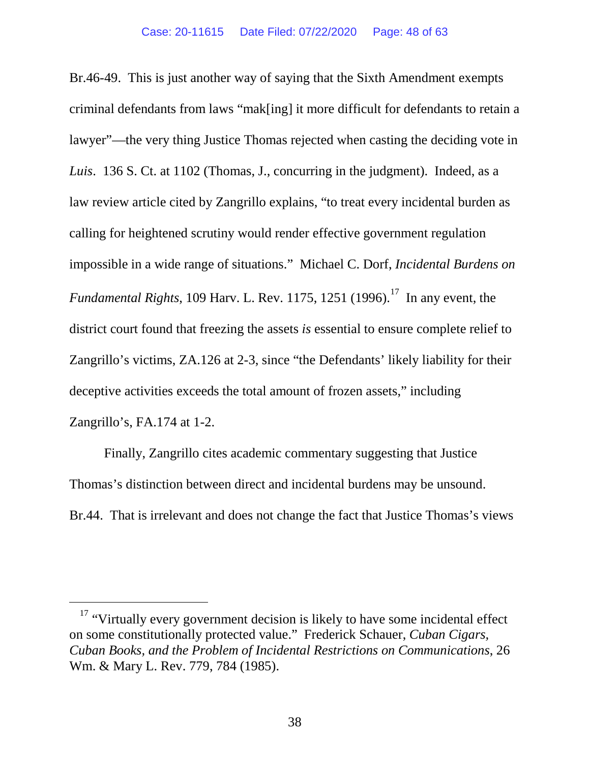Br.46-49. This is just another way of saying that the Sixth Amendment exempts criminal defendants from laws "mak[ing] it more difficult for defendants to retain a lawyer"—the very thing Justice Thomas rejected when casting the deciding vote in *Luis*. 136 S. Ct. at 1102 (Thomas, J., concurring in the judgment). Indeed, as a law review article cited by Zangrillo explains, "to treat every incidental burden as calling for heightened scrutiny would render effective government regulation impossible in a wide range of situations." Michael C. Dorf, *Incidental Burdens on Fundamental Rights*, 109 Harv. L. Rev. 1175, 1251 (1996).[17] In any event, the district court found that freezing the assets *is* essential to ensure complete relief to Zangrillo's victims, ZA.126 at 2-3, since "the Defendants' likely liability for their deceptive activities exceeds the total amount of frozen assets," including Zangrillo's, FA.174 at 1-2.

Finally, Zangrillo cites academic commentary suggesting that Justice Thomas's distinction between direct and incidental burdens may be unsound. Br.44. That is irrelevant and does not change the fact that Justice Thomas's views

[17] "Virtually every government decision is likely to have some incidental effect on some constitutionally protected value." Frederick Schauer, *Cuban Cigars, Cuban Books, and the Problem of Incidental Restrictions on Communications*, 26 Wm. & Mary L. Rev. 779, 784 (1985).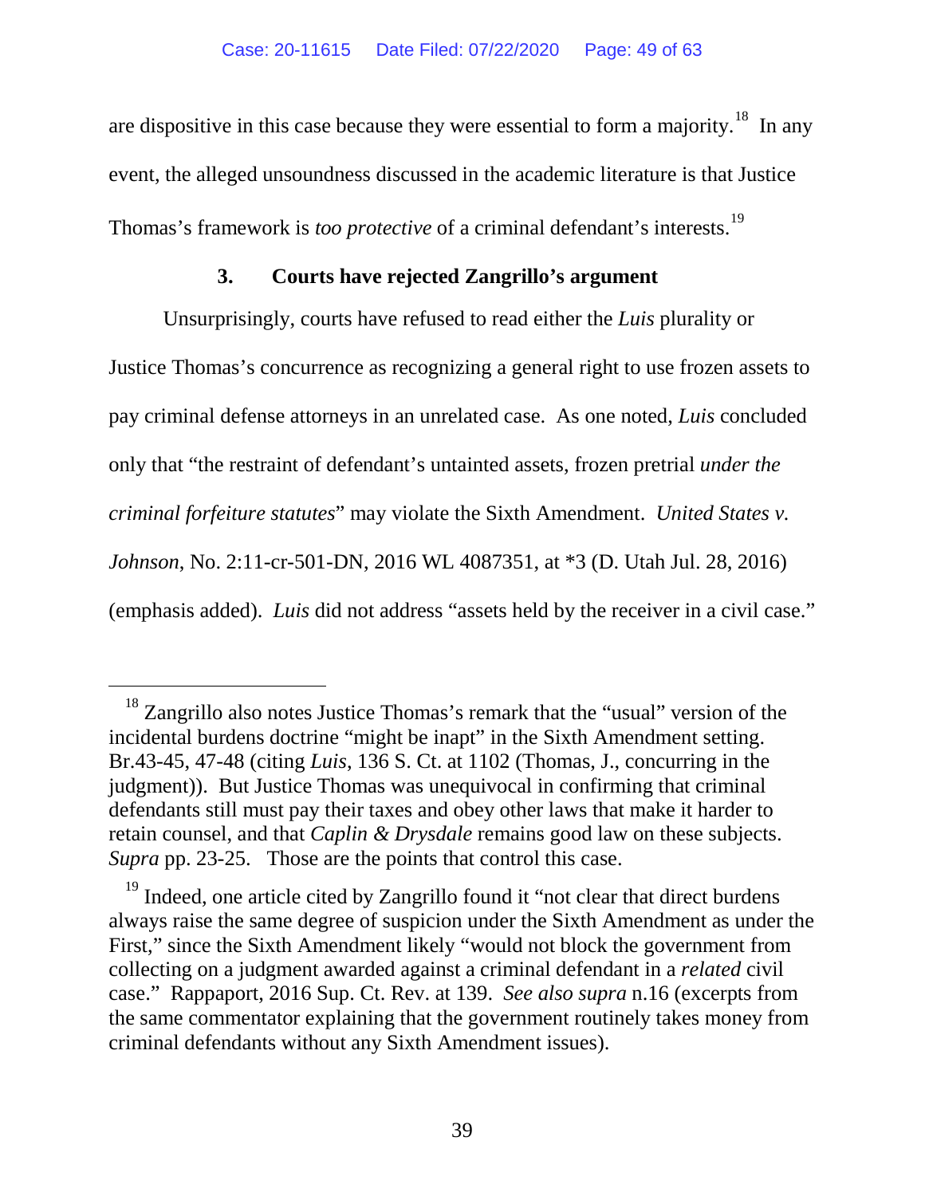are dispositive in this case because they were essential to form a majority.[18] In any event, the alleged unsoundness discussed in the academic literature is that Justice Thomas's framework is *too protective* of a criminal defendant's interests.[19]

### 3. Courts have rejected Zangrillo's argument

Unsurprisingly, courts have refused to read either the *Luis* plurality or Justice Thomas's concurrence as recognizing a general right to use frozen assets to pay criminal defense attorneys in an unrelated case. As one noted, *Luis* concluded only that "the restraint of defendant's untainted assets, frozen pretrial *under the criminal forfeiture statutes*" may violate the Sixth Amendment. *United States v. Johnson*, No. 2:11-cr-501-DN, 2016 WL 4087351, at *3 (D. Utah Jul. 28, 2016) (emphasis added). *Luis* did not address "assets held by the receiver in a civil case."

---

[18] Zangrillo also notes Justice Thomas's remark that the "usual" version of the incidental burdens doctrine "might be inapt" in the Sixth Amendment setting. Br.43-45, 47-48 (citing *Luis*, 136 S. Ct. at 1102 (Thomas, J., concurring in the judgment)). But Justice Thomas was unequivocal in confirming that criminal defendants still must pay their taxes and obey other laws that make it harder to retain counsel, and that *Caplin & Drysdale* remains good law on these subjects. *Supra* pp. 23-25. Those are the points that control this case.

[19] Indeed, one article cited by Zangrillo found it "not clear that direct burdens always raise the same degree of suspicion under the Sixth Amendment as under the First," since the Sixth Amendment likely "would not block the government from collecting on a judgment awarded against a criminal defendant in a *related* civil case." Rappaport, 2016 Sup. Ct. Rev. at 139. *See also supra* n.16 (excerpts from the same commentator explaining that the government routinely takes money from criminal defendants without any Sixth Amendment issues).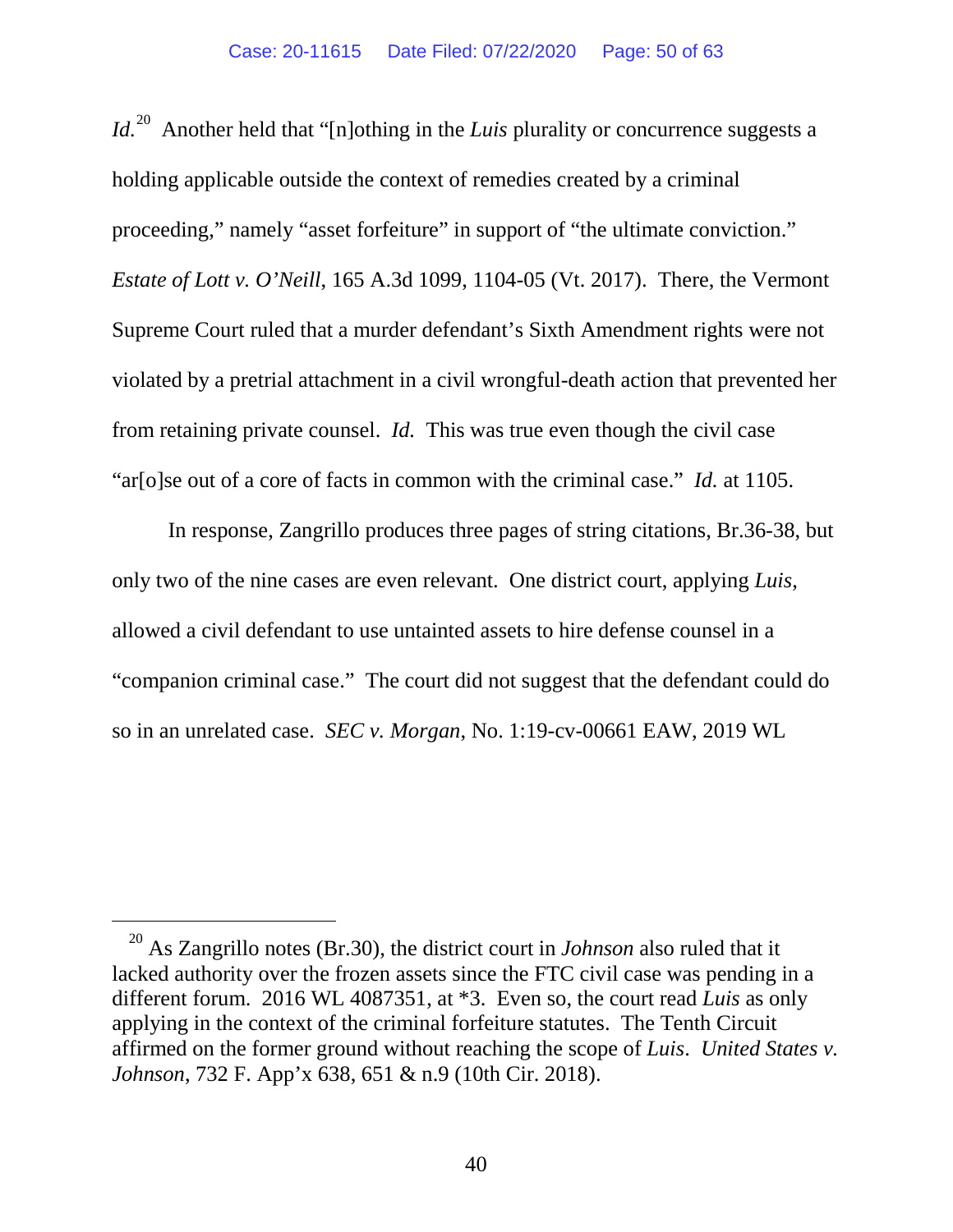*Id.*[20] Another held that "[n]othing in the *Luis* plurality or concurrence suggests a holding applicable outside the context of remedies created by a criminal proceeding," namely "asset forfeiture" in support of "the ultimate conviction." *Estate of Lott v. O'Neill*, 165 A.3d 1099, 1104-05 (Vt. 2017). There, the Vermont Supreme Court ruled that a murder defendant's Sixth Amendment rights were not violated by a pretrial attachment in a civil wrongful-death action that prevented her from retaining private counsel. *Id.* This was true even though the civil case "ar[o]se out of a core of facts in common with the criminal case." *Id.* at 1105.

In response, Zangrillo produces three pages of string citations, Br.36-38, but only two of the nine cases are even relevant. One district court, applying *Luis*, allowed a civil defendant to use untainted assets to hire defense counsel in a "companion criminal case." The court did not suggest that the defendant could do so in an unrelated case. *SEC v. Morgan*, No. 1:19-cv-00661 EAW, 2019 WL

---

[20] As Zangrillo notes (Br.30), the district court in *Johnson* also ruled that it lacked authority over the frozen assets since the FTC civil case was pending in a different forum. 2016 WL 4087351, at *3. Even so, the court read *Luis* as only applying in the context of the criminal forfeiture statutes. The Tenth Circuit affirmed on the former ground without reaching the scope of *Luis*. *United States v. Johnson*, 732 F. App'x 638, 651 & n.9 (10th Cir. 2018).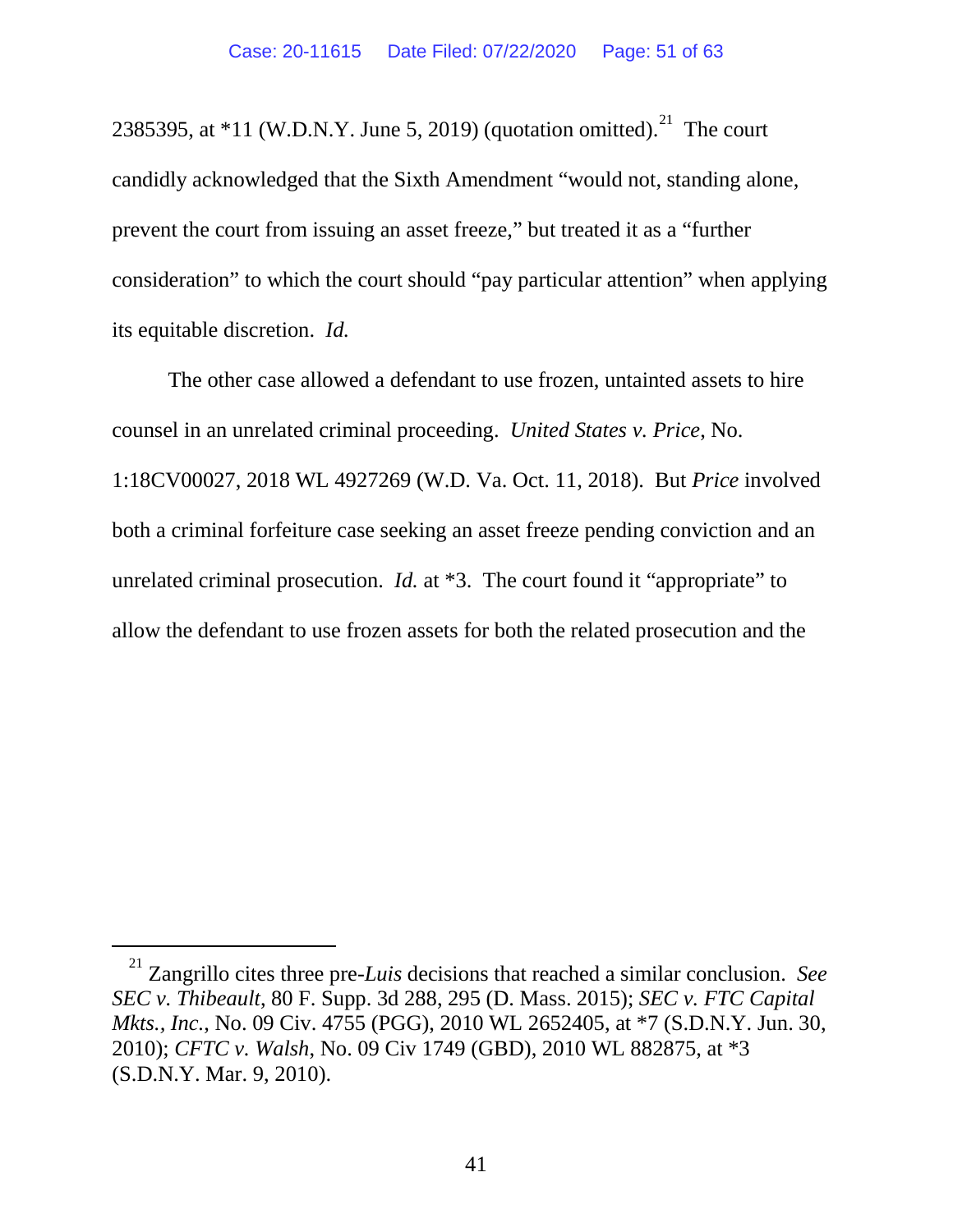2385395, at *11 (W.D.N.Y. June 5, 2019) (quotation omitted).[21] The court candidly acknowledged that the Sixth Amendment "would not, standing alone, prevent the court from issuing an asset freeze," but treated it as a "further consideration" to which the court should "pay particular attention" when applying its equitable discretion. *Id.*

The other case allowed a defendant to use frozen, untainted assets to hire counsel in an unrelated criminal proceeding. *United States v. Price*, No. 1:18CV00027, 2018 WL 4927269 (W.D. Va. Oct. 11, 2018). But *Price* involved both a criminal forfeiture case seeking an asset freeze pending conviction and an unrelated criminal prosecution. *Id.* at *3. The court found it "appropriate" to allow the defendant to use frozen assets for both the related prosecution and the

---

[21] Zangrillo cites three pre-*Luis* decisions that reached a similar conclusion. *See SEC v. Thibeault*, 80 F. Supp. 3d 288, 295 (D. Mass. 2015); *SEC v. FTC Capital Mkts., Inc.*, No. 09 Civ. 4755 (PGG), 2010 WL 2652405, at *7 (S.D.N.Y. Jun. 30, 2010); *CFTC v. Walsh*, No. 09 Civ 1749 (GBD), 2010 WL 882875, at *3 (S.D.N.Y. Mar. 9, 2010).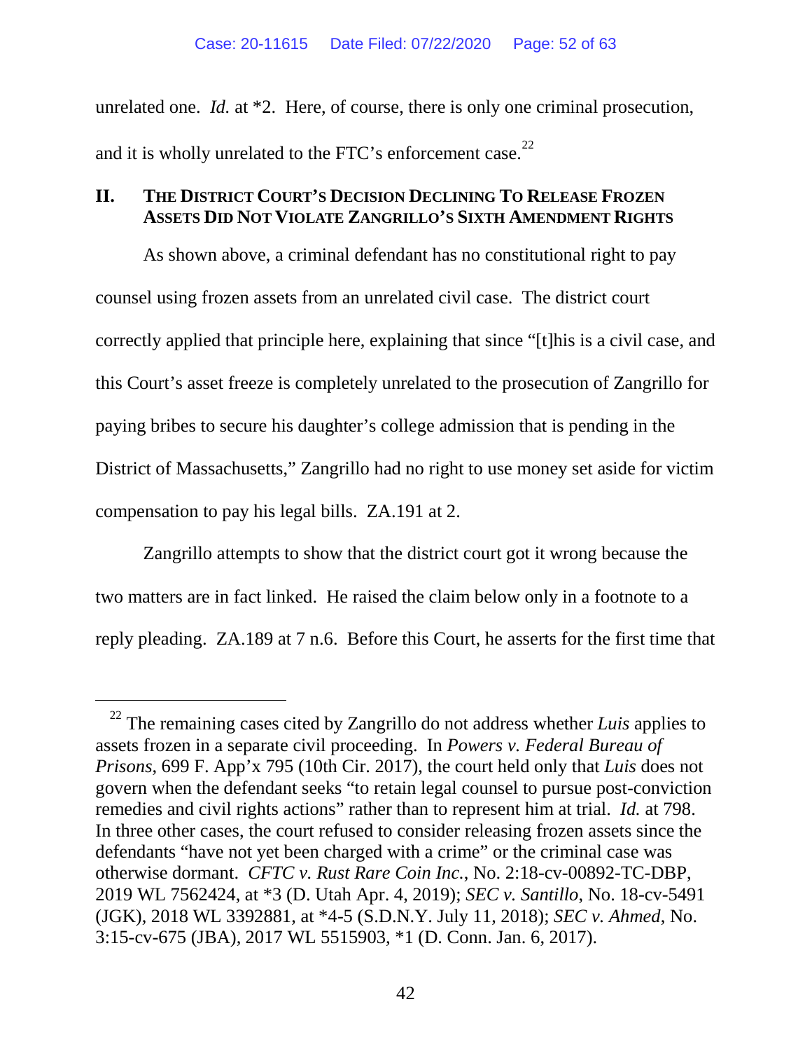unrelated one. *Id.* at *2. Here, of course, there is only one criminal prosecution, and it is wholly unrelated to the FTC's enforcement case.[22]

## II. THE DISTRICT COURT'S DECISION DECLINING TO RELEASE FROZEN ASSETS DID NOT VIOLATE ZANGRILLO'S SIXTH AMENDMENT RIGHTS

As shown above, a criminal defendant has no constitutional right to pay counsel using frozen assets from an unrelated civil case. The district court correctly applied that principle here, explaining that since "[t]his is a civil case, and this Court's asset freeze is completely unrelated to the prosecution of Zangrillo for paying bribes to secure his daughter's college admission that is pending in the District of Massachusetts," Zangrillo had no right to use money set aside for victim compensation to pay his legal bills. ZA.191 at 2.

Zangrillo attempts to show that the district court got it wrong because the two matters are in fact linked. He raised the claim below only in a footnote to a reply pleading. ZA.189 at 7 n.6. Before this Court, he asserts for the first time that

---

[22] The remaining cases cited by Zangrillo do not address whether *Luis* applies to assets frozen in a separate civil proceeding. In *Powers v. Federal Bureau of Prisons*, 699 F. App'x 795 (10th Cir. 2017), the court held only that *Luis* does not govern when the defendant seeks "to retain legal counsel to pursue post-conviction remedies and civil rights actions" rather than to represent him at trial. *Id.* at 798. In three other cases, the court refused to consider releasing frozen assets since the defendants "have not yet been charged with a crime" or the criminal case was otherwise dormant. *CFTC v. Rust Rare Coin Inc.*, No. 2:18-cv-00892-TC-DBP, 2019 WL 7562424, at *3 (D. Utah Apr. 4, 2019); *SEC v. Santillo*, No. 18-cv-5491 (JGK), 2018 WL 3392881, at *4-5 (S.D.N.Y. July 11, 2018); *SEC v. Ahmed*, No. 3:15-cv-675 (JBA), 2017 WL 5515903, *1 (D. Conn. Jan. 6, 2017).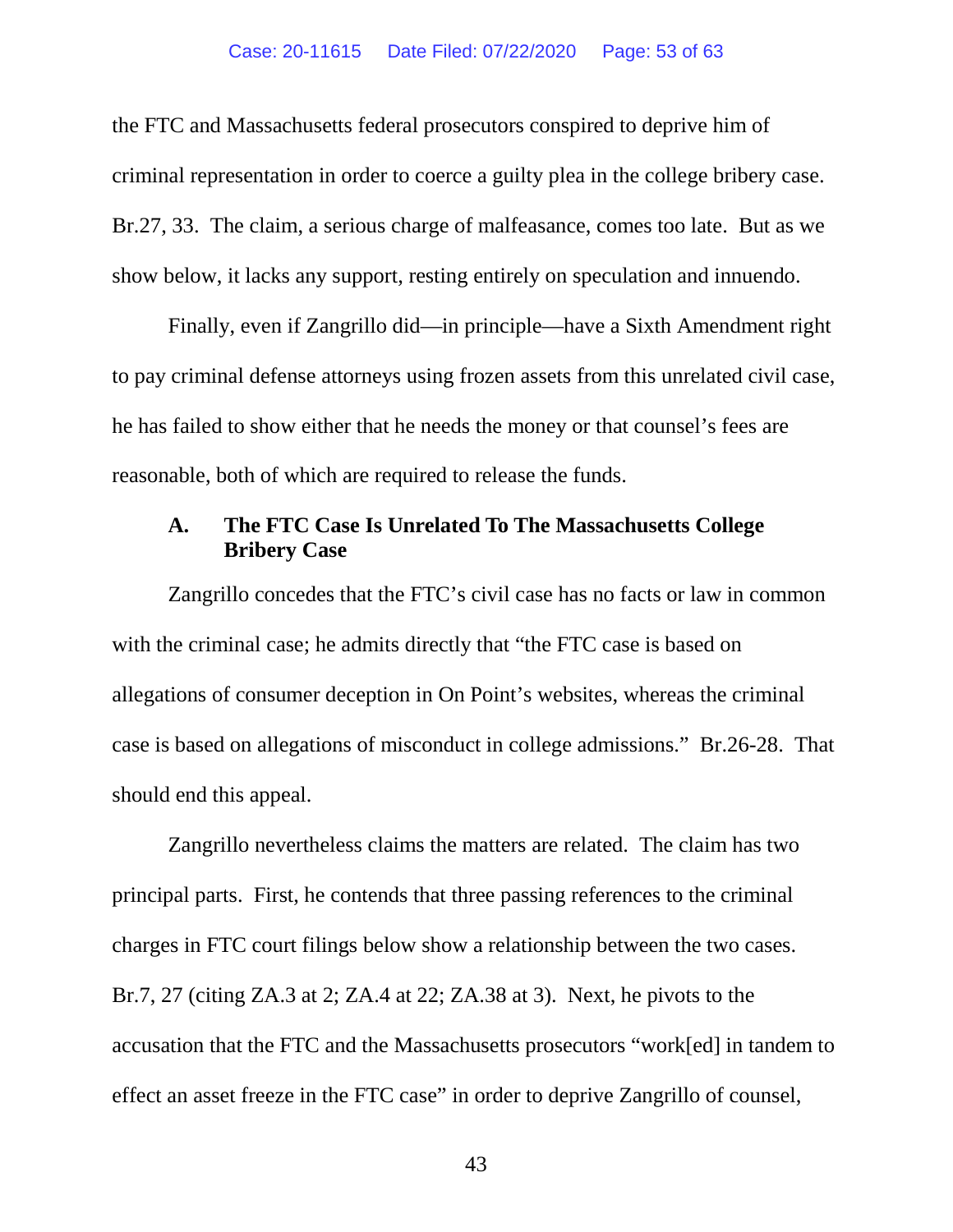the FTC and Massachusetts federal prosecutors conspired to deprive him of criminal representation in order to coerce a guilty plea in the college bribery case. Br.27, 33. The claim, a serious charge of malfeasance, comes too late. But as we show below, it lacks any support, resting entirely on speculation and innuendo.

Finally, even if Zangrillo did—in principle—have a Sixth Amendment right to pay criminal defense attorneys using frozen assets from this unrelated civil case, he has failed to show either that he needs the money or that counsel's fees are reasonable, both of which are required to release the funds.

### A. The FTC Case Is Unrelated To The Massachusetts College Bribery Case

Zangrillo concedes that the FTC's civil case has no facts or law in common with the criminal case; he admits directly that "the FTC case is based on allegations of consumer deception in On Point's websites, whereas the criminal case is based on allegations of misconduct in college admissions." Br.26-28. That should end this appeal.

Zangrillo nevertheless claims the matters are related. The claim has two principal parts. First, he contends that three passing references to the criminal charges in FTC court filings below show a relationship between the two cases. Br.7, 27 (citing ZA.3 at 2; ZA.4 at 22; ZA.38 at 3). Next, he pivots to the accusation that the FTC and the Massachusetts prosecutors "work[ed] in tandem to effect an asset freeze in the FTC case" in order to deprive Zangrillo of counsel,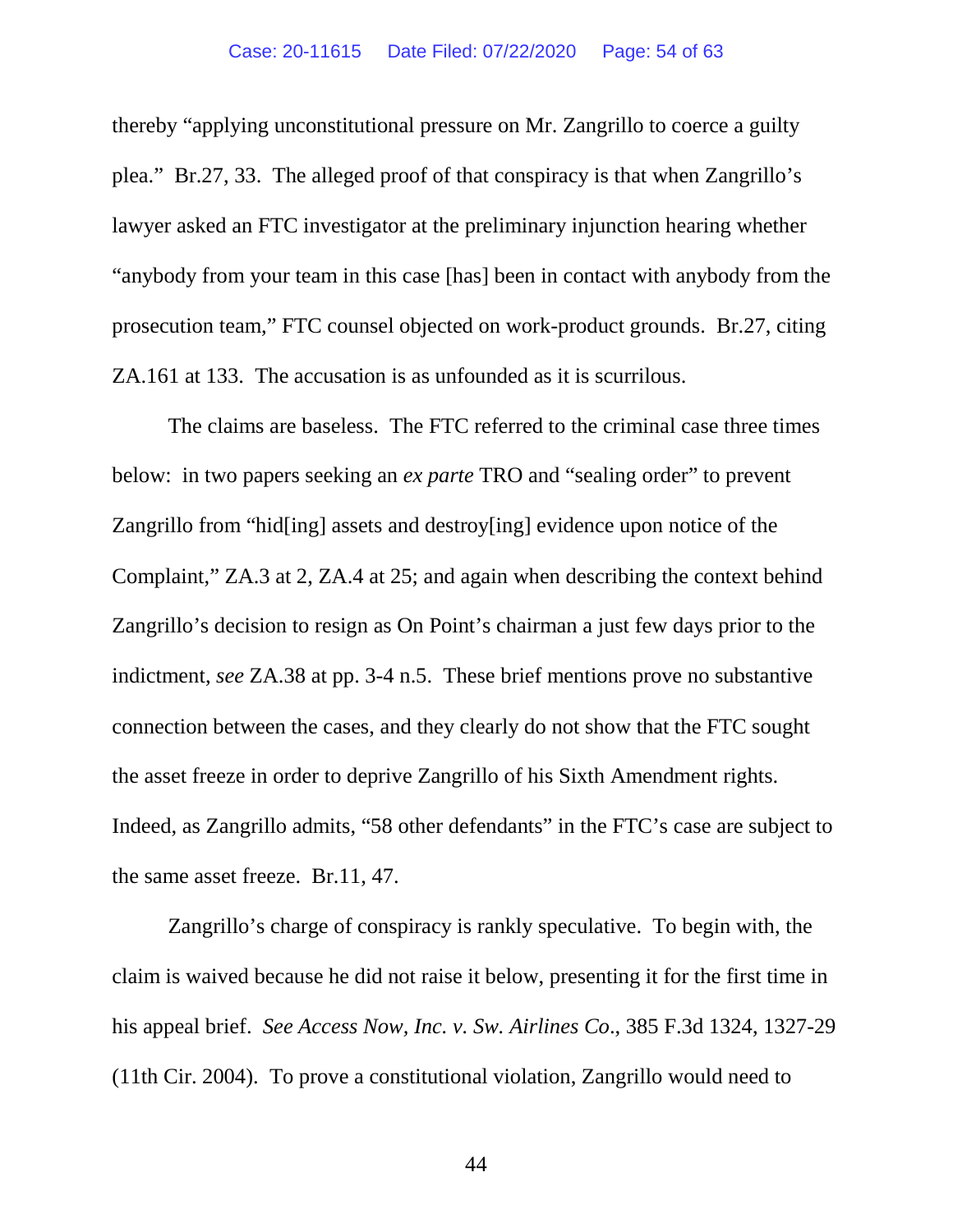thereby "applying unconstitutional pressure on Mr. Zangrillo to coerce a guilty plea." Br.27, 33. The alleged proof of that conspiracy is that when Zangrillo's lawyer asked an FTC investigator at the preliminary injunction hearing whether "anybody from your team in this case [has] been in contact with anybody from the prosecution team," FTC counsel objected on work-product grounds. Br.27, citing ZA.161 at 133. The accusation is as unfounded as it is scurrilous.

The claims are baseless. The FTC referred to the criminal case three times below: in two papers seeking an *ex parte* TRO and "sealing order" to prevent Zangrillo from "hid[ing] assets and destroy[ing] evidence upon notice of the Complaint," ZA.3 at 2, ZA.4 at 25; and again when describing the context behind Zangrillo's decision to resign as On Point's chairman a just few days prior to the indictment, *see* ZA.38 at pp. 3-4 n.5. These brief mentions prove no substantive connection between the cases, and they clearly do not show that the FTC sought the asset freeze in order to deprive Zangrillo of his Sixth Amendment rights. Indeed, as Zangrillo admits, "58 other defendants" in the FTC's case are subject to the same asset freeze. Br.11, 47.

Zangrillo's charge of conspiracy is rankly speculative. To begin with, the claim is waived because he did not raise it below, presenting it for the first time in his appeal brief. *See Access Now, Inc. v. Sw. Airlines Co.*, 385 F.3d 1324, 1327-29 (11th Cir. 2004). To prove a constitutional violation, Zangrillo would need to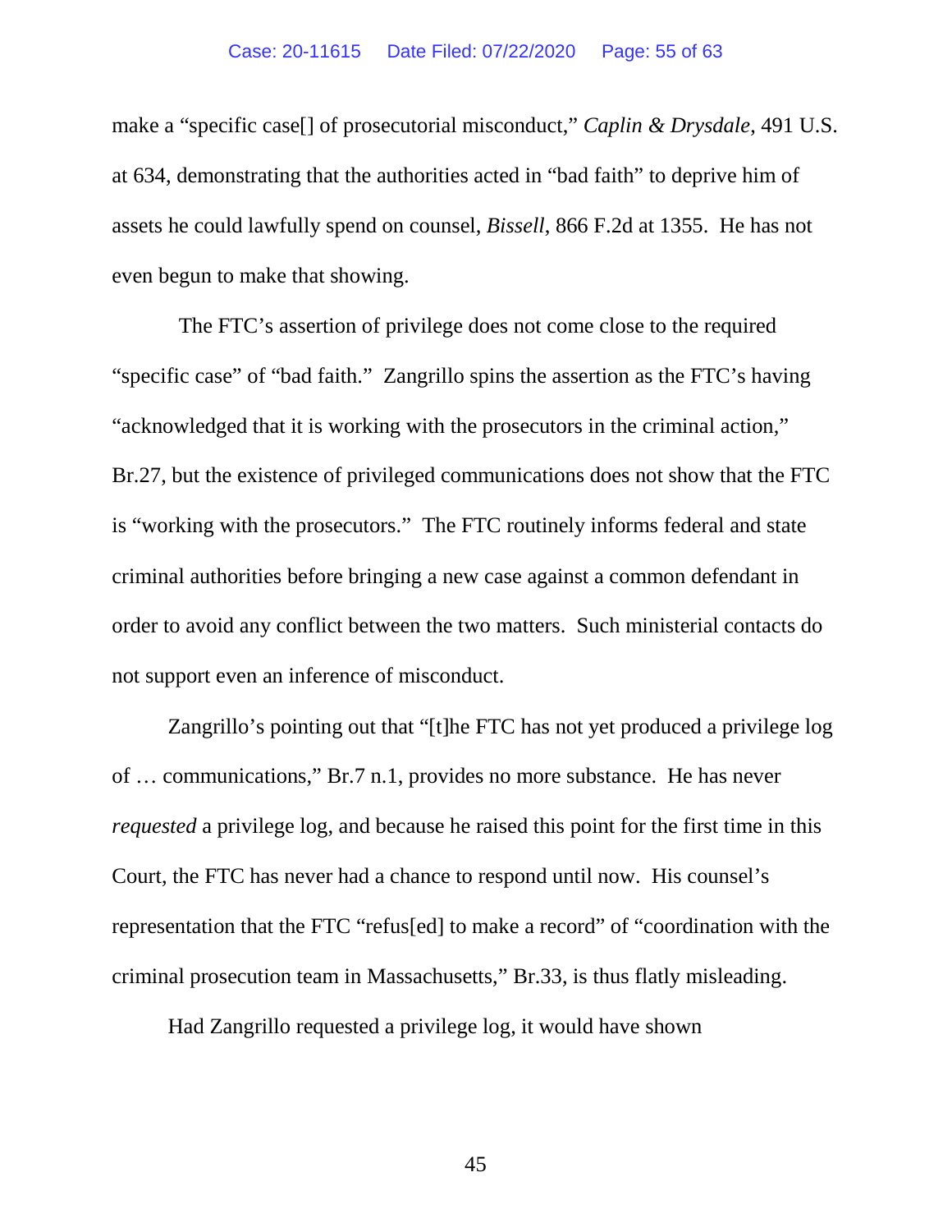make a "specific case[] of prosecutorial misconduct," *Caplin & Drysdale*, 491 U.S. at 634, demonstrating that the authorities acted in "bad faith" to deprive him of assets he could lawfully spend on counsel, *Bissell*, 866 F.2d at 1355. He has not even begun to make that showing.

The FTC's assertion of privilege does not come close to the required "specific case" of "bad faith." Zangrillo spins the assertion as the FTC's having "acknowledged that it is working with the prosecutors in the criminal action," Br.27, but the existence of privileged communications does not show that the FTC is "working with the prosecutors." The FTC routinely informs federal and state criminal authorities before bringing a new case against a common defendant in order to avoid any conflict between the two matters. Such ministerial contacts do not support even an inference of misconduct.

Zangrillo's pointing out that "[t]he FTC has not yet produced a privilege log of … communications," Br.7 n.1, provides no more substance. He has never *requested* a privilege log, and because he raised this point for the first time in this Court, the FTC has never had a chance to respond until now. His counsel's representation that the FTC "refus[ed] to make a record" of "coordination with the criminal prosecution team in Massachusetts," Br.33, is thus flatly misleading.

Had Zangrillo requested a privilege log, it would have shown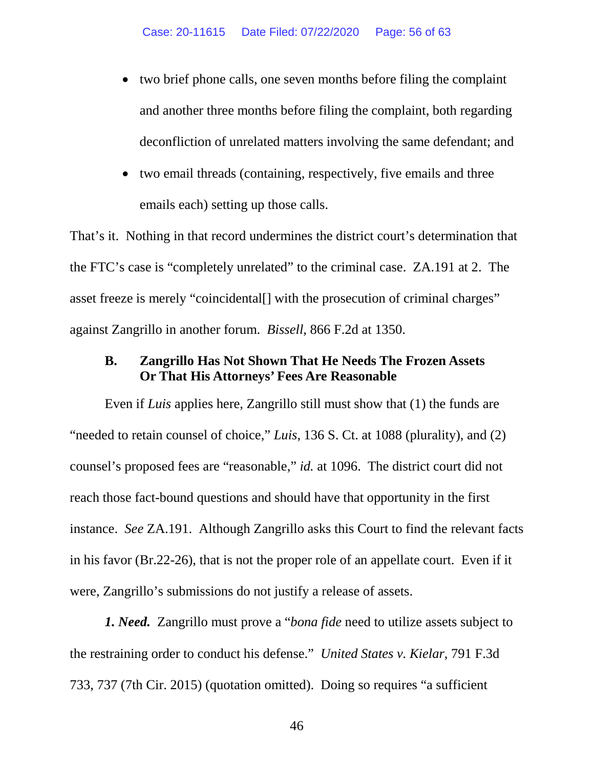- two brief phone calls, one seven months before filing the complaint and another three months before filing the complaint, both regarding deconfliction of unrelated matters involving the same defendant; and
- two email threads (containing, respectively, five emails and three emails each) setting up those calls.

That's it. Nothing in that record undermines the district court's determination that the FTC's case is "completely unrelated" to the criminal case. ZA.191 at 2. The asset freeze is merely "coincidental[] with the prosecution of criminal charges" against Zangrillo in another forum. *Bissell*, 866 F.2d at 1350.

### B. Zangrillo Has Not Shown That He Needs The Frozen Assets Or That His Attorneys' Fees Are Reasonable

Even if *Luis* applies here, Zangrillo still must show that (1) the funds are "needed to retain counsel of choice," *Luis*, 136 S. Ct. at 1088 (plurality), and (2) counsel's proposed fees are "reasonable," *id.* at 1096. The district court did not reach those fact-bound questions and should have that opportunity in the first instance. *See* ZA.191. Although Zangrillo asks this Court to find the relevant facts in his favor (Br.22-26), that is not the proper role of an appellate court. Even if it were, Zangrillo's submissions do not justify a release of assets.

***1. Need.*** Zangrillo must prove a "*bona fide* need to utilize assets subject to the restraining order to conduct his defense." *United States v. Kielar*, 791 F.3d 733, 737 (7th Cir. 2015) (quotation omitted). Doing so requires "a sufficient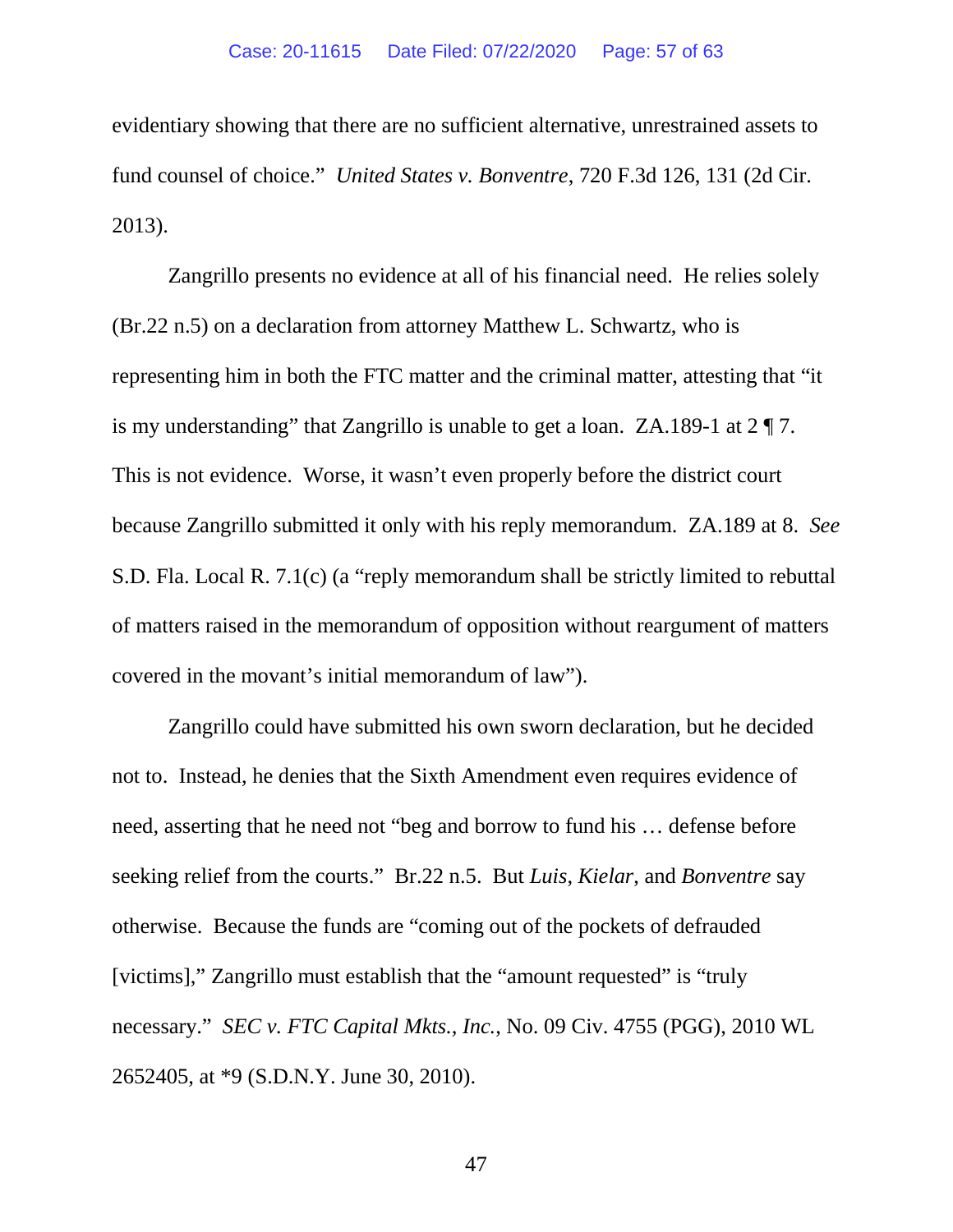evidentiary showing that there are no sufficient alternative, unrestrained assets to fund counsel of choice." *United States v. Bonventre*, 720 F.3d 126, 131 (2d Cir. 2013).

Zangrillo presents no evidence at all of his financial need. He relies solely (Br.22 n.5) on a declaration from attorney Matthew L. Schwartz, who is representing him in both the FTC matter and the criminal matter, attesting that "it is my understanding" that Zangrillo is unable to get a loan. ZA.189-1 at 2 ¶ 7. This is not evidence. Worse, it wasn't even properly before the district court because Zangrillo submitted it only with his reply memorandum. ZA.189 at 8. *See* S.D. Fla. Local R. 7.1(c) (a "reply memorandum shall be strictly limited to rebuttal of matters raised in the memorandum of opposition without reargument of matters covered in the movant's initial memorandum of law").

Zangrillo could have submitted his own sworn declaration, but he decided not to. Instead, he denies that the Sixth Amendment even requires evidence of need, asserting that he need not "beg and borrow to fund his … defense before seeking relief from the courts." Br.22 n.5. But *Luis*, *Kielar*, and *Bonventre* say otherwise. Because the funds are "coming out of the pockets of defrauded [victims]," Zangrillo must establish that the "amount requested" is "truly necessary." *SEC v. FTC Capital Mkts., Inc.*, No. 09 Civ. 4755 (PGG), 2010 WL 2652405, at *9 (S.D.N.Y. June 30, 2010).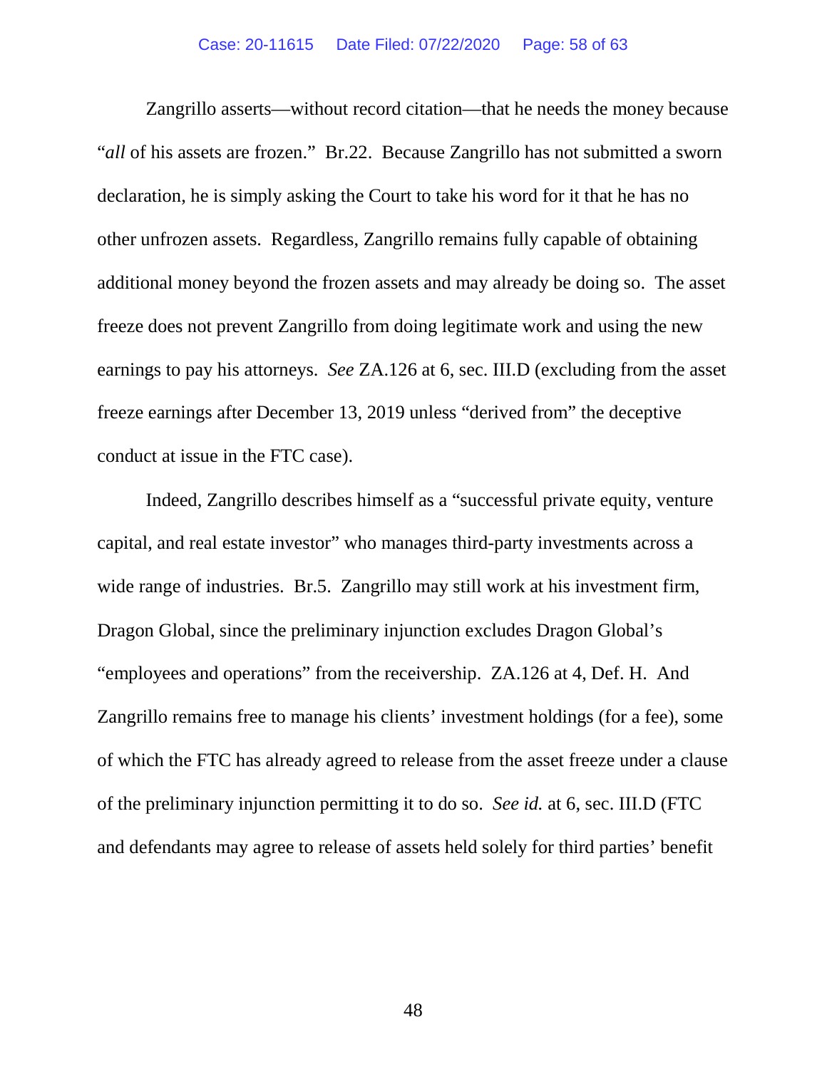Zangrillo asserts—without record citation—that he needs the money because "*all* of his assets are frozen." Br.22. Because Zangrillo has not submitted a sworn declaration, he is simply asking the Court to take his word for it that he has no other unfrozen assets. Regardless, Zangrillo remains fully capable of obtaining additional money beyond the frozen assets and may already be doing so. The asset freeze does not prevent Zangrillo from doing legitimate work and using the new earnings to pay his attorneys. *See* ZA.126 at 6, sec. III.D (excluding from the asset freeze earnings after December 13, 2019 unless "derived from" the deceptive conduct at issue in the FTC case).

Indeed, Zangrillo describes himself as a "successful private equity, venture capital, and real estate investor" who manages third-party investments across a wide range of industries. Br.5. Zangrillo may still work at his investment firm, Dragon Global, since the preliminary injunction excludes Dragon Global's "employees and operations" from the receivership. ZA.126 at 4, Def. H. And Zangrillo remains free to manage his clients' investment holdings (for a fee), some of which the FTC has already agreed to release from the asset freeze under a clause of the preliminary injunction permitting it to do so. *See id.* at 6, sec. III.D (FTC and defendants may agree to release of assets held solely for third parties' benefit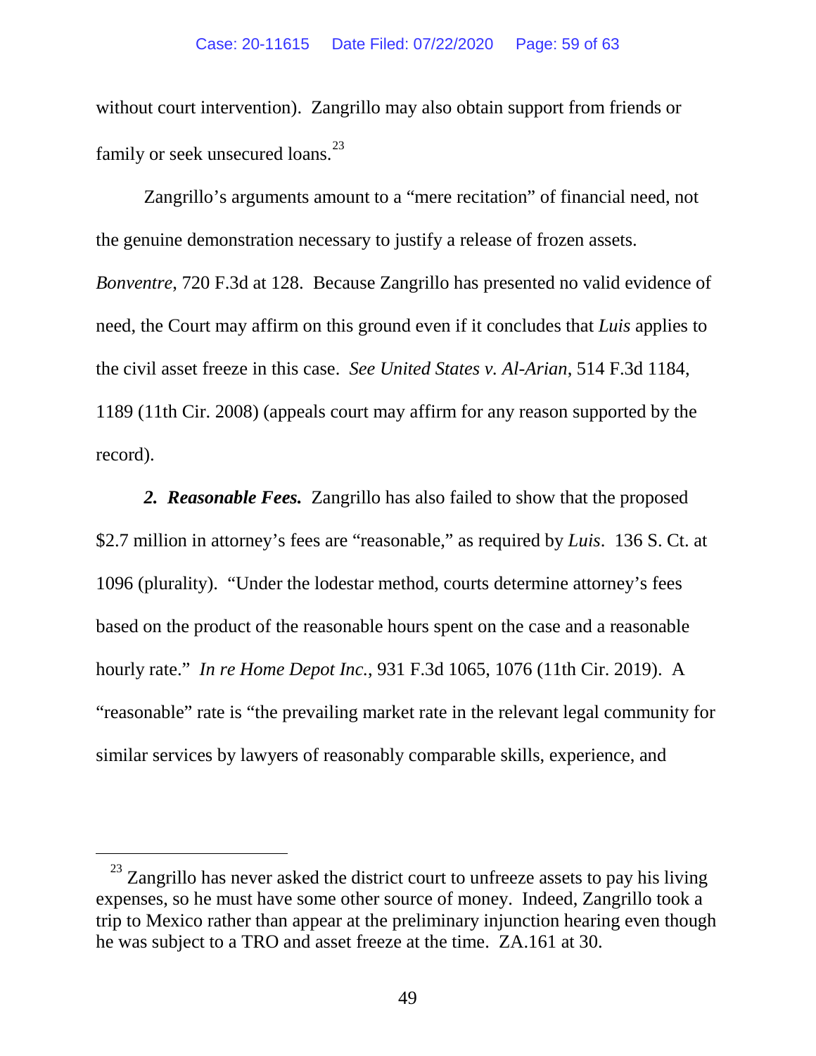without court intervention). Zangrillo may also obtain support from friends or family or seek unsecured loans.[23]

Zangrillo's arguments amount to a "mere recitation" of financial need, not the genuine demonstration necessary to justify a release of frozen assets. *Bonventre*, 720 F.3d at 128. Because Zangrillo has presented no valid evidence of need, the Court may affirm on this ground even if it concludes that *Luis* applies to the civil asset freeze in this case. *See United States v. Al-Arian*, 514 F.3d 1184, 1189 (11th Cir. 2008) (appeals court may affirm for any reason supported by the record).

***2. Reasonable Fees.*** Zangrillo has also failed to show that the proposed $2.7 million in attorney's fees are "reasonable," as required by *Luis*. 136 S. Ct. at 1096 (plurality). "Under the lodestar method, courts determine attorney's fees based on the product of the reasonable hours spent on the case and a reasonable hourly rate." *In re Home Depot Inc.*, 931 F.3d 1065, 1076 (11th Cir. 2019). A "reasonable" rate is "the prevailing market rate in the relevant legal community for similar services by lawyers of reasonably comparable skills, experience, and

---

[23] Zangrillo has never asked the district court to unfreeze assets to pay his living expenses, so he must have some other source of money. Indeed, Zangrillo took a trip to Mexico rather than appear at the preliminary injunction hearing even though he was subject to a TRO and asset freeze at the time. ZA.161 at 30.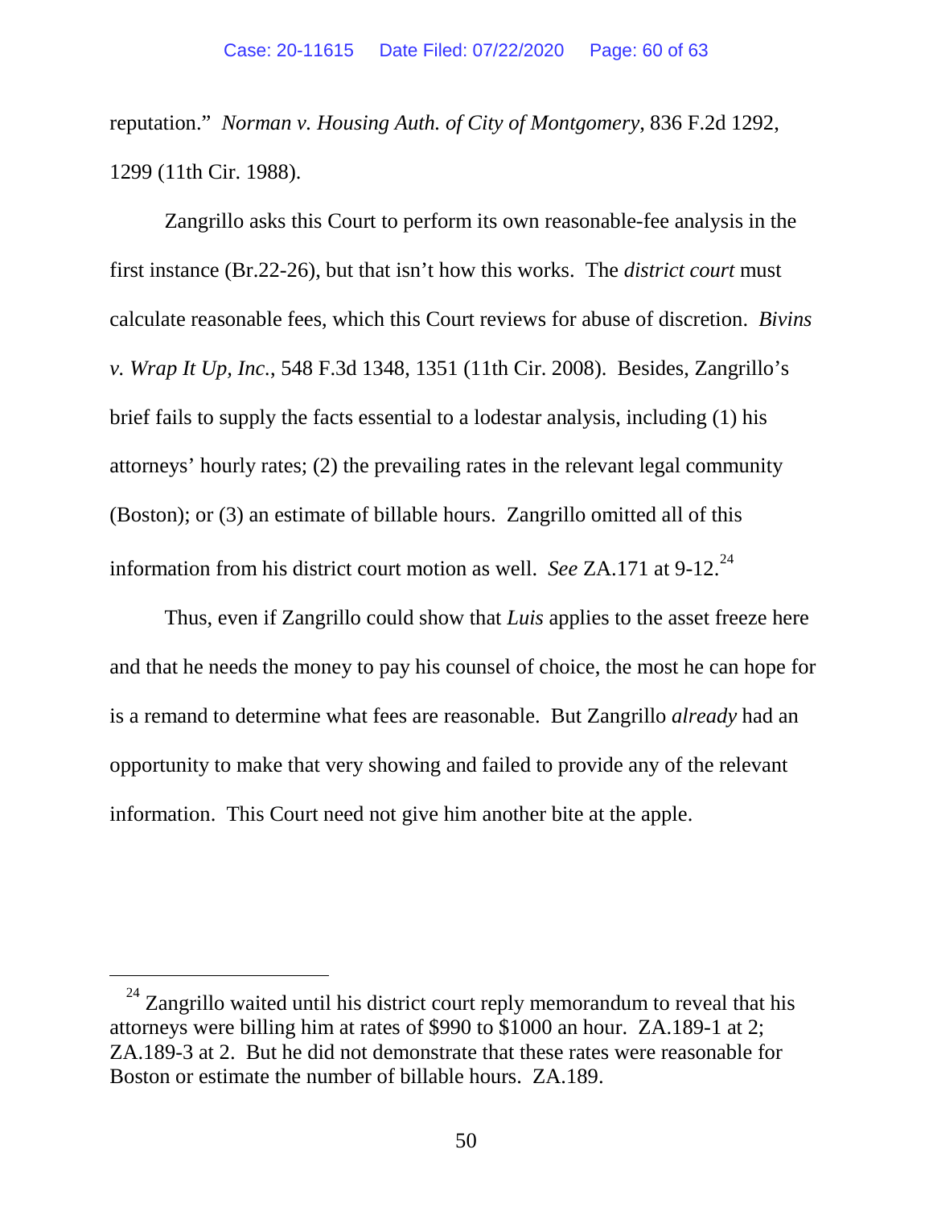reputation." *Norman v. Housing Auth. of City of Montgomery*, 836 F.2d 1292, 1299 (11th Cir. 1988).

Zangrillo asks this Court to perform its own reasonable-fee analysis in the first instance (Br.22-26), but that isn't how this works. The *district court* must calculate reasonable fees, which this Court reviews for abuse of discretion. *Bivins v. Wrap It Up, Inc.*, 548 F.3d 1348, 1351 (11th Cir. 2008). Besides, Zangrillo's brief fails to supply the facts essential to a lodestar analysis, including (1) his attorneys' hourly rates; (2) the prevailing rates in the relevant legal community (Boston); or (3) an estimate of billable hours. Zangrillo omitted all of this information from his district court motion as well. *See* ZA.171 at 9-12.[24]

Thus, even if Zangrillo could show that *Luis* applies to the asset freeze here and that he needs the money to pay his counsel of choice, the most he can hope for is a remand to determine what fees are reasonable. But Zangrillo *already* had an opportunity to make that very showing and failed to provide any of the relevant information. This Court need not give him another bite at the apple.

---

[24] Zangrillo waited until his district court reply memorandum to reveal that his attorneys were billing him at rates of $990 to $1000 an hour. ZA.189-1 at 2; ZA.189-3 at 2. But he did not demonstrate that these rates were reasonable for Boston or estimate the number of billable hours. ZA.189.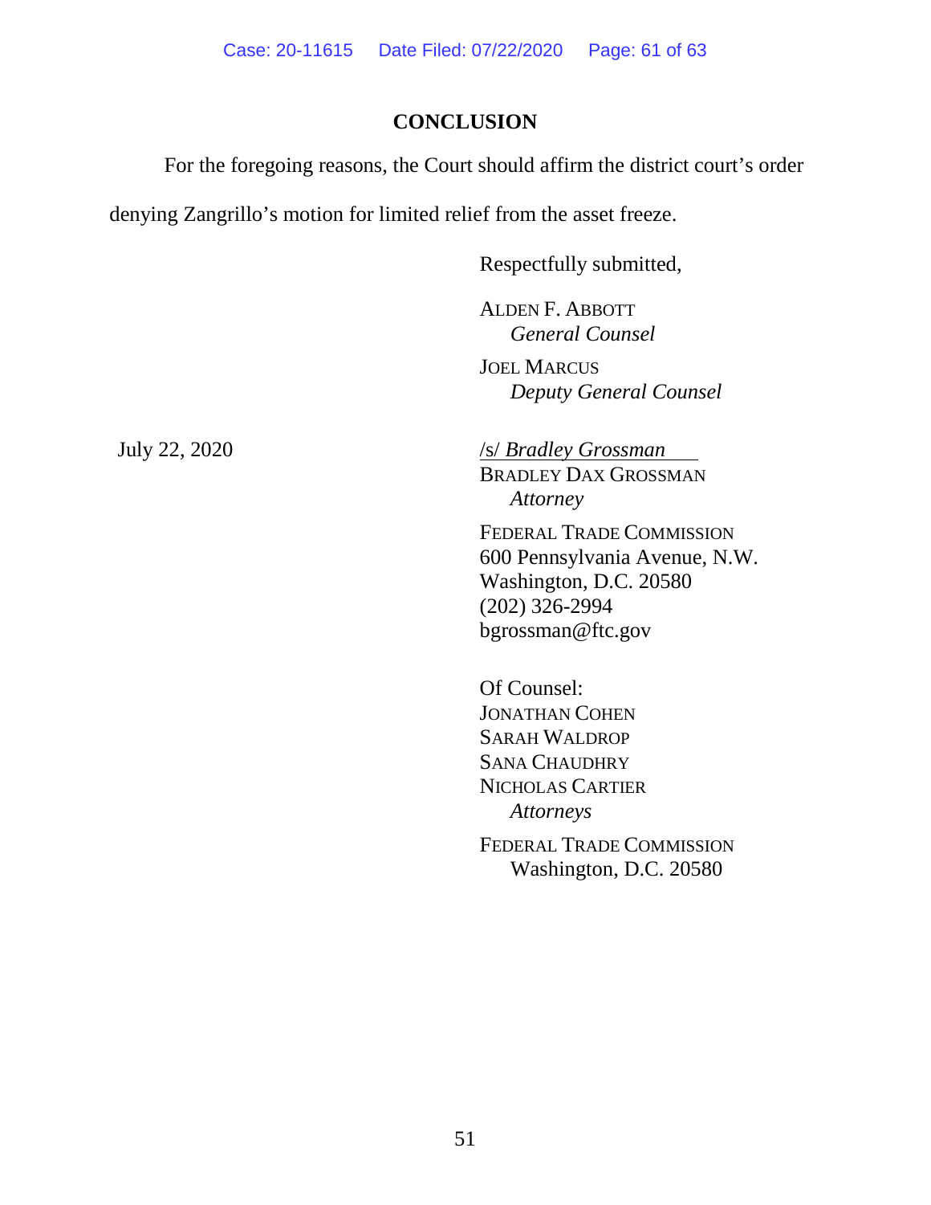## CONCLUSION

For the foregoing reasons, the Court should affirm the district court's order denying Zangrillo's motion for limited relief from the asset freeze.

Respectfully submitted,

ALDEN F. ABBOTT
*General Counsel*

JOEL MARCUS
*Deputy General Counsel*

July 22, 2020

/s/ *Bradley Grossman*
BRADLEY DAX GROSSMAN
*Attorney*

FEDERAL TRADE COMMISSION
600 Pennsylvania Avenue, N.W.
Washington, D.C. 20580
(202) 326-2994
bgrossman@ftc.gov

Of Counsel:
JONATHAN COHEN
SARAH WALDROP
SANA CHAUDHRY
NICHOLAS CARTIER
*Attorneys*

FEDERAL TRADE COMMISSION
Washington, D.C. 20580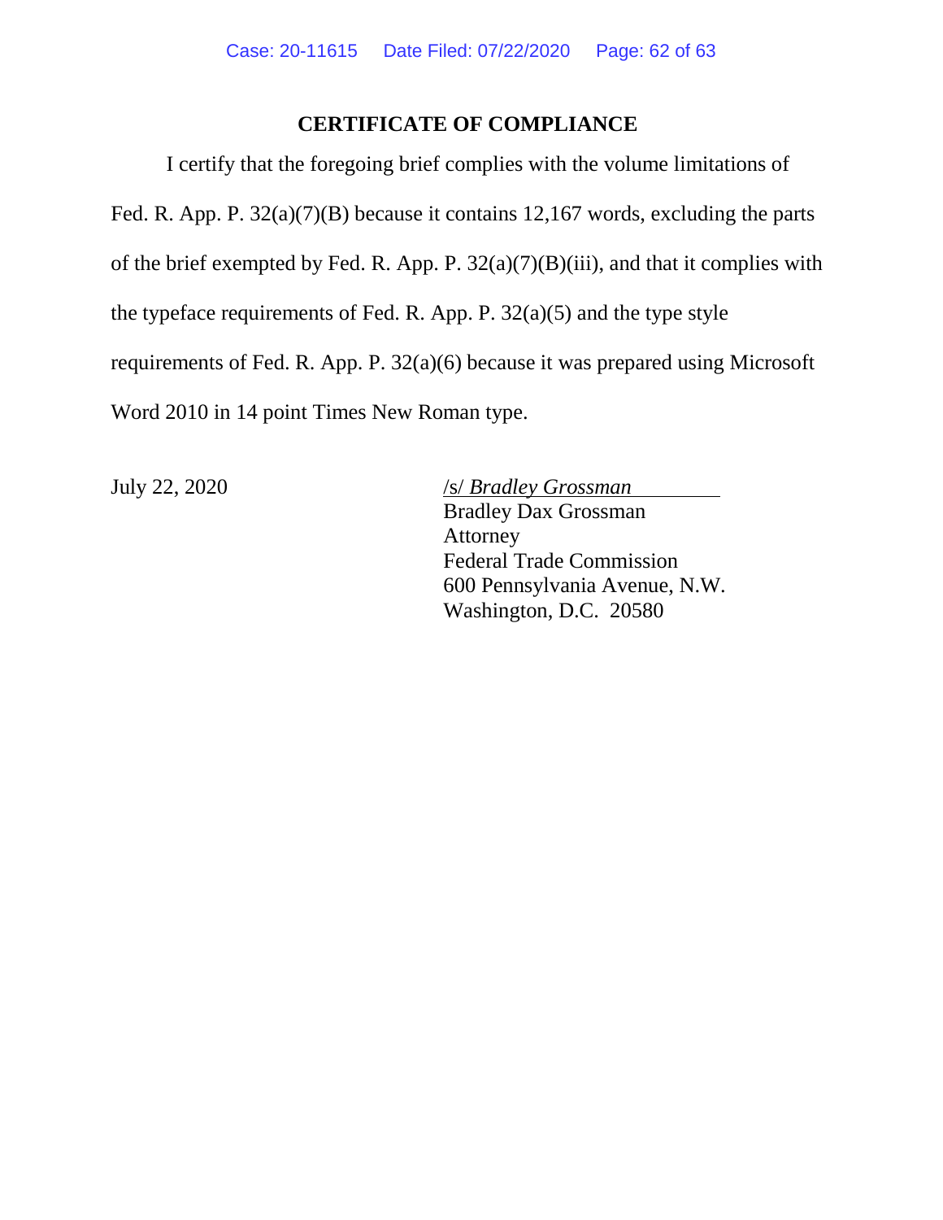## CERTIFICATE OF COMPLIANCE

I certify that the foregoing brief complies with the volume limitations of Fed. R. App. P. 32(a)(7)(B) because it contains 12,167 words, excluding the parts of the brief exempted by Fed. R. App. P. 32(a)(7)(B)(iii), and that it complies with the typeface requirements of Fed. R. App. P. 32(a)(5) and the type style requirements of Fed. R. App. P. 32(a)(6) because it was prepared using Microsoft Word 2010 in 14 point Times New Roman type.

July 22, 2020

/s/ *Bradley Grossman*
Bradley Dax Grossman
Attorney
Federal Trade Commission
600 Pennsylvania Avenue, N.W.
Washington, D.C. 20580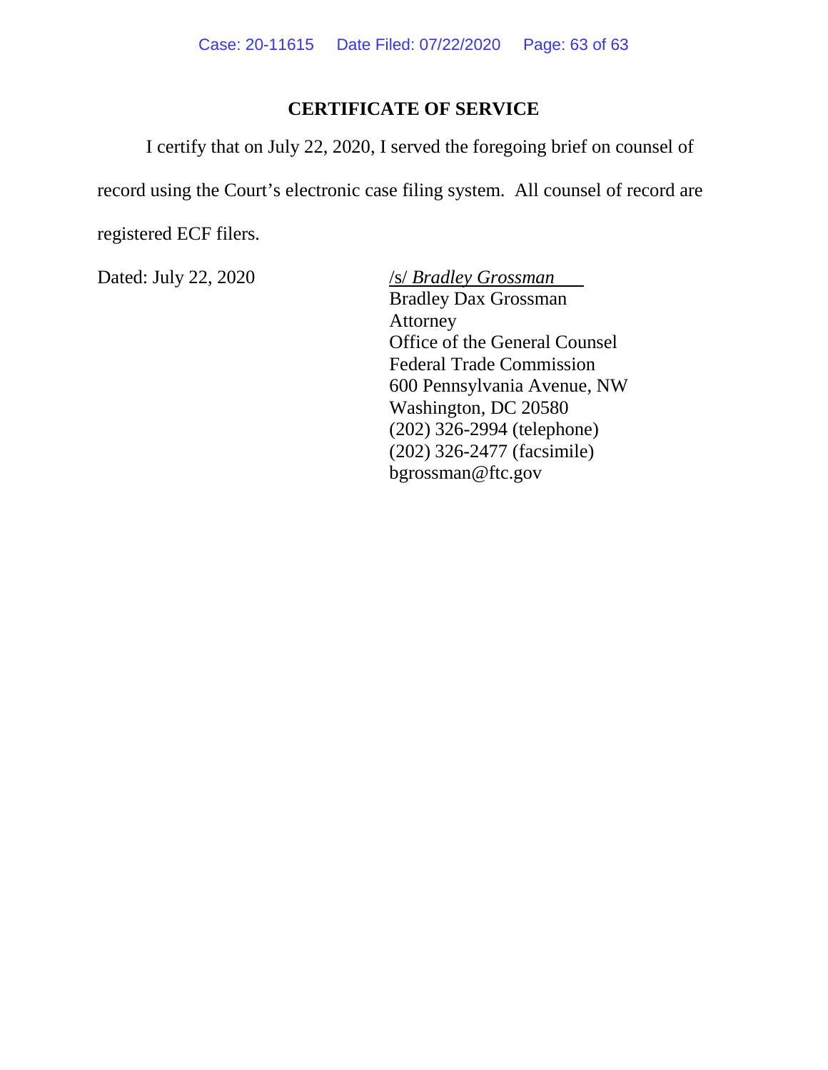## CERTIFICATE OF SERVICE

I certify that on July 22, 2020, I served the foregoing brief on counsel of record using the Court's electronic case filing system. All counsel of record are registered ECF filers.

Dated: July 22, 2020

/s/ *Bradley Grossman*
Bradley Dax Grossman
Attorney
Office of the General Counsel
Federal Trade Commission
600 Pennsylvania Avenue, NW
Washington, DC 20580
(202) 326-2994 (telephone)
(202) 326-2477 (facsimile)
bgrossman@ftc.gov